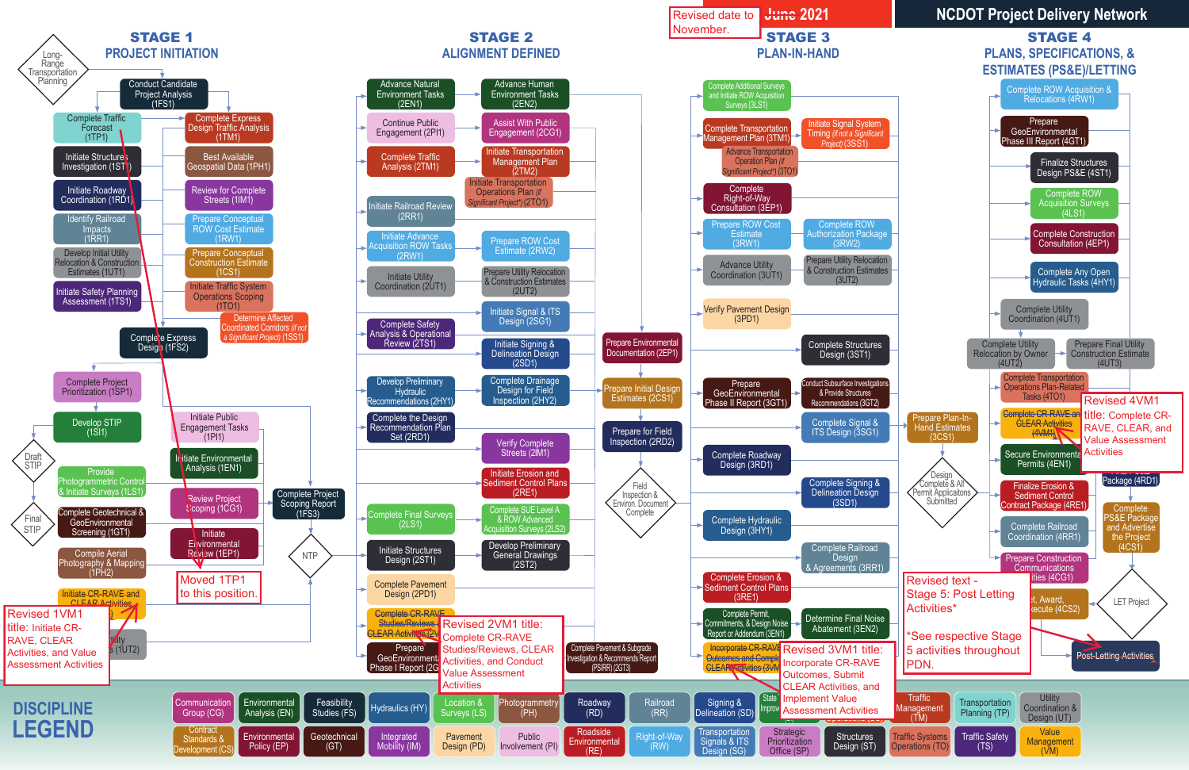Revised date to November.

~~June~~ 2021

# NCDOT Project Delivery Network

## STAGE 1 — PROJECT INITIATION

- Long-Range Transportation Planning
- Conduct Candidate Project Analysis (1FS1)
- Complete Traffic Forecast (1TP1)
- Complete Express Design Traffic Analysis (1TM1)
- Initiate Structures Investigation (1ST1)
- Best Available Geospatial Data (1PH1)
- Initiate Roadway Coordination (1RD1)
- Review for Complete Streets (1IM1)
- Identify Railroad Impacts (1RR1)
- Prepare Conceptual ROW Cost Estimate (1RW1)
- Develop Initial Utility Relocation & Construction Estimates (1UT1)
- Prepare Conceptual Construction Estimate (1CS1)
- Initiate Safety Planning Assessment (1TS1)
- Initiate Traffic System Operations Scoping (1TO1)
- Determine Affected Coordinated Corridors *(if not a Significant Project)* (1SS1)
- Complete Express Design (1FS2)
- Complete Project Prioritization (1SP1)
- Develop STIP (1SI1)
- Draft STIP
- Final STIP
- Initiate Public Engagement Tasks (1PI1)
- Provide Photogrammetric Control & Initiate Surveys (1LS1)
- Initiate Environmental Analysis (1EN1)
- Complete Geotechnical & GeoEnvironmental Screening (1GT1)
- Review Project Scoping (1CG1)
- Complete Project Scoping Report (1FS3)
- Compile Aerial Photography & Mapping (1PH2)
- Initiate Environmental Review (1EP1)
- Initiate CR-RAVE and CLEAR Activities
- Utility ... (1UT2)
- NTP

Moved 1TP1 to this position.

Revised 1VM1 title: Initiate CR-RAVE, CLEAR Activities, and Value Assessment Activities

## STAGE 2 — ALIGNMENT DEFINED

- Advance Natural Environment Tasks (2EN1)
- Advance Human Environment Tasks (2EN2)
- Continue Public Engagement (2PI1)
- Assist With Public Engagement (2CG1)
- Complete Traffic Analysis (2TM1)
- Initiate Transportation Management Plan (2TM2)
- Initiate Transportation Operations Plan *(if Significant Project)* (2TO1)
- Initiate Railroad Review (2RR1)
- Initiate Advance Acquisition ROW Tasks (2RW1)
- Prepare ROW Cost Estimate (2RW2)
- Initiate Utility Coordination (2UT1)
- Prepare Utility Relocation & Construction Estimates (2UT2)
- Initiate Signal & ITS Design (2SG1)
- Complete Safety Analysis & Operational Review (2TS1)
- Initiate Signing & Delineation Design (2SD1)
- Develop Preliminary Hydraulic Recommendations (2HY1)
- Complete Drainage Design for Field Inspection (2HY2)
- Complete the Design Recommendation Plan Set (2RD1)
- Verify Complete Streets (2IM1)
- Initiate Erosion and Sediment Control Plans (2RE1)
- Complete Final Surveys (2LS1)
- Complete SUE Level A & ROW Advanced Acquisition Surveys (2LS2)
- Initiate Structures Design (2ST1)
- Develop Preliminary General Drawings (2ST2)
- Complete Pavement Design (2PD1)
- ~~Complete CR-RAVE Studies/Reviews, CLEAR Activities~~ (2VM1)
- Prepare GeoEnvironmental Phase I Report (2GT1)
- Complete Pavement & Subgrade Investigation & Recommends Report (PSIRR) (2GT3)

Revised 2VM1 title: Complete CR-RAVE Studies/Reviews, CLEAR Activities, and Conduct Value Assessment Activities

## STAGE 3 — PLAN-IN-HAND

- Prepare Environmental Documentation (2EP1)
- Prepare Initial Design Estimates (2CS1)
- Prepare for Field Inspection (2RD2)
- Field Inspection & Environ. Document Complete
- Complete Additional Surveys and Initiate ROW Acquisition Surveys (3LS1)
- Complete Transportation Management Plan (3TM1)
- Initiate Signal System Timing *(if not a Significant Project)* (3SS1)
- Advance Transportation Operation Plan *(if Significant Project)* (3TO1)
- Complete Right-of-Way Consultation (3EP1)
- Prepare ROW Cost Estimate (3RW1)
- Complete ROW Authorization Package (3RW2)
- Advance Utility Coordination (3UT1)
- Prepare Utility Relocation & Construction Estimates (3UT2)
- Verify Pavement Design (3PD1)
- Complete Structures Design (3ST1)
- Prepare GeoEnvironmental Phase II Report (3GT1)
- Conduct Subsurface Investigations & Provide Structures Recommendations (3GT2)
- Complete Signal & ITS Design (3SG1)
- Complete Roadway Design (3RD1)
- Complete Signing & Delineation Design (3SD1)
- Complete Hydraulic Design (3HY1)
- Complete Railroad Design & Agreements (3RR1)
- Complete Erosion & Sediment Control Plans (3RE1)
- Complete Permit, Commitments, & Design Noise Report or Addendum (3EN1)
- Determine Final Noise Abatement (3EN2)
- ~~Incorporate CR-RAVE Outcomes and Complete CLEAR Activities~~ (3VM1)
- Prepare Plan-In-Hand Estimates (3CS1)
- Design Complete & All Permit Applications Submitted

Revised 3VM1 title: Incorporate CR-RAVE Outcomes, Submit CLEAR Activities, and Implement Value Assessment Activities

## STAGE 4 — PLANS, SPECIFICATIONS, & ESTIMATES (PS&E)/LETTING

- Complete ROW Acquisition & Relocations (4RW1)
- Prepare GeoEnvironmental Phase III Report (4GT1)
- Finalize Structures Design PS&E (4ST1)
- Complete ROW Acquisition Surveys (4LS1)
- Complete Construction Consultation (4EP1)
- Complete Any Open Hydraulic Tasks (4HY1)
- Complete Utility Coordination (4UT1)
- Complete Utility Relocation by Owner (4UT2)
- Prepare Final Utility Construction Estimate (4UT3)
- Complete Transportation Operations Plan-Related Tasks (4TO1)
- ~~Complete CR-RAVE and CLEAR Activities~~ (4VM1)
- Secure Environmental Permits (4EN1)
- ... Package (4RD1)
- Finalize Erosion & Sediment Control Contract Package (4RE1)
- Complete Railroad Coordination (4RR1)
- Complete PS&E Package and Advertise the Project (4CS1)
- Prepare Construction Communications ... (4CG1)
- ... Award, Execute (4CS2)
- LET Project
- Post-Letting Activities

Revised 4VM1 title: Complete CR-RAVE, CLEAR, and Value Assessment Activities

Revised text - Stage 5: Post Letting Activities*

*See respective Stage 5 activities throughout PDN.

## DISCIPLINE LEGEND

| | | | | | | | | | | | | | |
|---|---|---|---|---|---|---|---|---|---|---|---|---|---|
| Communication Group (CG) | Environmental Analysis (EN) | Feasibility Studies (FS) | Hydraulics (HY) | Location & Surveys (LS) | Photogrammetry (PH) | Roadway (RD) | Railroad (RR) | Signing & Delineation (SD) | State ... Improv... | ... | Traffic Management (TM) | Transportation Planning (TP) | Utility Coordination & Design (UT) |
| Contract Standards & Development (CS) | Environmental Policy (EP) | Geotechnical (GT) | Integrated Mobility (IM) | Pavement Design (PD) | Public Involvement (PI) | Roadside Environmental (RE) | Right-of-Way (RW) | Transportation Signals & ITS Design (SG) | Strategic Prioritization Office (SP) | Structures Design (ST) | Traffic Systems Operations (TO) | Traffic Safety (TS) | Value Management (VM) |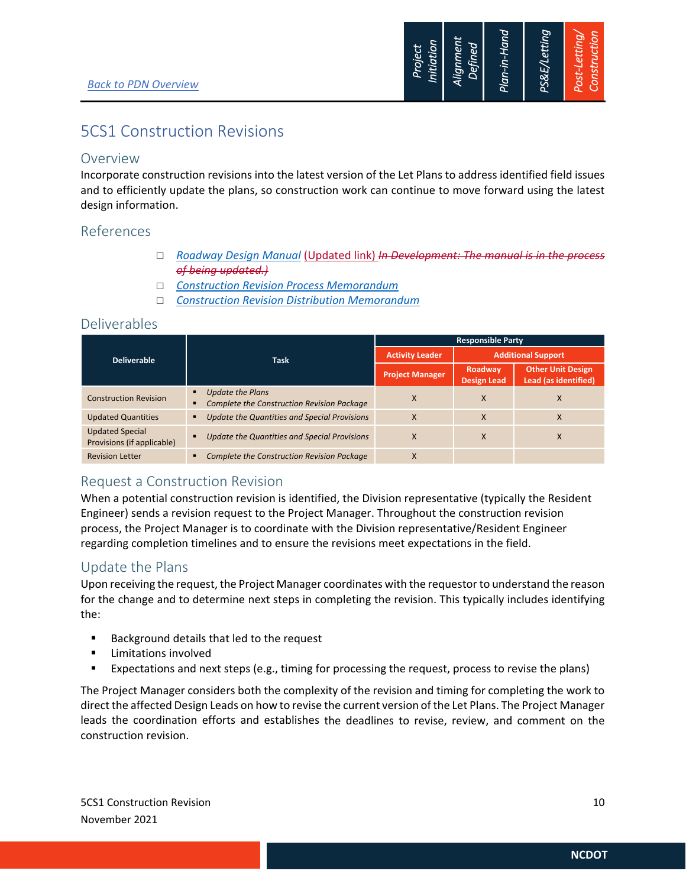Back to PDN Overview

Project Initiation | Alignment Defined | Plan-in-Hand | PS&E/Letting | Post-Letting/ Construction

# 5CS1 Construction Revisions

## Overview

Incorporate construction revisions into the latest version of the Let Plans to address identified field issues and to efficiently update the plans, so construction work can continue to move forward using the latest design information.

## References

- ☐ *Roadway Design Manual* (Updated link) ~~*In Development: The manual is in the process of being updated.)*~~
- ☐ *Construction Revision Process Memorandum*
- ☐ *Construction Revision Distribution Memorandum*

## Deliverables

| Deliverable | Task | Responsible Party | | |
|---|---|---|---|---|
| | | Activity Leader | Additional Support | |
| | | Project Manager | Roadway Design Lead | Other Unit Design Lead (as identified) |
| Construction Revision | ▪ *Update the Plans*<br>▪ *Complete the Construction Revision Package* | X | X | X |
| Updated Quantities | ▪ *Update the Quantities and Special Provisions* | X | X | X |
| Updated Special Provisions (if applicable) | ▪ *Update the Quantities and Special Provisions* | X | X | X |
| Revision Letter | ▪ *Complete the Construction Revision Package* | X | | |

## Request a Construction Revision

When a potential construction revision is identified, the Division representative (typically the Resident Engineer) sends a revision request to the Project Manager. Throughout the construction revision process, the Project Manager is to coordinate with the Division representative/Resident Engineer regarding completion timelines and to ensure the revisions meet expectations in the field.

## Update the Plans

Upon receiving the request, the Project Manager coordinates with the requestor to understand the reason for the change and to determine next steps in completing the revision. This typically includes identifying the:

- Background details that led to the request
- Limitations involved
- Expectations and next steps (e.g., timing for processing the request, process to revise the plans)

The Project Manager considers both the complexity of the revision and timing for completing the work to direct the affected Design Leads on how to revise the current version of the Let Plans. The Project Manager leads the coordination efforts and establishes the deadlines to revise, review, and comment on the construction revision.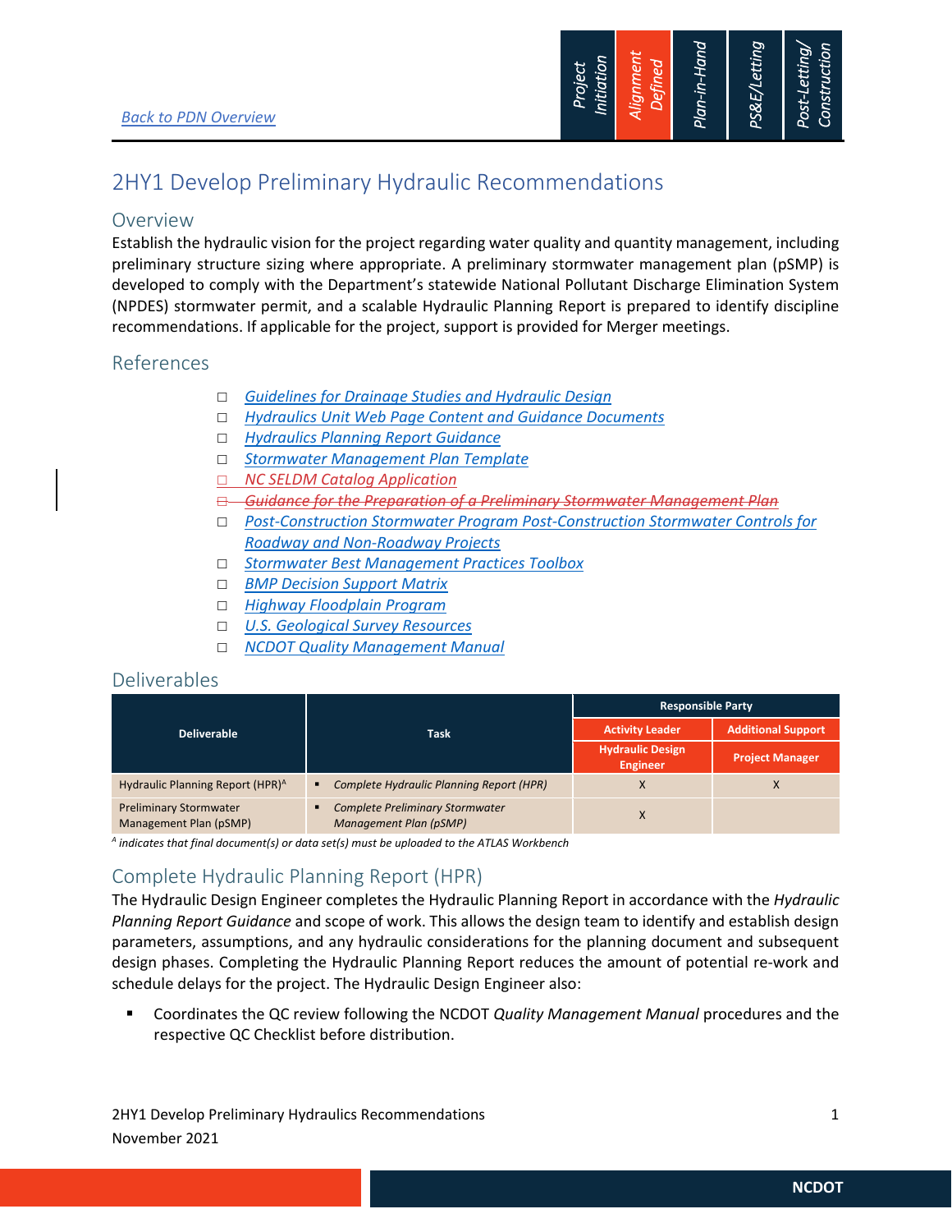[Back to PDN Overview](#)

# 2HY1 Develop Preliminary Hydraulic Recommendations

## Overview

Establish the hydraulic vision for the project regarding water quality and quantity management, including preliminary structure sizing where appropriate. A preliminary stormwater management plan (pSMP) is developed to comply with the Department's statewide National Pollutant Discharge Elimination System (NPDES) stormwater permit, and a scalable Hydraulic Planning Report is prepared to identify discipline recommendations. If applicable for the project, support is provided for Merger meetings.

## References

- ☐ *Guidelines for Drainage Studies and Hydraulic Design*
- ☐ *Hydraulics Unit Web Page Content and Guidance Documents*
- ☐ *Hydraulics Planning Report Guidance*
- ☐ *Stormwater Management Plan Template*
- ☐ *NC SELDM Catalog Application*
- ☐ ~~*Guidance for the Preparation of a Preliminary Stormwater Management Plan*~~
- ☐ *Post-Construction Stormwater Program Post-Construction Stormwater Controls for Roadway and Non-Roadway Projects*
- ☐ *Stormwater Best Management Practices Toolbox*
- ☐ *BMP Decision Support Matrix*
- ☐ *Highway Floodplain Program*
- ☐ *U.S. Geological Survey Resources*
- ☐ *NCDOT Quality Management Manual*

## Deliverables

| Deliverable | Task | Responsible Party | |
|---|---|---|---|
| | | Activity Leader | Additional Support |
| | | Hydraulic Design Engineer | Project Manager |
| Hydraulic Planning Report (HPR)[A] | ▪ *Complete Hydraulic Planning Report (HPR)* | X | X |
| Preliminary Stormwater Management Plan (pSMP) | ▪ *Complete Preliminary Stormwater Management Plan (pSMP)* | X | |

*[A] indicates that final document(s) or data set(s) must be uploaded to the ATLAS Workbench*

## Complete Hydraulic Planning Report (HPR)

The Hydraulic Design Engineer completes the Hydraulic Planning Report in accordance with the *Hydraulic Planning Report Guidance* and scope of work. This allows the design team to identify and establish design parameters, assumptions, and any hydraulic considerations for the planning document and subsequent design phases. Completing the Hydraulic Planning Report reduces the amount of potential re-work and schedule delays for the project. The Hydraulic Design Engineer also:

- Coordinates the QC review following the NCDOT *Quality Management Manual* procedures and the respective QC Checklist before distribution.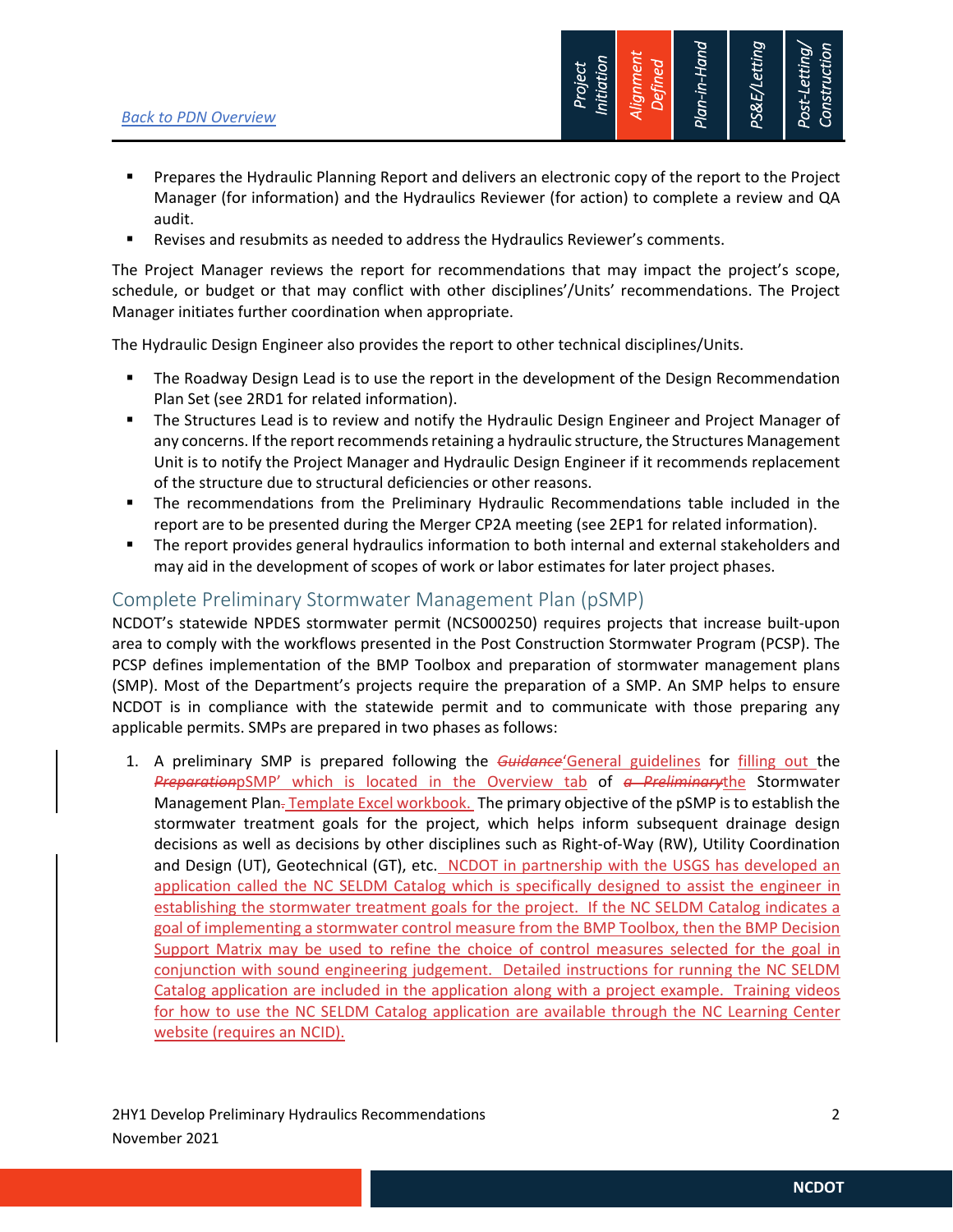- Prepares the Hydraulic Planning Report and delivers an electronic copy of the report to the Project Manager (for information) and the Hydraulics Reviewer (for action) to complete a review and QA audit.
- Revises and resubmits as needed to address the Hydraulics Reviewer's comments.

The Project Manager reviews the report for recommendations that may impact the project's scope, schedule, or budget or that may conflict with other disciplines'/Units' recommendations. The Project Manager initiates further coordination when appropriate.

The Hydraulic Design Engineer also provides the report to other technical disciplines/Units.

- The Roadway Design Lead is to use the report in the development of the Design Recommendation Plan Set (see 2RD1 for related information).
- The Structures Lead is to review and notify the Hydraulic Design Engineer and Project Manager of any concerns. If the report recommends retaining a hydraulic structure, the Structures Management Unit is to notify the Project Manager and Hydraulic Design Engineer if it recommends replacement of the structure due to structural deficiencies or other reasons.
- The recommendations from the Preliminary Hydraulic Recommendations table included in the report are to be presented during the Merger CP2A meeting (see 2EP1 for related information).
- The report provides general hydraulics information to both internal and external stakeholders and may aid in the development of scopes of work or labor estimates for later project phases.

## Complete Preliminary Stormwater Management Plan (pSMP)

NCDOT's statewide NPDES stormwater permit (NCS000250) requires projects that increase built-upon area to comply with the workflows presented in the Post Construction Stormwater Program (PCSP). The PCSP defines implementation of the BMP Toolbox and preparation of stormwater management plans (SMP). Most of the Department's projects require the preparation of a SMP. An SMP helps to ensure NCDOT is in compliance with the statewide permit and to communicate with those preparing any applicable permits. SMPs are prepared in two phases as follows:

1. A preliminary SMP is prepared following the ~~*Guidance*~~'General guidelines for filling out the ~~*Preparation*~~pSMP' which is located in the Overview tab of ~~*a Preliminary*~~the Stormwater Management Plan~~.~~ Template Excel workbook. The primary objective of the pSMP is to establish the stormwater treatment goals for the project, which helps inform subsequent drainage design decisions as well as decisions by other disciplines such as Right-of-Way (RW), Utility Coordination and Design (UT), Geotechnical (GT), etc. NCDOT in partnership with the USGS has developed an application called the NC SELDM Catalog which is specifically designed to assist the engineer in establishing the stormwater treatment goals for the project. If the NC SELDM Catalog indicates a goal of implementing a stormwater control measure from the BMP Toolbox, then the BMP Decision Support Matrix may be used to refine the choice of control measures selected for the goal in conjunction with sound engineering judgement. Detailed instructions for running the NC SELDM Catalog application are included in the application along with a project example. Training videos for how to use the NC SELDM Catalog application are available through the NC Learning Center website (requires an NCID).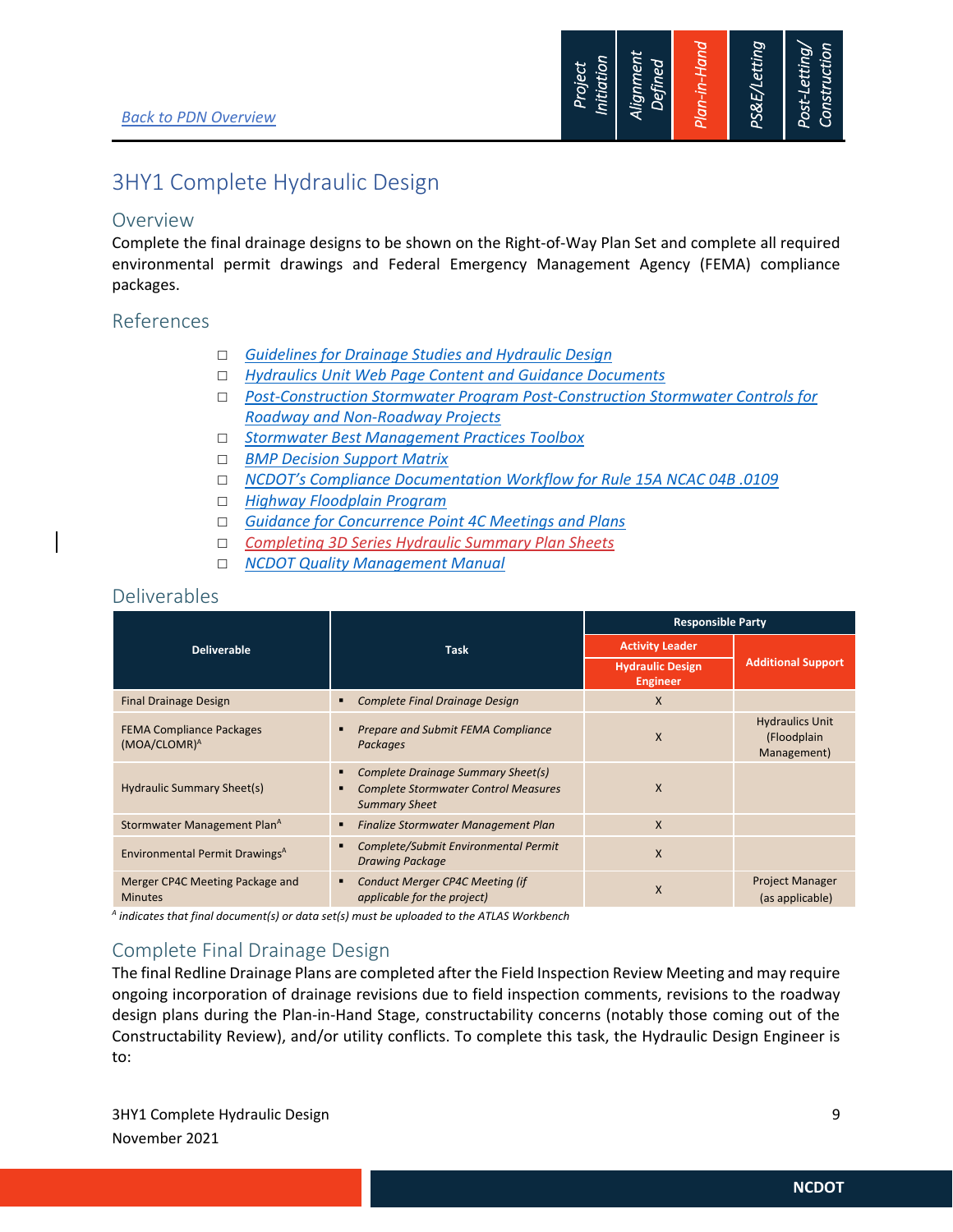[Back to PDN Overview](#)

# 3HY1 Complete Hydraulic Design

## Overview

Complete the final drainage designs to be shown on the Right-of-Way Plan Set and complete all required environmental permit drawings and Federal Emergency Management Agency (FEMA) compliance packages.

## References

- □ *Guidelines for Drainage Studies and Hydraulic Design*
- □ *Hydraulics Unit Web Page Content and Guidance Documents*
- □ *Post-Construction Stormwater Program Post-Construction Stormwater Controls for Roadway and Non-Roadway Projects*
- □ *Stormwater Best Management Practices Toolbox*
- □ *BMP Decision Support Matrix*
- □ *NCDOT's Compliance Documentation Workflow for Rule 15A NCAC 04B .0109*
- □ *Highway Floodplain Program*
- □ *Guidance for Concurrence Point 4C Meetings and Plans*
- □ *Completing 3D Series Hydraulic Summary Plan Sheets*
- □ *NCDOT Quality Management Manual*

## Deliverables

| Deliverable | Task | Responsible Party | |
|---|---|---|---|
| | | Activity Leader: Hydraulic Design Engineer | Additional Support |
| Final Drainage Design | ▪ *Complete Final Drainage Design* | X | |
| FEMA Compliance Packages (MOA/CLOMR)[A] | ▪ *Prepare and Submit FEMA Compliance Packages* | X | Hydraulics Unit (Floodplain Management) |
| Hydraulic Summary Sheet(s) | ▪ *Complete Drainage Summary Sheet(s)* ▪ *Complete Stormwater Control Measures Summary Sheet* | X | |
| Stormwater Management Plan[A] | ▪ *Finalize Stormwater Management Plan* | X | |
| Environmental Permit Drawings[A] | ▪ *Complete/Submit Environmental Permit Drawing Package* | X | |
| Merger CP4C Meeting Package and Minutes | ▪ *Conduct Merger CP4C Meeting (if applicable for the project)* | X | Project Manager (as applicable) |

[A] *indicates that final document(s) or data set(s) must be uploaded to the ATLAS Workbench*

## Complete Final Drainage Design

The final Redline Drainage Plans are completed after the Field Inspection Review Meeting and may require ongoing incorporation of drainage revisions due to field inspection comments, revisions to the roadway design plans during the Plan-in-Hand Stage, constructability concerns (notably those coming out of the Constructability Review), and/or utility conflicts. To complete this task, the Hydraulic Design Engineer is to: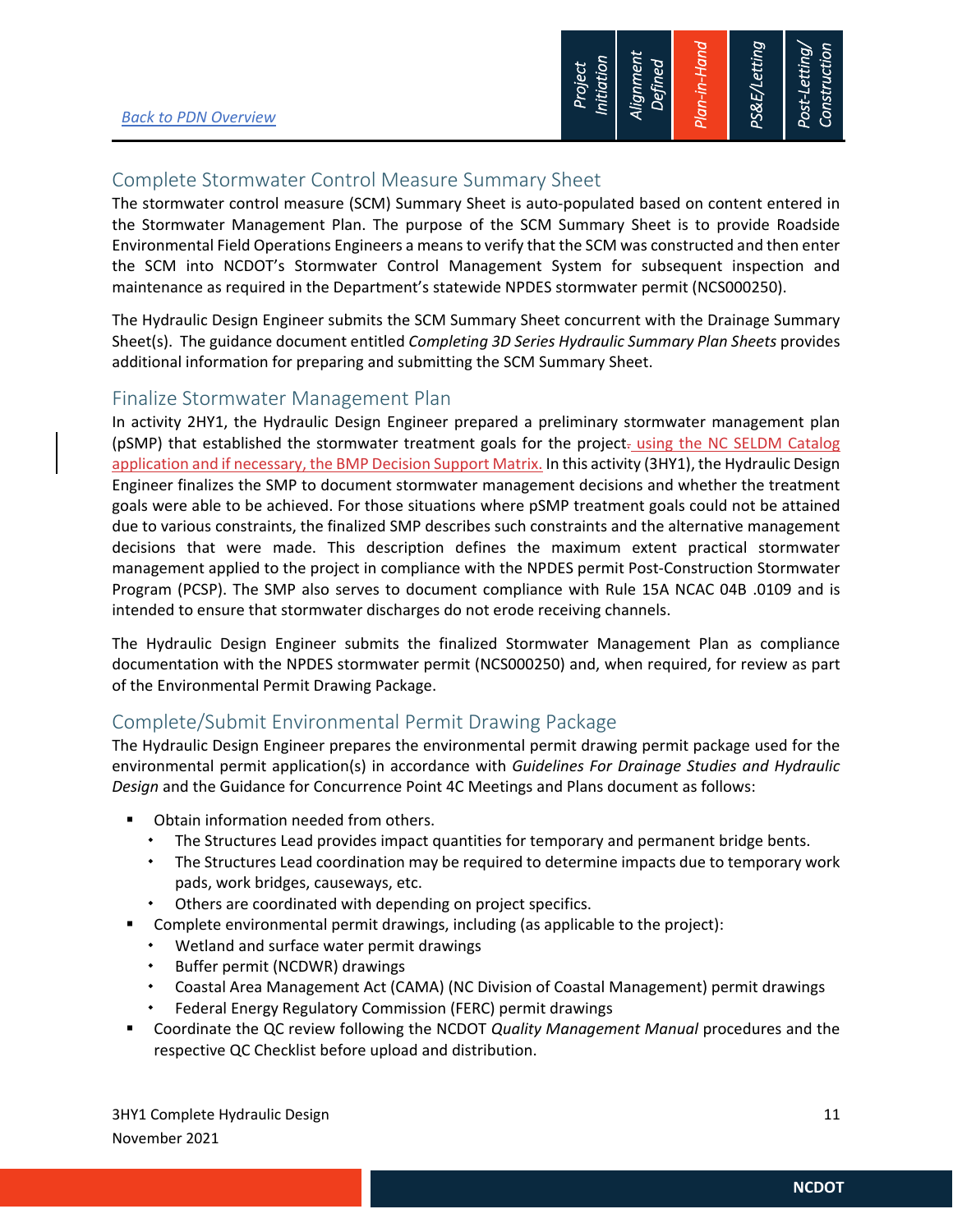Back to PDN Overview

## Complete Stormwater Control Measure Summary Sheet

The stormwater control measure (SCM) Summary Sheet is auto-populated based on content entered in the Stormwater Management Plan. The purpose of the SCM Summary Sheet is to provide Roadside Environmental Field Operations Engineers a means to verify that the SCM was constructed and then enter the SCM into NCDOT's Stormwater Control Management System for subsequent inspection and maintenance as required in the Department's statewide NPDES stormwater permit (NCS000250).

The Hydraulic Design Engineer submits the SCM Summary Sheet concurrent with the Drainage Summary Sheet(s). The guidance document entitled *Completing 3D Series Hydraulic Summary Plan Sheets* provides additional information for preparing and submitting the SCM Summary Sheet.

## Finalize Stormwater Management Plan

In activity 2HY1, the Hydraulic Design Engineer prepared a preliminary stormwater management plan (pSMP) that established the stormwater treatment goals for the project using the NC SELDM Catalog application and if necessary, the BMP Decision Support Matrix. In this activity (3HY1), the Hydraulic Design Engineer finalizes the SMP to document stormwater management decisions and whether the treatment goals were able to be achieved. For those situations where pSMP treatment goals could not be attained due to various constraints, the finalized SMP describes such constraints and the alternative management decisions that were made. This description defines the maximum extent practical stormwater management applied to the project in compliance with the NPDES permit Post-Construction Stormwater Program (PCSP). The SMP also serves to document compliance with Rule 15A NCAC 04B .0109 and is intended to ensure that stormwater discharges do not erode receiving channels.

The Hydraulic Design Engineer submits the finalized Stormwater Management Plan as compliance documentation with the NPDES stormwater permit (NCS000250) and, when required, for review as part of the Environmental Permit Drawing Package.

## Complete/Submit Environmental Permit Drawing Package

The Hydraulic Design Engineer prepares the environmental permit drawing permit package used for the environmental permit application(s) in accordance with *Guidelines For Drainage Studies and Hydraulic Design* and the Guidance for Concurrence Point 4C Meetings and Plans document as follows:

- Obtain information needed from others.
  - The Structures Lead provides impact quantities for temporary and permanent bridge bents.
  - The Structures Lead coordination may be required to determine impacts due to temporary work pads, work bridges, causeways, etc.
  - Others are coordinated with depending on project specifics.
- Complete environmental permit drawings, including (as applicable to the project):
  - Wetland and surface water permit drawings
  - Buffer permit (NCDWR) drawings
  - Coastal Area Management Act (CAMA) (NC Division of Coastal Management) permit drawings
  - Federal Energy Regulatory Commission (FERC) permit drawings
- Coordinate the QC review following the NCDOT *Quality Management Manual* procedures and the respective QC Checklist before upload and distribution.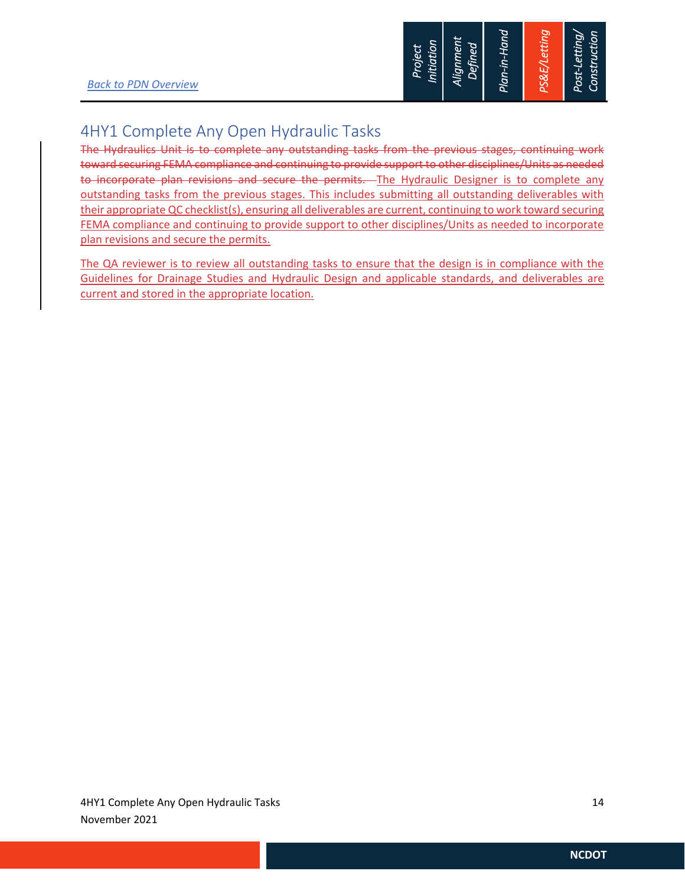[Back to PDN Overview](#)

# 4HY1 Complete Any Open Hydraulic Tasks

~~The Hydraulics Unit is to complete any outstanding tasks from the previous stages, continuing work toward securing FEMA compliance and continuing to provide support to other disciplines/Units as needed to incorporate plan revisions and secure the permits.~~ The Hydraulic Designer is to complete any outstanding tasks from the previous stages. This includes submitting all outstanding deliverables with their appropriate QC checklist(s), ensuring all deliverables are current, continuing to work toward securing FEMA compliance and continuing to provide support to other disciplines/Units as needed to incorporate plan revisions and secure the permits.

The QA reviewer is to review all outstanding tasks to ensure that the design is in compliance with the Guidelines for Drainage Studies and Hydraulic Design and applicable standards, and deliverables are current and stored in the appropriate location.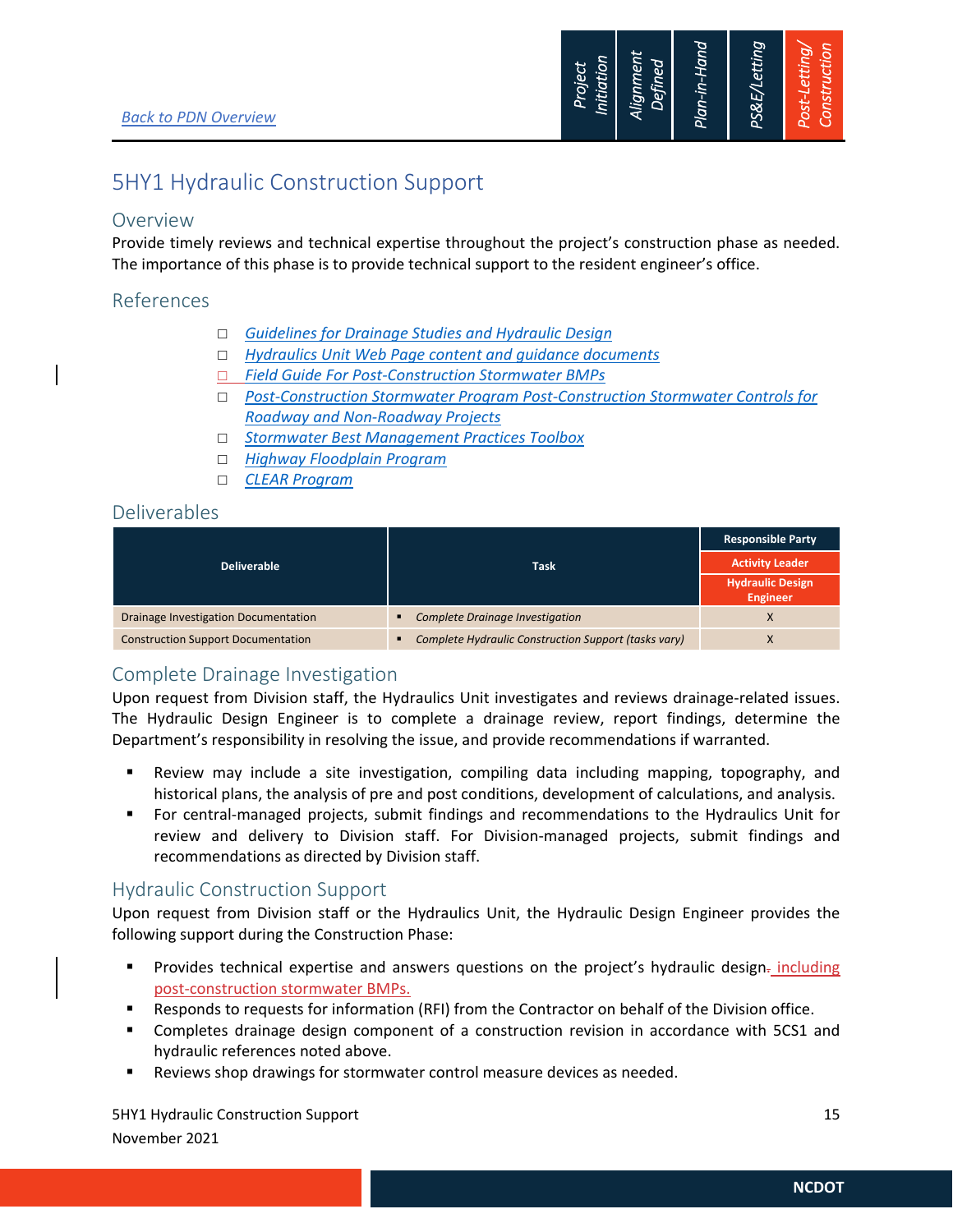[Back to PDN Overview](#)

# 5HY1 Hydraulic Construction Support

## Overview

Provide timely reviews and technical expertise throughout the project's construction phase as needed. The importance of this phase is to provide technical support to the resident engineer's office.

## References

- ☐ *Guidelines for Drainage Studies and Hydraulic Design*
- ☐ *Hydraulics Unit Web Page content and guidance documents*
- ☐ *Field Guide For Post-Construction Stormwater BMPs*
- ☐ *Post-Construction Stormwater Program Post-Construction Stormwater Controls for Roadway and Non-Roadway Projects*
- ☐ *Stormwater Best Management Practices Toolbox*
- ☐ *Highway Floodplain Program*
- ☐ *CLEAR Program*

## Deliverables

| Deliverable | Task | Responsible Party |
|---|---|---|
| | | Activity Leader |
| | | Hydraulic Design Engineer |
| Drainage Investigation Documentation | ▪ *Complete Drainage Investigation* | X |
| Construction Support Documentation | ▪ *Complete Hydraulic Construction Support (tasks vary)* | X |

## Complete Drainage Investigation

Upon request from Division staff, the Hydraulics Unit investigates and reviews drainage-related issues. The Hydraulic Design Engineer is to complete a drainage review, report findings, determine the Department's responsibility in resolving the issue, and provide recommendations if warranted.

- Review may include a site investigation, compiling data including mapping, topography, and historical plans, the analysis of pre and post conditions, development of calculations, and analysis.
- For central-managed projects, submit findings and recommendations to the Hydraulics Unit for review and delivery to Division staff. For Division-managed projects, submit findings and recommendations as directed by Division staff.

## Hydraulic Construction Support

Upon request from Division staff or the Hydraulics Unit, the Hydraulic Design Engineer provides the following support during the Construction Phase:

- Provides technical expertise and answers questions on the project's hydraulic design including post-construction stormwater BMPs.
- Responds to requests for information (RFI) from the Contractor on behalf of the Division office.
- Completes drainage design component of a construction revision in accordance with 5CS1 and hydraulic references noted above.
- Reviews shop drawings for stormwater control measure devices as needed.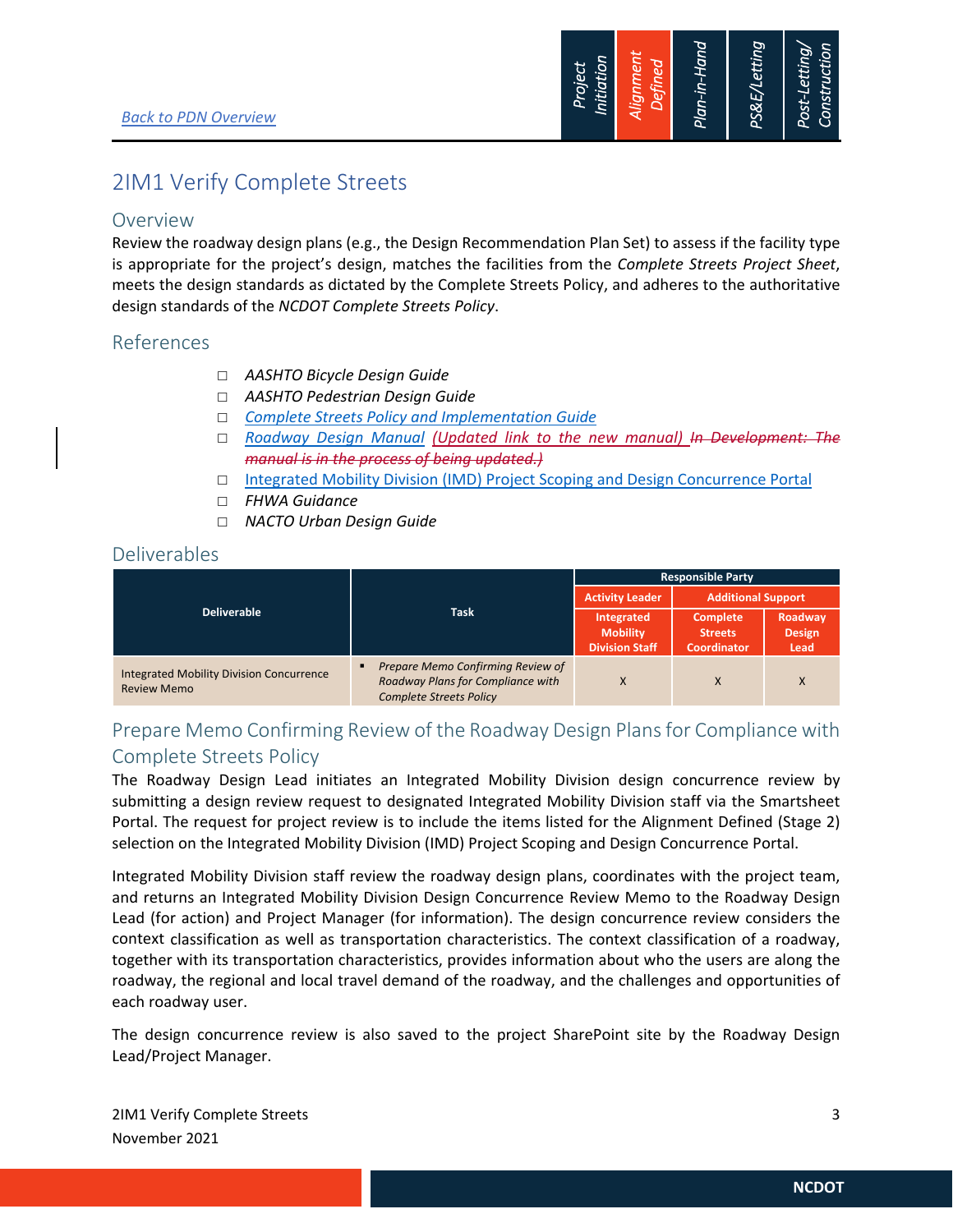[Back to PDN Overview]

# 2IM1 Verify Complete Streets

## Overview

Review the roadway design plans (e.g., the Design Recommendation Plan Set) to assess if the facility type is appropriate for the project's design, matches the facilities from the *Complete Streets Project Sheet*, meets the design standards as dictated by the Complete Streets Policy, and adheres to the authoritative design standards of the *NCDOT Complete Streets Policy*.

## References

- *AASHTO Bicycle Design Guide*
- *AASHTO Pedestrian Design Guide*
- *Complete Streets Policy and Implementation Guide*
- *Roadway Design Manual* (Updated link to the new manual) ~~In Development: The manual is in the process of being updated.)~~
- Integrated Mobility Division (IMD) Project Scoping and Design Concurrence Portal
- *FHWA Guidance*
- *NACTO Urban Design Guide*

## Deliverables

| Deliverable | Task | Responsible Party | | |
|---|---|---|---|---|
| | | Activity Leader | Additional Support | |
| | | Integrated Mobility Division Staff | Complete Streets Coordinator | Roadway Design Lead |
| Integrated Mobility Division Concurrence Review Memo | *Prepare Memo Confirming Review of Roadway Plans for Compliance with Complete Streets Policy* | X | X | X |

## Prepare Memo Confirming Review of the Roadway Design Plans for Compliance with Complete Streets Policy

The Roadway Design Lead initiates an Integrated Mobility Division design concurrence review by submitting a design review request to designated Integrated Mobility Division staff via the Smartsheet Portal. The request for project review is to include the items listed for the Alignment Defined (Stage 2) selection on the Integrated Mobility Division (IMD) Project Scoping and Design Concurrence Portal.

Integrated Mobility Division staff review the roadway design plans, coordinates with the project team, and returns an Integrated Mobility Division Design Concurrence Review Memo to the Roadway Design Lead (for action) and Project Manager (for information). The design concurrence review considers the context classification as well as transportation characteristics. The context classification of a roadway, together with its transportation characteristics, provides information about who the users are along the roadway, the regional and local travel demand of the roadway, and the challenges and opportunities of each roadway user.

The design concurrence review is also saved to the project SharePoint site by the Roadway Design Lead/Project Manager.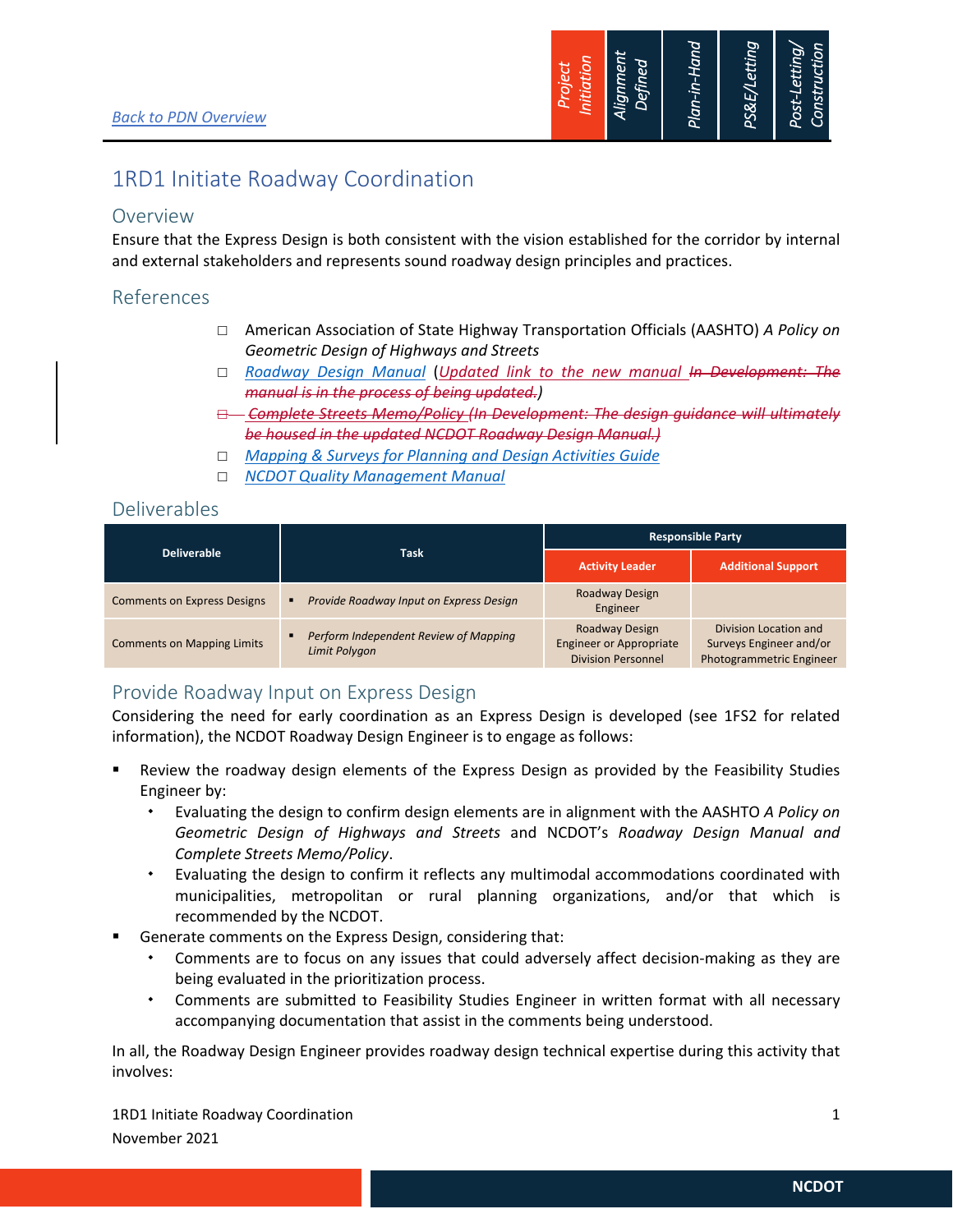Back to PDN Overview

| Project Initiation | Alignment Defined | Plan-in-Hand | PS&E/Letting | Post-Letting/ Construction |
|---|---|---|---|---|

# 1RD1 Initiate Roadway Coordination

## Overview

Ensure that the Express Design is both consistent with the vision established for the corridor by internal and external stakeholders and represents sound roadway design principles and practices.

## References

- ☐ American Association of State Highway Transportation Officials (AASHTO) *A Policy on Geometric Design of Highways and Streets*
- ☐ *Roadway Design Manual* (*Updated link to the new manual* ~~*In Development: The manual is in the process of being updated.*~~)
- ~~☐ *Complete Streets Memo/Policy (In Development: The design guidance will ultimately be housed in the updated NCDOT Roadway Design Manual.)*~~
- ☐ *Mapping & Surveys for Planning and Design Activities Guide*
- ☐ *NCDOT Quality Management Manual*

## Deliverables

| Deliverable | Task | Responsible Party | |
|---|---|---|---|
| | | **Activity Leader** | **Additional Support** |
| Comments on Express Designs | ▪ *Provide Roadway Input on Express Design* | Roadway Design Engineer | |
| Comments on Mapping Limits | ▪ *Perform Independent Review of Mapping Limit Polygon* | Roadway Design Engineer or Appropriate Division Personnel | Division Location and Surveys Engineer and/or Photogrammetric Engineer |

## Provide Roadway Input on Express Design

Considering the need for early coordination as an Express Design is developed (see 1FS2 for related information), the NCDOT Roadway Design Engineer is to engage as follows:

- Review the roadway design elements of the Express Design as provided by the Feasibility Studies Engineer by:
  - Evaluating the design to confirm design elements are in alignment with the AASHTO *A Policy on Geometric Design of Highways and Streets* and NCDOT's *Roadway Design Manual and Complete Streets Memo/Policy*.
  - Evaluating the design to confirm it reflects any multimodal accommodations coordinated with municipalities, metropolitan or rural planning organizations, and/or that which is recommended by the NCDOT.
- Generate comments on the Express Design, considering that:
  - Comments are to focus on any issues that could adversely affect decision-making as they are being evaluated in the prioritization process.
  - Comments are submitted to Feasibility Studies Engineer in written format with all necessary accompanying documentation that assist in the comments being understood.

In all, the Roadway Design Engineer provides roadway design technical expertise during this activity that involves: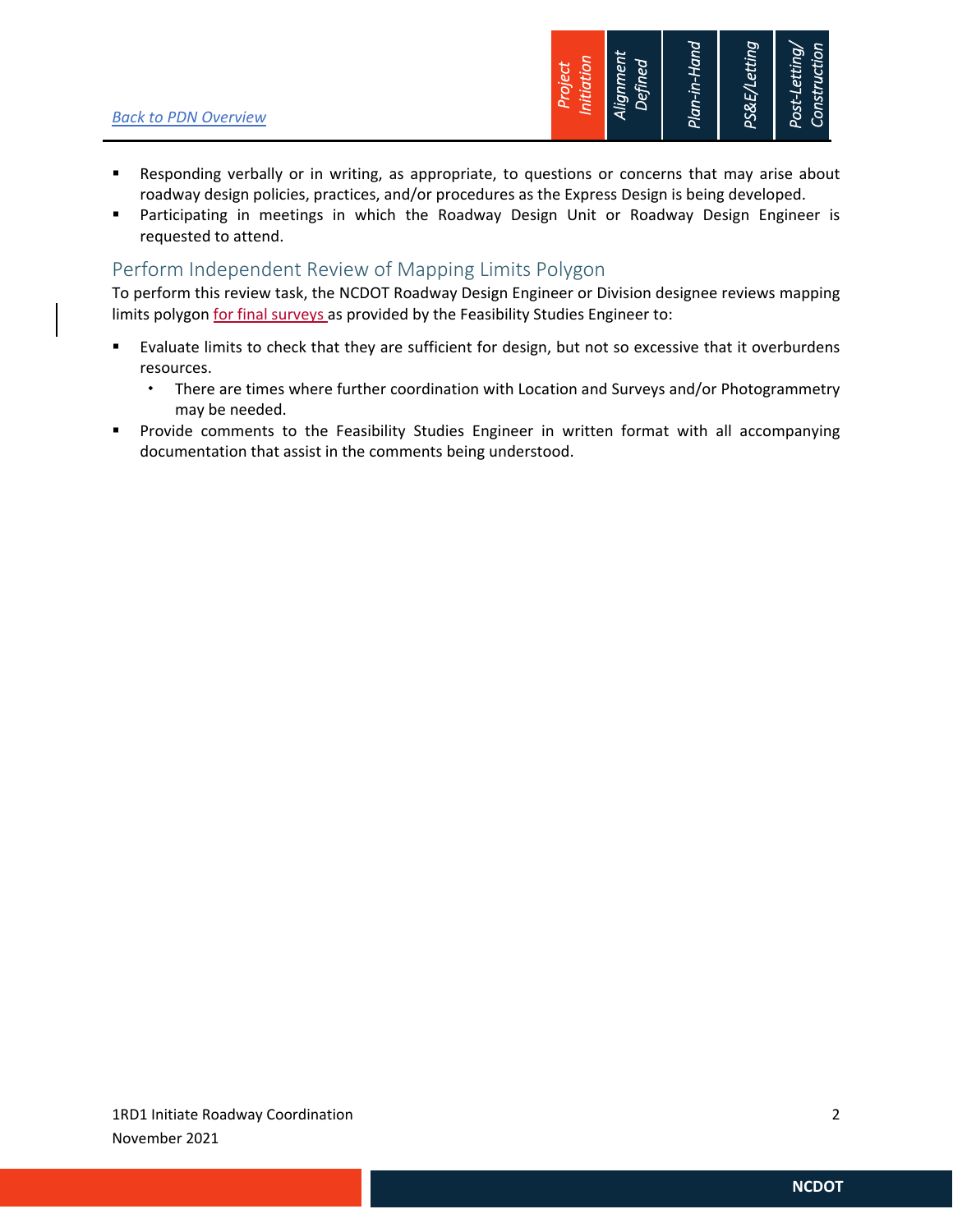- Responding verbally or in writing, as appropriate, to questions or concerns that may arise about roadway design policies, practices, and/or procedures as the Express Design is being developed.
- Participating in meetings in which the Roadway Design Unit or Roadway Design Engineer is requested to attend.

## Perform Independent Review of Mapping Limits Polygon

To perform this review task, the NCDOT Roadway Design Engineer or Division designee reviews mapping limits polygon for final surveys as provided by the Feasibility Studies Engineer to:

- Evaluate limits to check that they are sufficient for design, but not so excessive that it overburdens resources.
  - There are times where further coordination with Location and Surveys and/or Photogrammetry may be needed.
- Provide comments to the Feasibility Studies Engineer in written format with all accompanying documentation that assist in the comments being understood.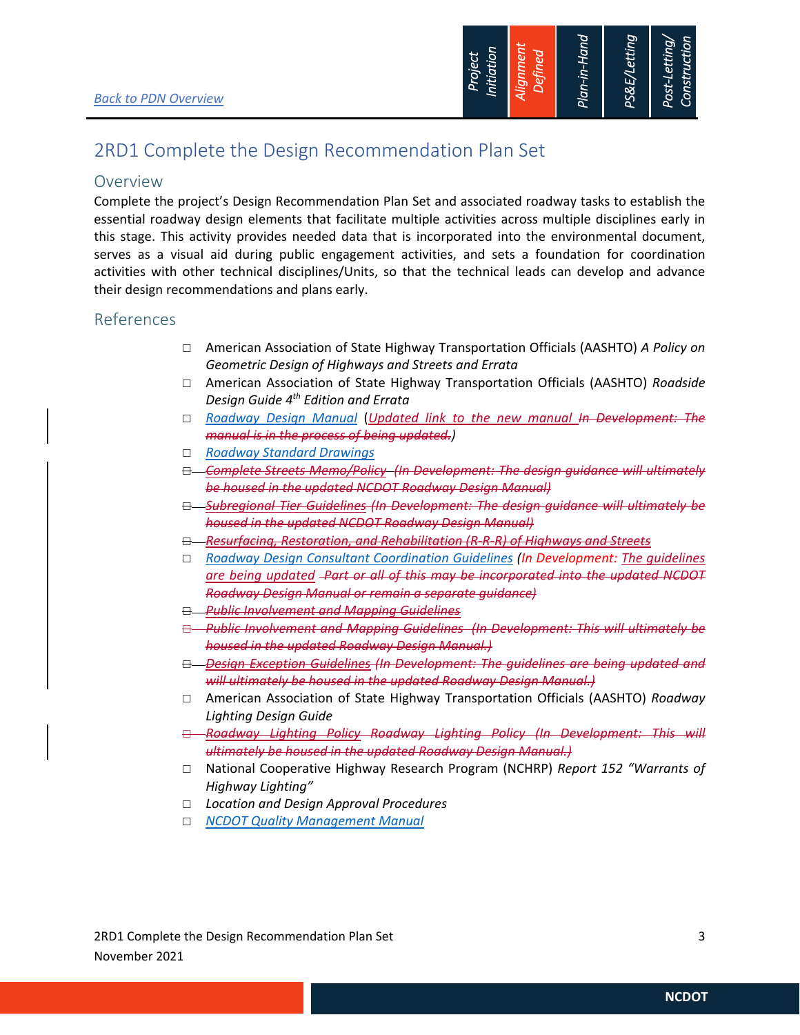[Back to PDN Overview](#)

| Project Initiation | Alignment Defined | Plan-in-Hand | PS&E/Letting | Post-Letting/ Construction |
|---|---|---|---|---|

# 2RD1 Complete the Design Recommendation Plan Set

## Overview

Complete the project's Design Recommendation Plan Set and associated roadway tasks to establish the essential roadway design elements that facilitate multiple activities across multiple disciplines early in this stage. This activity provides needed data that is incorporated into the environmental document, serves as a visual aid during public engagement activities, and sets a foundation for coordination activities with other technical disciplines/Units, so that the technical leads can develop and advance their design recommendations and plans early.

## References

- ☐ American Association of State Highway Transportation Officials (AASHTO) *A Policy on Geometric Design of Highways and Streets and Errata*
- ☐ American Association of State Highway Transportation Officials (AASHTO) *Roadside Design Guide 4th Edition and Errata*
- ☐ *Roadway Design Manual* (*Updated link to the new manual ~~In Development: The manual is in the process of being updated.~~*)
- ☐ *Roadway Standard Drawings*
- ~~☐ *Complete Streets Memo/Policy (In Development: The design guidance will ultimately be housed in the updated NCDOT Roadway Design Manual)*~~
- ~~☐ *Subregional Tier Guidelines (In Development: The design guidance will ultimately be housed in the updated NCDOT Roadway Design Manual)*~~
- ~~☐ *Resurfacing, Restoration, and Rehabilitation (R-R-R) of Highways and Streets*~~
- ☐ *Roadway Design Consultant Coordination Guidelines* *(In Development: The guidelines are being updated ~~Part or all of this may be incorporated into the updated NCDOT Roadway Design Manual or remain a separate guidance)~~*
- ~~☐ *Public Involvement and Mapping Guidelines*~~
- ~~☐ *Public Involvement and Mapping Guidelines (In Development: This will ultimately be housed in the updated Roadway Design Manual.)*~~
- ~~☐ *Design Exception Guidelines (In Development: The guidelines are being updated and will ultimately be housed in the updated Roadway Design Manual.)*~~
- ☐ American Association of State Highway Transportation Officials (AASHTO) *Roadway Lighting Design Guide*
- ~~☐ *Roadway Lighting Policy Roadway Lighting Policy (In Development: This will ultimately be housed in the updated Roadway Design Manual.)*~~
- ☐ National Cooperative Highway Research Program (NCHRP) *Report 152 "Warrants of Highway Lighting"*
- ☐ *Location and Design Approval Procedures*
- ☐ *NCDOT Quality Management Manual*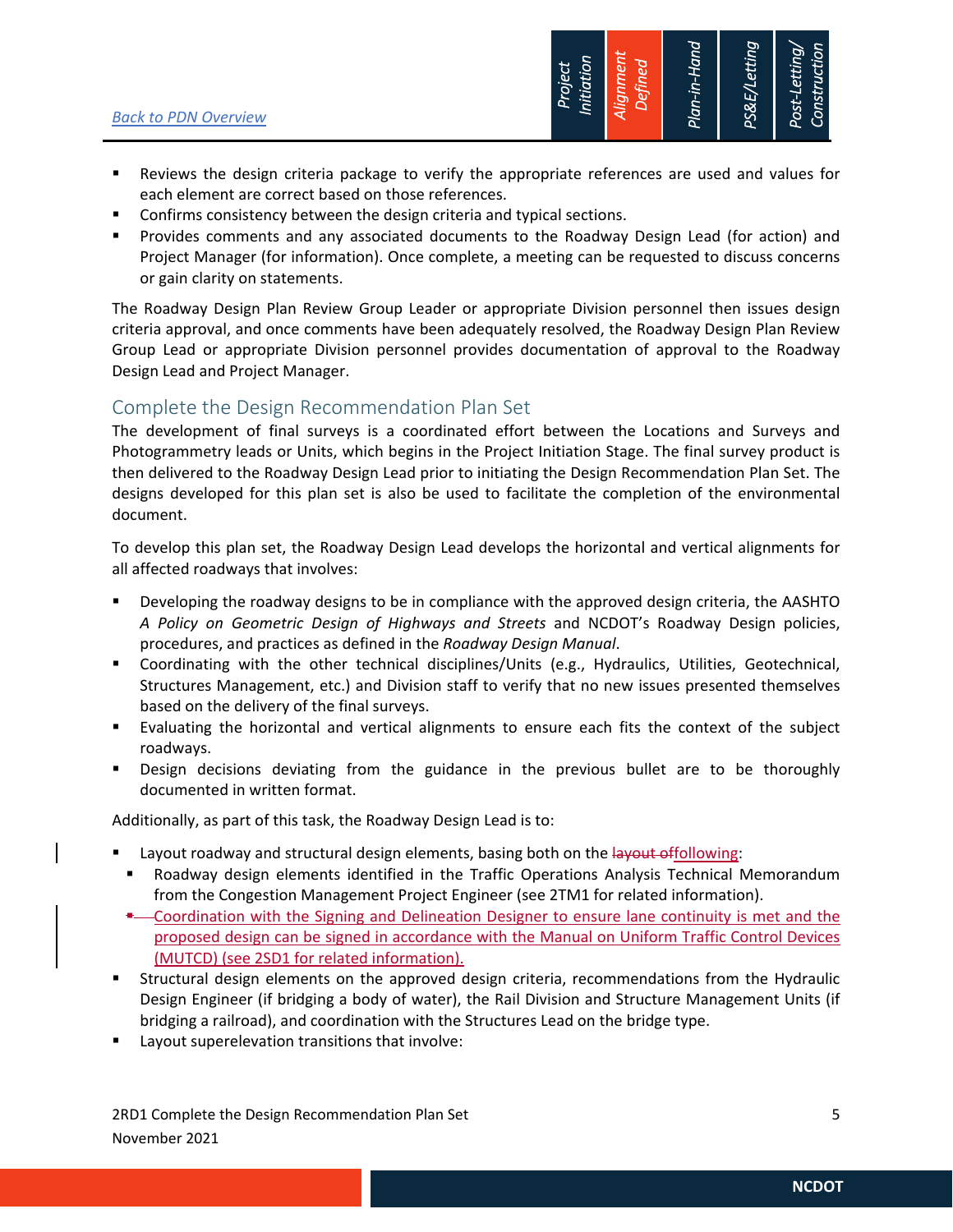- Reviews the design criteria package to verify the appropriate references are used and values for each element are correct based on those references.
- Confirms consistency between the design criteria and typical sections.
- Provides comments and any associated documents to the Roadway Design Lead (for action) and Project Manager (for information). Once complete, a meeting can be requested to discuss concerns or gain clarity on statements.

The Roadway Design Plan Review Group Leader or appropriate Division personnel then issues design criteria approval, and once comments have been adequately resolved, the Roadway Design Plan Review Group Lead or appropriate Division personnel provides documentation of approval to the Roadway Design Lead and Project Manager.

## Complete the Design Recommendation Plan Set

The development of final surveys is a coordinated effort between the Locations and Surveys and Photogrammetry leads or Units, which begins in the Project Initiation Stage. The final survey product is then delivered to the Roadway Design Lead prior to initiating the Design Recommendation Plan Set. The designs developed for this plan set is also be used to facilitate the completion of the environmental document.

To develop this plan set, the Roadway Design Lead develops the horizontal and vertical alignments for all affected roadways that involves:

- Developing the roadway designs to be in compliance with the approved design criteria, the AASHTO *A Policy on Geometric Design of Highways and Streets* and NCDOT's Roadway Design policies, procedures, and practices as defined in the *Roadway Design Manual*.
- Coordinating with the other technical disciplines/Units (e.g., Hydraulics, Utilities, Geotechnical, Structures Management, etc.) and Division staff to verify that no new issues presented themselves based on the delivery of the final surveys.
- Evaluating the horizontal and vertical alignments to ensure each fits the context of the subject roadways.
- Design decisions deviating from the guidance in the previous bullet are to be thoroughly documented in written format.

Additionally, as part of this task, the Roadway Design Lead is to:

- Layout roadway and structural design elements, basing both on the ~~layout of~~following:
  - Roadway design elements identified in the Traffic Operations Analysis Technical Memorandum from the Congestion Management Project Engineer (see 2TM1 for related information).
  - Coordination with the Signing and Delineation Designer to ensure lane continuity is met and the proposed design can be signed in accordance with the Manual on Uniform Traffic Control Devices (MUTCD) (see 2SD1 for related information).
- Structural design elements on the approved design criteria, recommendations from the Hydraulic Design Engineer (if bridging a body of water), the Rail Division and Structure Management Units (if bridging a railroad), and coordination with the Structures Lead on the bridge type.
- Layout superelevation transitions that involve: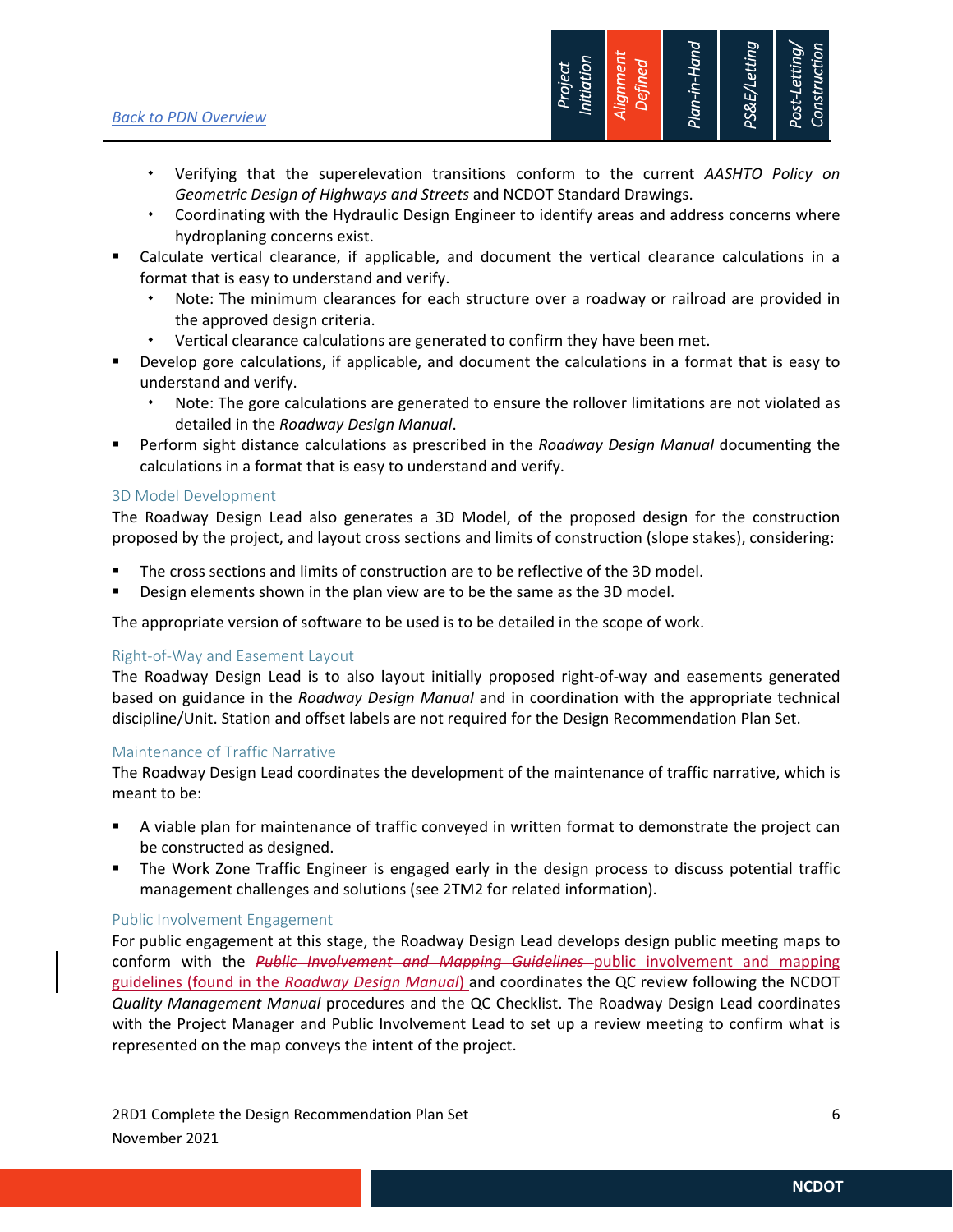- Verifying that the superelevation transitions conform to the current *AASHTO Policy on Geometric Design of Highways and Streets* and NCDOT Standard Drawings.
- Coordinating with the Hydraulic Design Engineer to identify areas and address concerns where hydroplaning concerns exist.

- Calculate vertical clearance, if applicable, and document the vertical clearance calculations in a format that is easy to understand and verify.
  - Note: The minimum clearances for each structure over a roadway or railroad are provided in the approved design criteria.
  - Vertical clearance calculations are generated to confirm they have been met.
- Develop gore calculations, if applicable, and document the calculations in a format that is easy to understand and verify.
  - Note: The gore calculations are generated to ensure the rollover limitations are not violated as detailed in the *Roadway Design Manual*.
- Perform sight distance calculations as prescribed in the *Roadway Design Manual* documenting the calculations in a format that is easy to understand and verify.

### 3D Model Development

The Roadway Design Lead also generates a 3D Model, of the proposed design for the construction proposed by the project, and layout cross sections and limits of construction (slope stakes), considering:

- The cross sections and limits of construction are to be reflective of the 3D model.
- Design elements shown in the plan view are to be the same as the 3D model.

The appropriate version of software to be used is to be detailed in the scope of work.

### Right-of-Way and Easement Layout

The Roadway Design Lead is to also layout initially proposed right-of-way and easements generated based on guidance in the *Roadway Design Manual* and in coordination with the appropriate technical discipline/Unit. Station and offset labels are not required for the Design Recommendation Plan Set.

### Maintenance of Traffic Narrative

The Roadway Design Lead coordinates the development of the maintenance of traffic narrative, which is meant to be:

- A viable plan for maintenance of traffic conveyed in written format to demonstrate the project can be constructed as designed.
- The Work Zone Traffic Engineer is engaged early in the design process to discuss potential traffic management challenges and solutions (see 2TM2 for related information).

### Public Involvement Engagement

For public engagement at this stage, the Roadway Design Lead develops design public meeting maps to conform with the ~~*Public Involvement and Mapping Guidelines*~~ public involvement and mapping guidelines (found in the *Roadway Design Manual*) and coordinates the QC review following the NCDOT *Quality Management Manual* procedures and the QC Checklist. The Roadway Design Lead coordinates with the Project Manager and Public Involvement Lead to set up a review meeting to confirm what is represented on the map conveys the intent of the project.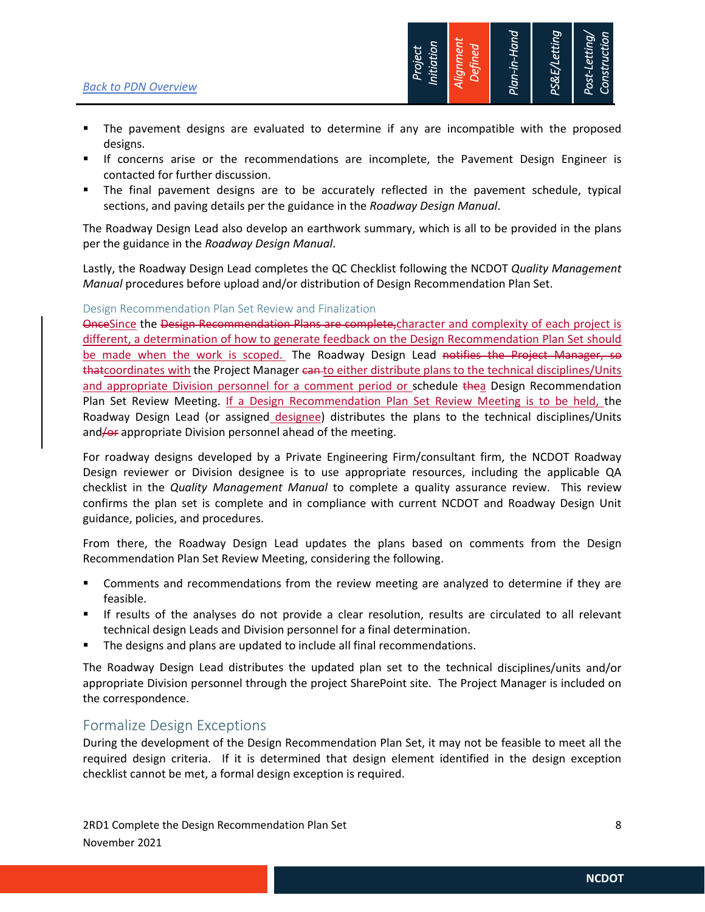- The pavement designs are evaluated to determine if any are incompatible with the proposed designs.
- If concerns arise or the recommendations are incomplete, the Pavement Design Engineer is contacted for further discussion.
- The final pavement designs are to be accurately reflected in the pavement schedule, typical sections, and paving details per the guidance in the *Roadway Design Manual*.

The Roadway Design Lead also develop an earthwork summary, which is all to be provided in the plans per the guidance in the *Roadway Design Manual*.

Lastly, the Roadway Design Lead completes the QC Checklist following the NCDOT *Quality Management Manual* procedures before upload and/or distribution of Design Recommendation Plan Set.

#### Design Recommendation Plan Set Review and Finalization

~~Once~~Since the ~~Design Recommendation Plans are complete,~~character and complexity of each project is different, a determination of how to generate feedback on the Design Recommendation Plan Set should be made when the work is scoped. The Roadway Design Lead ~~notifies the Project Manager, so that~~coordinates with the Project Manager ~~can~~ to either distribute plans to the technical disciplines/Units and appropriate Division personnel for a comment period or schedule ~~the~~a Design Recommendation Plan Set Review Meeting. If a Design Recommendation Plan Set Review Meeting is to be held, the Roadway Design Lead (or assigned designee) distributes the plans to the technical disciplines/Units and~~/or~~ appropriate Division personnel ahead of the meeting.

For roadway designs developed by a Private Engineering Firm/consultant firm, the NCDOT Roadway Design reviewer or Division designee is to use appropriate resources, including the applicable QA checklist in the *Quality Management Manual* to complete a quality assurance review. This review confirms the plan set is complete and in compliance with current NCDOT and Roadway Design Unit guidance, policies, and procedures.

From there, the Roadway Design Lead updates the plans based on comments from the Design Recommendation Plan Set Review Meeting, considering the following.

- Comments and recommendations from the review meeting are analyzed to determine if they are feasible.
- If results of the analyses do not provide a clear resolution, results are circulated to all relevant technical design Leads and Division personnel for a final determination.
- The designs and plans are updated to include all final recommendations.

The Roadway Design Lead distributes the updated plan set to the technical disciplines/units and/or appropriate Division personnel through the project SharePoint site. The Project Manager is included on the correspondence.

### Formalize Design Exceptions

During the development of the Design Recommendation Plan Set, it may not be feasible to meet all the required design criteria. If it is determined that design element identified in the design exception checklist cannot be met, a formal design exception is required.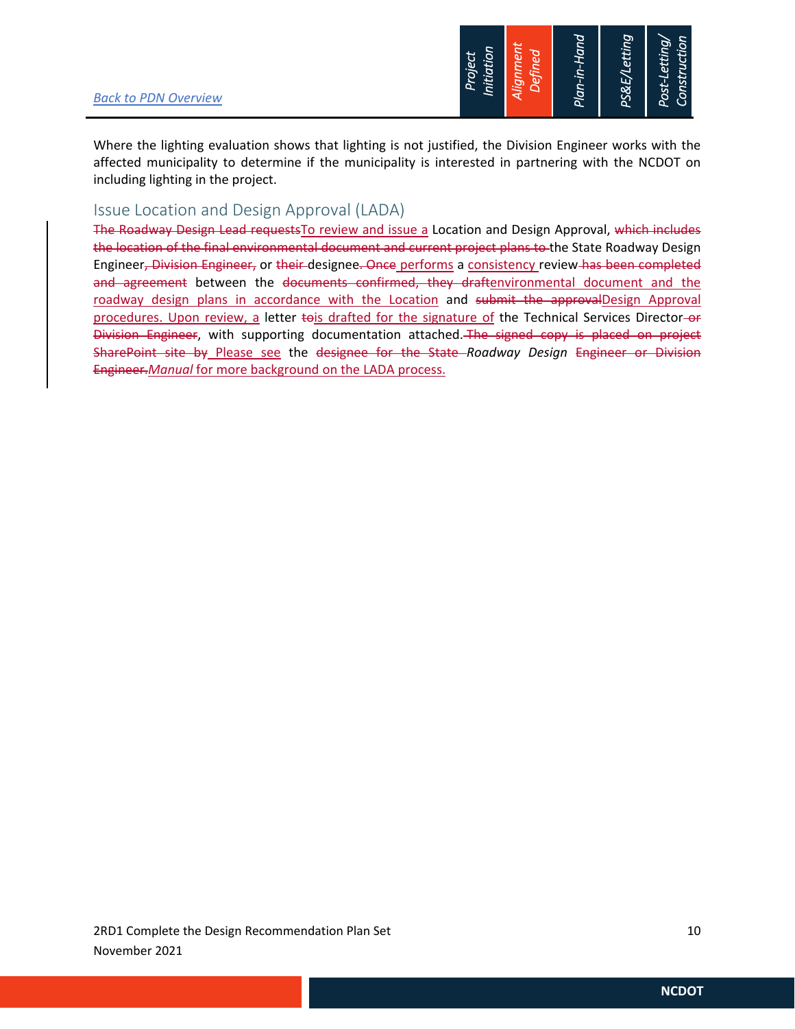Where the lighting evaluation shows that lighting is not justified, the Division Engineer works with the affected municipality to determine if the municipality is interested in partnering with the NCDOT on including lighting in the project.

## Issue Location and Design Approval (LADA)

~~The Roadway Design Lead requests~~To review and issue a Location and Design Approval, ~~which includes the location of the final environmental document and current project plans to~~ the State Roadway Design Engineer~~, Division Engineer,~~ or ~~their~~ designee~~. Once~~ performs a consistency review ~~has been completed and agreement~~ between the ~~documents confirmed, they draft~~environmental document and the roadway design plans in accordance with the Location and ~~submit the approval~~Design Approval procedures. Upon review, a letter ~~to~~is drafted for the signature of the Technical Services Director ~~or Division Engineer~~, with supporting documentation attached. ~~The signed copy is placed on project SharePoint site by~~ Please see the ~~designee for the State~~ *Roadway Design* ~~Engineer or Division Engineer.~~*Manual* for more background on the LADA process.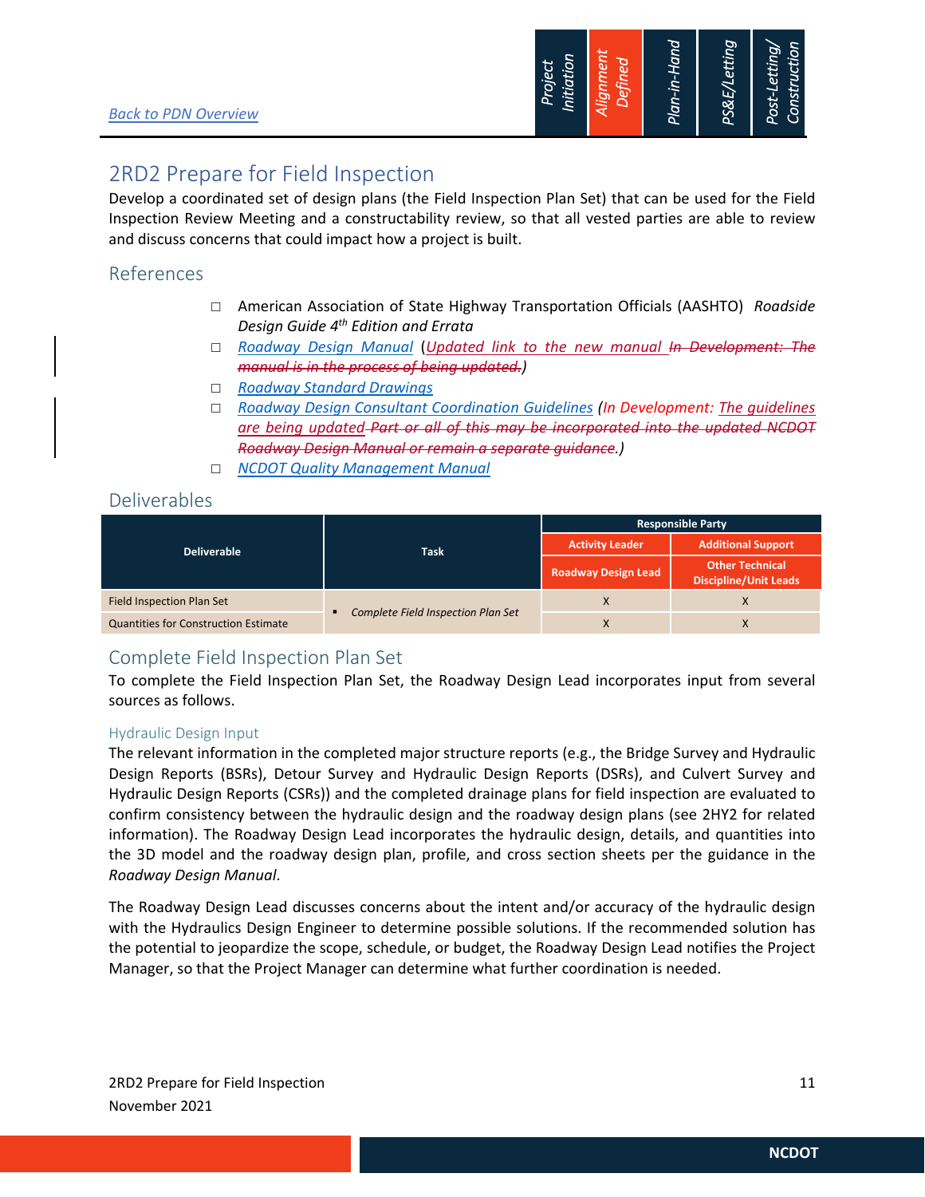[Back to PDN Overview]

# 2RD2 Prepare for Field Inspection

Develop a coordinated set of design plans (the Field Inspection Plan Set) that can be used for the Field Inspection Review Meeting and a constructability review, so that all vested parties are able to review and discuss concerns that could impact how a project is built.

## References

- American Association of State Highway Transportation Officials (AASHTO) *Roadside Design Guide 4th Edition and Errata*
- *Roadway Design Manual* (*Updated link to the new manual ~~In Development: The manual is in the process of being updated.~~*)
- *Roadway Standard Drawings*
- *Roadway Design Consultant Coordination Guidelines* (*In Development: The guidelines are being updated ~~Part or all of this may be incorporated into the updated NCDOT Roadway Design Manual or remain a separate guidance.~~*)
- *NCDOT Quality Management Manual*

## Deliverables

| Deliverable | Task | Responsible Party | |
|---|---|---|---|
| | | Activity Leader | Additional Support |
| | | Roadway Design Lead | Other Technical Discipline/Unit Leads |
| Field Inspection Plan Set | ▪ *Complete Field Inspection Plan Set* | X | X |
| Quantities for Construction Estimate | | X | X |

## Complete Field Inspection Plan Set

To complete the Field Inspection Plan Set, the Roadway Design Lead incorporates input from several sources as follows.

### Hydraulic Design Input

The relevant information in the completed major structure reports (e.g., the Bridge Survey and Hydraulic Design Reports (BSRs), Detour Survey and Hydraulic Design Reports (DSRs), and Culvert Survey and Hydraulic Design Reports (CSRs)) and the completed drainage plans for field inspection are evaluated to confirm consistency between the hydraulic design and the roadway design plans (see 2HY2 for related information). The Roadway Design Lead incorporates the hydraulic design, details, and quantities into the 3D model and the roadway design plan, profile, and cross section sheets per the guidance in the *Roadway Design Manual*.

The Roadway Design Lead discusses concerns about the intent and/or accuracy of the hydraulic design with the Hydraulics Design Engineer to determine possible solutions. If the recommended solution has the potential to jeopardize the scope, schedule, or budget, the Roadway Design Lead notifies the Project Manager, so that the Project Manager can determine what further coordination is needed.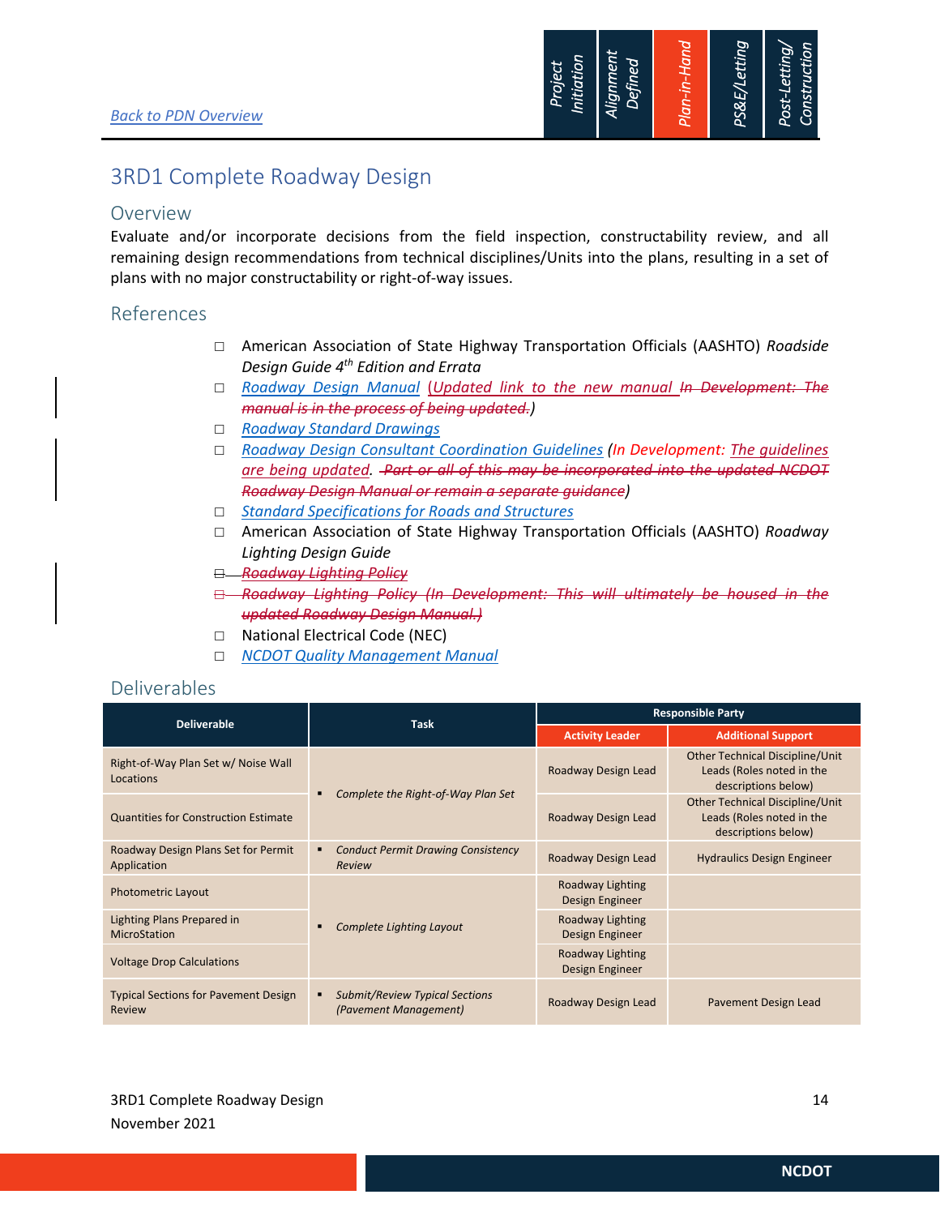[Back to PDN Overview]

Project Initiation | Alignment Defined | Plan-in-Hand | PS&E/Letting | Post-Letting/ Construction

# 3RD1 Complete Roadway Design

## Overview

Evaluate and/or incorporate decisions from the field inspection, constructability review, and all remaining design recommendations from technical disciplines/Units into the plans, resulting in a set of plans with no major constructability or right-of-way issues.

## References

- ☐ American Association of State Highway Transportation Officials (AASHTO) *Roadside Design Guide 4th Edition and Errata*
- ☐ *Roadway Design Manual* (*Updated link to the new manual* ~~*In Development: The manual is in the process of being updated.*~~)
- ☐ *Roadway Standard Drawings*
- ☐ *Roadway Design Consultant Coordination Guidelines* (*In Development: The guidelines are being updated.* ~~*Part or all of this may be incorporated into the updated NCDOT Roadway Design Manual or remain a separate guidance*~~)
- ☐ *Standard Specifications for Roads and Structures*
- ☐ American Association of State Highway Transportation Officials (AASHTO) *Roadway Lighting Design Guide*
- ~~☐ *Roadway Lighting Policy*~~
- ~~☐ *Roadway Lighting Policy (In Development: This will ultimately be housed in the updated Roadway Design Manual.)*~~
- ☐ National Electrical Code (NEC)
- ☐ *NCDOT Quality Management Manual*

## Deliverables

| Deliverable | Task | Responsible Party | |
|---|---|---|---|
| | | Activity Leader | Additional Support |
| Right-of-Way Plan Set w/ Noise Wall Locations | ▪ *Complete the Right-of-Way Plan Set* | Roadway Design Lead | Other Technical Discipline/Unit Leads (Roles noted in the descriptions below) |
| Quantities for Construction Estimate | | Roadway Design Lead | Other Technical Discipline/Unit Leads (Roles noted in the descriptions below) |
| Roadway Design Plans Set for Permit Application | ▪ *Conduct Permit Drawing Consistency Review* | Roadway Design Lead | Hydraulics Design Engineer |
| Photometric Layout | ▪ *Complete Lighting Layout* | Roadway Lighting Design Engineer | |
| Lighting Plans Prepared in MicroStation | | Roadway Lighting Design Engineer | |
| Voltage Drop Calculations | | Roadway Lighting Design Engineer | |
| Typical Sections for Pavement Design Review | ▪ *Submit/Review Typical Sections (Pavement Management)* | Roadway Design Lead | Pavement Design Lead |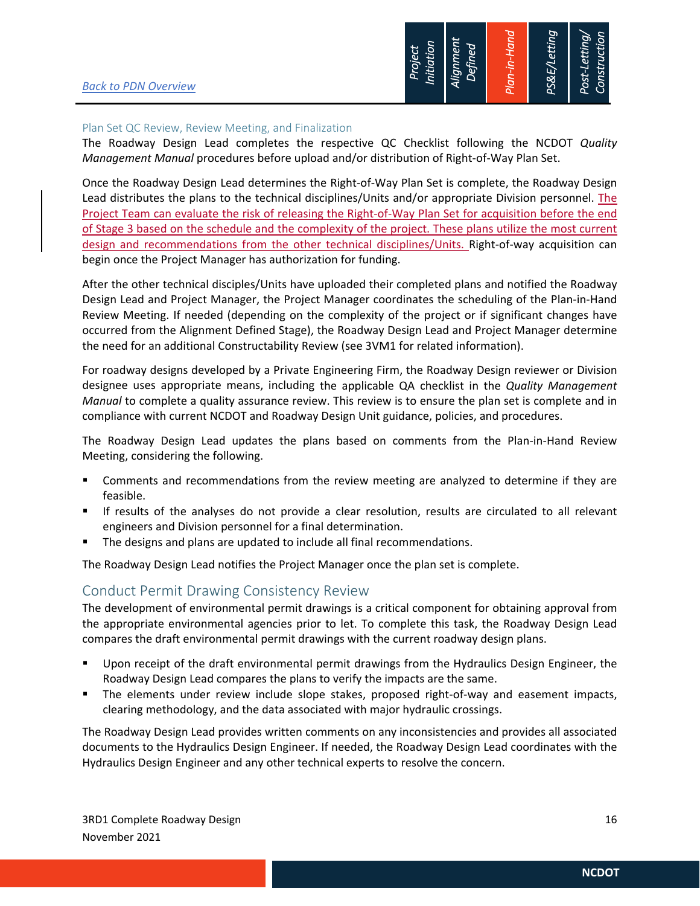### Plan Set QC Review, Review Meeting, and Finalization

The Roadway Design Lead completes the respective QC Checklist following the NCDOT *Quality Management Manual* procedures before upload and/or distribution of Right-of-Way Plan Set.

Once the Roadway Design Lead determines the Right-of-Way Plan Set is complete, the Roadway Design Lead distributes the plans to the technical disciplines/Units and/or appropriate Division personnel. The Project Team can evaluate the risk of releasing the Right-of-Way Plan Set for acquisition before the end of Stage 3 based on the schedule and the complexity of the project. These plans utilize the most current design and recommendations from the other technical disciplines/Units. Right-of-way acquisition can begin once the Project Manager has authorization for funding.

After the other technical disciples/Units have uploaded their completed plans and notified the Roadway Design Lead and Project Manager, the Project Manager coordinates the scheduling of the Plan-in-Hand Review Meeting. If needed (depending on the complexity of the project or if significant changes have occurred from the Alignment Defined Stage), the Roadway Design Lead and Project Manager determine the need for an additional Constructability Review (see 3VM1 for related information).

For roadway designs developed by a Private Engineering Firm, the Roadway Design reviewer or Division designee uses appropriate means, including the applicable QA checklist in the *Quality Management Manual* to complete a quality assurance review. This review is to ensure the plan set is complete and in compliance with current NCDOT and Roadway Design Unit guidance, policies, and procedures.

The Roadway Design Lead updates the plans based on comments from the Plan-in-Hand Review Meeting, considering the following.

- Comments and recommendations from the review meeting are analyzed to determine if they are feasible.
- If results of the analyses do not provide a clear resolution, results are circulated to all relevant engineers and Division personnel for a final determination.
- The designs and plans are updated to include all final recommendations.

The Roadway Design Lead notifies the Project Manager once the plan set is complete.

## Conduct Permit Drawing Consistency Review

The development of environmental permit drawings is a critical component for obtaining approval from the appropriate environmental agencies prior to let. To complete this task, the Roadway Design Lead compares the draft environmental permit drawings with the current roadway design plans.

- Upon receipt of the draft environmental permit drawings from the Hydraulics Design Engineer, the Roadway Design Lead compares the plans to verify the impacts are the same.
- The elements under review include slope stakes, proposed right-of-way and easement impacts, clearing methodology, and the data associated with major hydraulic crossings.

The Roadway Design Lead provides written comments on any inconsistencies and provides all associated documents to the Hydraulics Design Engineer. If needed, the Roadway Design Lead coordinates with the Hydraulics Design Engineer and any other technical experts to resolve the concern.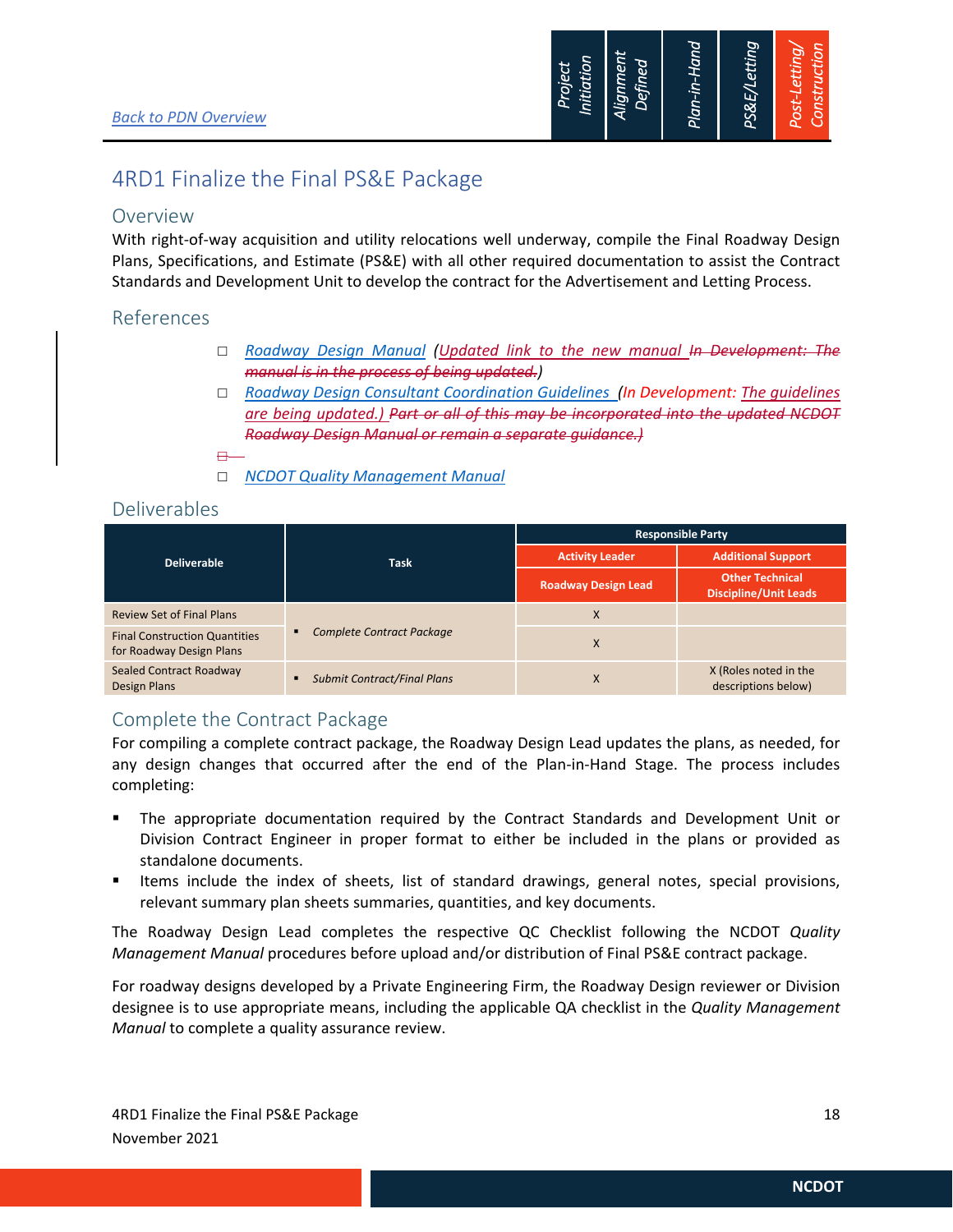[Back to PDN Overview](#)

# 4RD1 Finalize the Final PS&E Package

## Overview

With right-of-way acquisition and utility relocations well underway, compile the Final Roadway Design Plans, Specifications, and Estimate (PS&E) with all other required documentation to assist the Contract Standards and Development Unit to develop the contract for the Advertisement and Letting Process.

## References

- ☐ *Roadway Design Manual* (*Updated link to the new manual* ~~*In Development: The manual is in the process of being updated.*~~)
- ☐ *Roadway Design Consultant Coordination Guidelines* (*In Development: The guidelines are being updated.)* ~~*Part or all of this may be incorporated into the updated NCDOT Roadway Design Manual or remain a separate guidance.)*~~
- ☐ *NCDOT Quality Management Manual*

## Deliverables

| Deliverable | Task | Responsible Party | |
|---|---|---|---|
| | | Activity Leader | Additional Support |
| | | Roadway Design Lead | Other Technical Discipline/Unit Leads |
| Review Set of Final Plans | ▪ *Complete Contract Package* | X | |
| Final Construction Quantities for Roadway Design Plans | | X | |
| Sealed Contract Roadway Design Plans | ▪ *Submit Contract/Final Plans* | X | X (Roles noted in the descriptions below) |

## Complete the Contract Package

For compiling a complete contract package, the Roadway Design Lead updates the plans, as needed, for any design changes that occurred after the end of the Plan-in-Hand Stage. The process includes completing:

- The appropriate documentation required by the Contract Standards and Development Unit or Division Contract Engineer in proper format to either be included in the plans or provided as standalone documents.
- Items include the index of sheets, list of standard drawings, general notes, special provisions, relevant summary plan sheets summaries, quantities, and key documents.

The Roadway Design Lead completes the respective QC Checklist following the NCDOT *Quality Management Manual* procedures before upload and/or distribution of Final PS&E contract package.

For roadway designs developed by a Private Engineering Firm, the Roadway Design reviewer or Division designee is to use appropriate means, including the applicable QA checklist in the *Quality Management Manual* to complete a quality assurance review.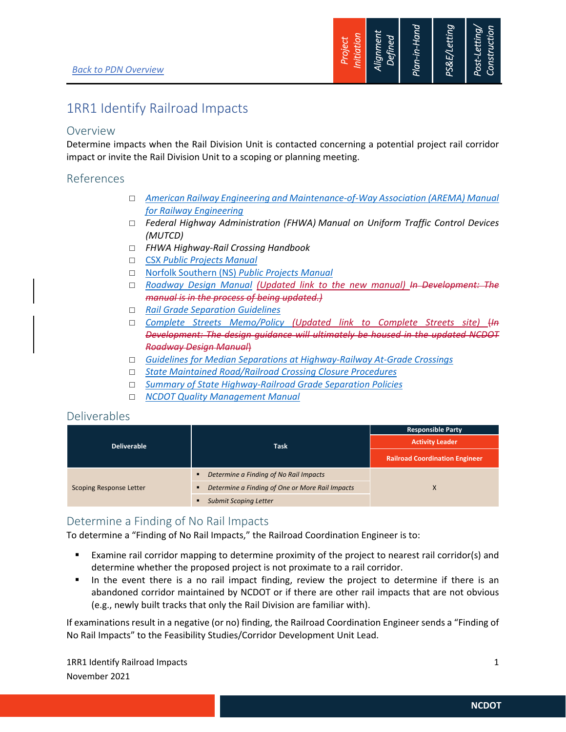Back to PDN Overview

Project Initiation | Alignment Defined | Plan-in-Hand | PS&E/Letting | Post-Letting/ Construction

# 1RR1 Identify Railroad Impacts

## Overview

Determine impacts when the Rail Division Unit is contacted concerning a potential project rail corridor impact or invite the Rail Division Unit to a scoping or planning meeting.

## References

- ☐ *American Railway Engineering and Maintenance-of-Way Association (AREMA) Manual for Railway Engineering*
- ☐ *Federal Highway Administration (FHWA) Manual on Uniform Traffic Control Devices (MUTCD)*
- ☐ *FHWA Highway-Rail Crossing Handbook*
- ☐ CSX *Public Projects Manual*
- ☐ Norfolk Southern (NS) *Public Projects Manual*
- ☐ *Roadway Design Manual (Updated link to the new manual)* ~~*In Development: The manual is in the process of being updated.)*~~
- ☐ *Rail Grade Separation Guidelines*
- ☐ *Complete Streets Memo/Policy (Updated link to Complete Streets site)* ~~*(In Development: The design guidance will ultimately be housed in the updated NCDOT Roadway Design Manual)*~~
- ☐ *Guidelines for Median Separations at Highway-Railway At-Grade Crossings*
- ☐ *State Maintained Road/Railroad Crossing Closure Procedures*
- ☐ *Summary of State Highway-Railroad Grade Separation Policies*
- ☐ *NCDOT Quality Management Manual*

## Deliverables

| Deliverable | Task | Responsible Party – Activity Leader – Railroad Coordination Engineer |
|---|---|---|
| Scoping Response Letter | ▪ *Determine a Finding of No Rail Impacts*<br>▪ *Determine a Finding of One or More Rail Impacts*<br>▪ *Submit Scoping Letter* | X |

## Determine a Finding of No Rail Impacts

To determine a "Finding of No Rail Impacts," the Railroad Coordination Engineer is to:

- Examine rail corridor mapping to determine proximity of the project to nearest rail corridor(s) and determine whether the proposed project is not proximate to a rail corridor.
- In the event there is a no rail impact finding, review the project to determine if there is an abandoned corridor maintained by NCDOT or if there are other rail impacts that are not obvious (e.g., newly built tracks that only the Rail Division are familiar with).

If examinations result in a negative (or no) finding, the Railroad Coordination Engineer sends a "Finding of No Rail Impacts" to the Feasibility Studies/Corridor Development Unit Lead.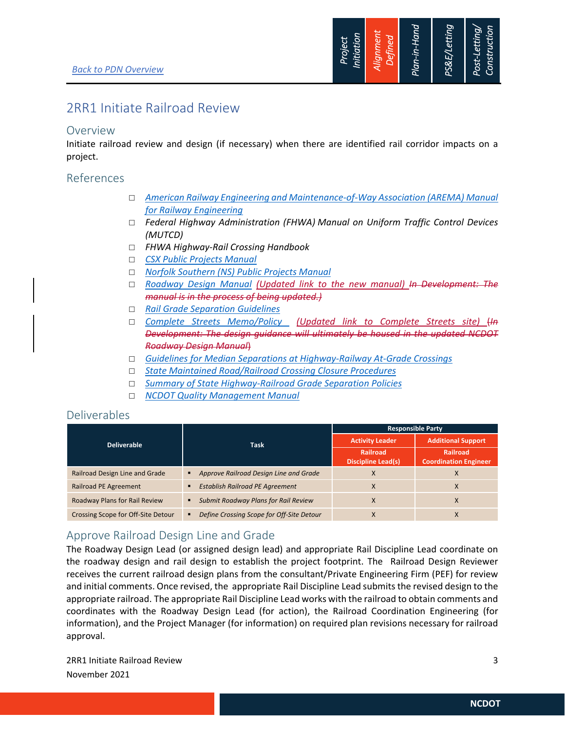[Back to PDN Overview]

| Project Initiation | Alignment Defined | Plan-in-Hand | PS&E/Letting | Post-Letting/ Construction |
|---|---|---|---|---|

# 2RR1 Initiate Railroad Review

## Overview

Initiate railroad review and design (if necessary) when there are identified rail corridor impacts on a project.

## References

- ☐ *American Railway Engineering and Maintenance-of-Way Association (AREMA) Manual for Railway Engineering*
- ☐ *Federal Highway Administration (FHWA) Manual on Uniform Traffic Control Devices (MUTCD)*
- ☐ *FHWA Highway-Rail Crossing Handbook*
- ☐ *CSX Public Projects Manual*
- ☐ *Norfolk Southern (NS) Public Projects Manual*
- ☐ *Roadway Design Manual (Updated link to the new manual) ~~In Development: The manual is in the process of being updated.)~~*
- ☐ *Rail Grade Separation Guidelines*
- ☐ *Complete Streets Memo/Policy (Updated link to Complete Streets site) ~~(In Development: The design guidance will ultimately be housed in the updated NCDOT Roadway Design Manual)~~*
- ☐ *Guidelines for Median Separations at Highway-Railway At-Grade Crossings*
- ☐ *State Maintained Road/Railroad Crossing Closure Procedures*
- ☐ *Summary of State Highway-Railroad Grade Separation Policies*
- ☐ *NCDOT Quality Management Manual*

## Deliverables

| Deliverable | Task | Responsible Party | |
|---|---|---|---|
| | | Activity Leader | Additional Support |
| | | Railroad Discipline Lead(s) | Railroad Coordination Engineer |
| Railroad Design Line and Grade | ▪ *Approve Railroad Design Line and Grade* | X | X |
| Railroad PE Agreement | ▪ *Establish Railroad PE Agreement* | X | X |
| Roadway Plans for Rail Review | ▪ *Submit Roadway Plans for Rail Review* | X | X |
| Crossing Scope for Off-Site Detour | ▪ *Define Crossing Scope for Off-Site Detour* | X | X |

## Approve Railroad Design Line and Grade

The Roadway Design Lead (or assigned design lead) and appropriate Rail Discipline Lead coordinate on the roadway design and rail design to establish the project footprint. The Railroad Design Reviewer receives the current railroad design plans from the consultant/Private Engineering Firm (PEF) for review and initial comments. Once revised, the appropriate Rail Discipline Lead submits the revised design to the appropriate railroad. The appropriate Rail Discipline Lead works with the railroad to obtain comments and coordinates with the Roadway Design Lead (for action), the Railroad Coordination Engineering (for information), and the Project Manager (for information) on required plan revisions necessary for railroad approval.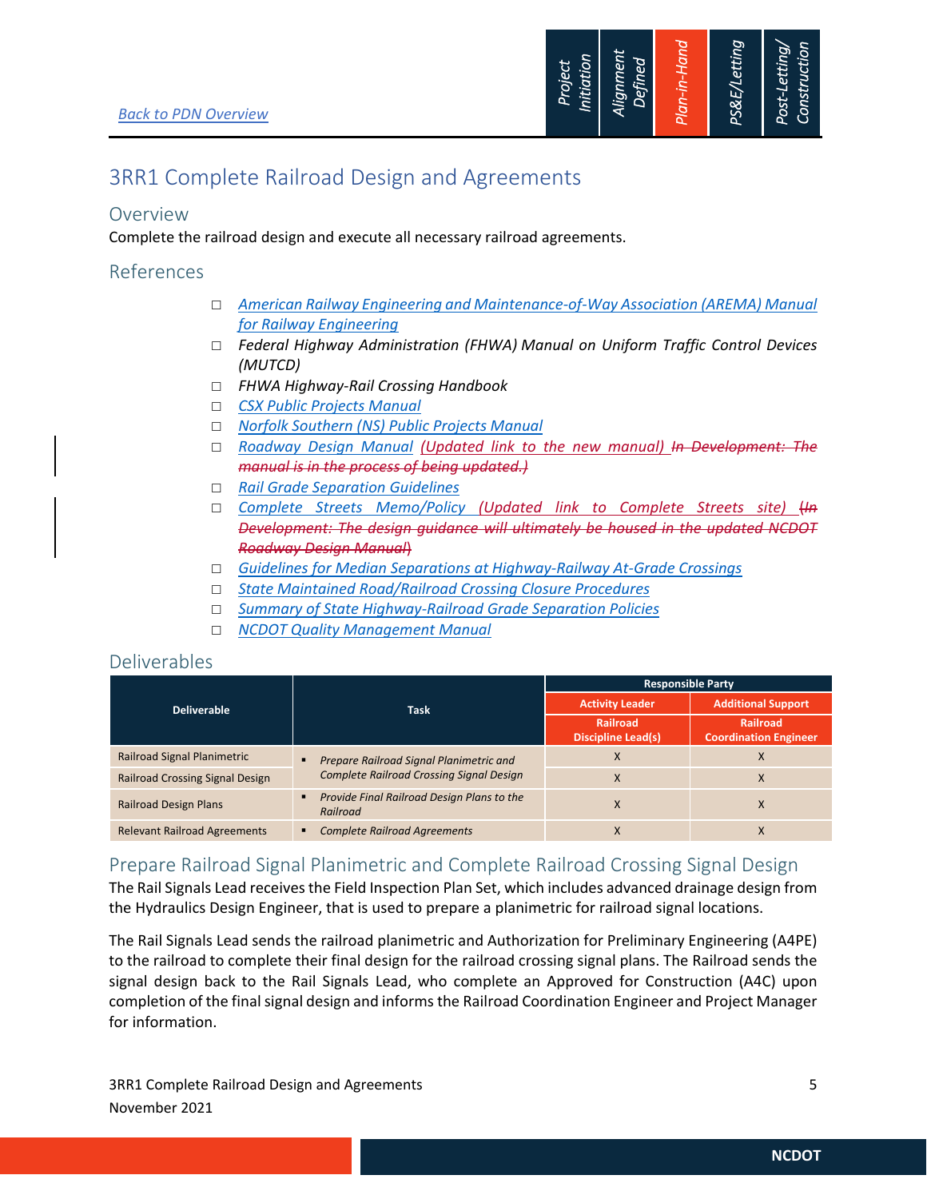[Back to PDN Overview](#)

# 3RR1 Complete Railroad Design and Agreements

## Overview

Complete the railroad design and execute all necessary railroad agreements.

## References

- ☐ *American Railway Engineering and Maintenance-of-Way Association (AREMA) Manual for Railway Engineering*
- ☐ *Federal Highway Administration (FHWA) Manual on Uniform Traffic Control Devices (MUTCD)*
- ☐ *FHWA Highway-Rail Crossing Handbook*
- ☐ *CSX Public Projects Manual*
- ☐ *Norfolk Southern (NS) Public Projects Manual*
- ☐ *Roadway Design Manual (Updated link to the new manual) ~~In Development: The manual is in the process of being updated.)~~*
- ☐ *Rail Grade Separation Guidelines*
- ☐ *Complete Streets Memo/Policy (Updated link to Complete Streets site) ~~(In Development: The design guidance will ultimately be housed in the updated NCDOT Roadway Design Manual)~~*
- ☐ *Guidelines for Median Separations at Highway-Railway At-Grade Crossings*
- ☐ *State Maintained Road/Railroad Crossing Closure Procedures*
- ☐ *Summary of State Highway-Railroad Grade Separation Policies*
- ☐ *NCDOT Quality Management Manual*

## Deliverables

| Deliverable | Task | Responsible Party | |
|---|---|---|---|
| | | Activity Leader | Additional Support |
| | | Railroad Discipline Lead(s) | Railroad Coordination Engineer |
| Railroad Signal Planimetric | ▪ *Prepare Railroad Signal Planimetric and Complete Railroad Crossing Signal Design* | X | X |
| Railroad Crossing Signal Design | | X | X |
| Railroad Design Plans | ▪ *Provide Final Railroad Design Plans to the Railroad* | X | X |
| Relevant Railroad Agreements | ▪ *Complete Railroad Agreements* | X | X |

## Prepare Railroad Signal Planimetric and Complete Railroad Crossing Signal Design

The Rail Signals Lead receives the Field Inspection Plan Set, which includes advanced drainage design from the Hydraulics Design Engineer, that is used to prepare a planimetric for railroad signal locations.

The Rail Signals Lead sends the railroad planimetric and Authorization for Preliminary Engineering (A4PE) to the railroad to complete their final design for the railroad crossing signal plans. The Railroad sends the signal design back to the Rail Signals Lead, who complete an Approved for Construction (A4C) upon completion of the final signal design and informs the Railroad Coordination Engineer and Project Manager for information.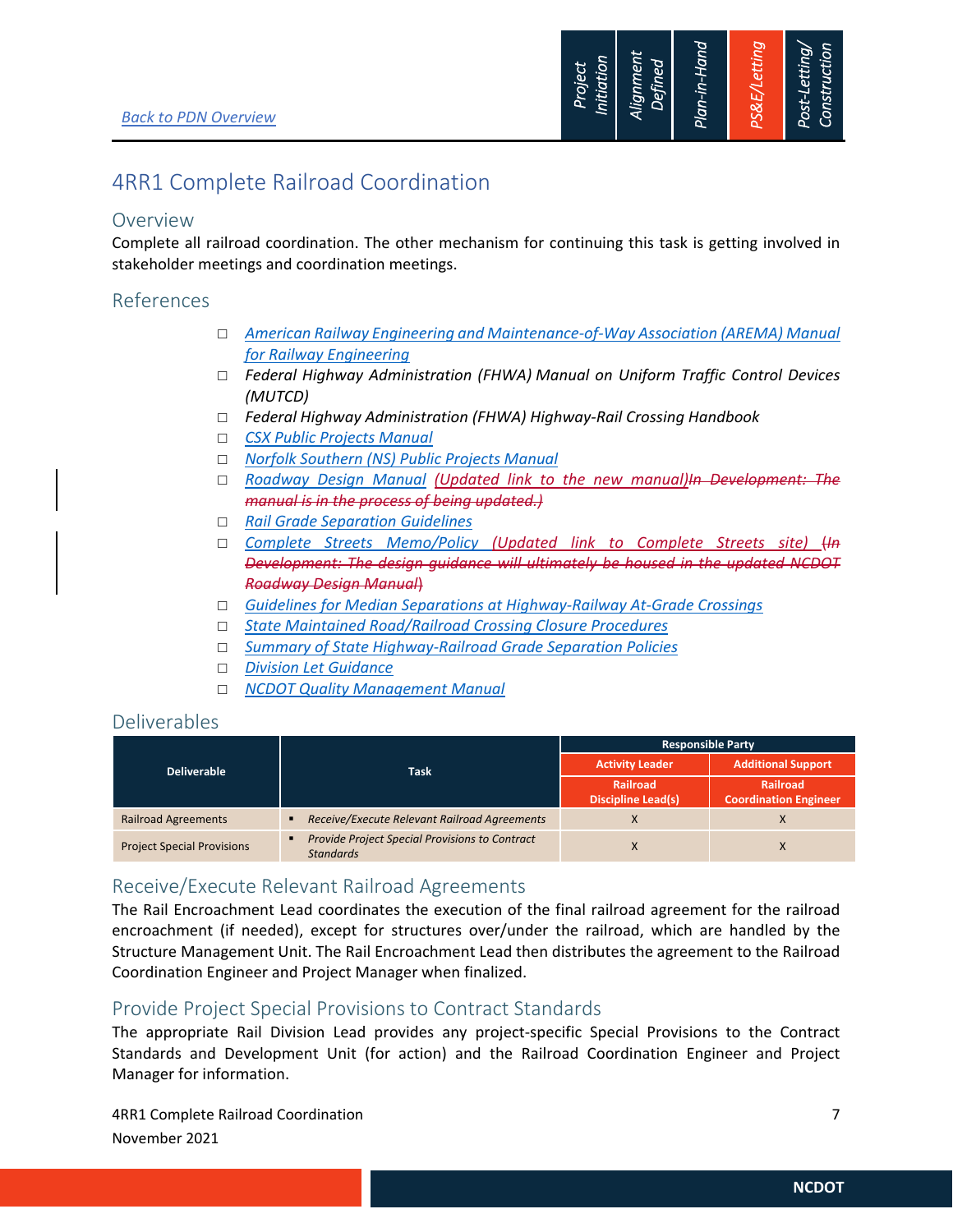[Back to PDN Overview](#)

# 4RR1 Complete Railroad Coordination

## Overview

Complete all railroad coordination. The other mechanism for continuing this task is getting involved in stakeholder meetings and coordination meetings.

## References

- ☐ *American Railway Engineering and Maintenance-of-Way Association (AREMA) Manual for Railway Engineering*
- ☐ *Federal Highway Administration (FHWA) Manual on Uniform Traffic Control Devices (MUTCD)*
- ☐ *Federal Highway Administration (FHWA) Highway-Rail Crossing Handbook*
- ☐ *CSX Public Projects Manual*
- ☐ *Norfolk Southern (NS) Public Projects Manual*
- ☐ *Roadway Design Manual (Updated link to the new manual)~~In Development: The manual is in the process of being updated.)~~*
- ☐ *Rail Grade Separation Guidelines*
- ☐ *Complete Streets Memo/Policy (Updated link to Complete Streets site) ~~(In Development: The design guidance will ultimately be housed in the updated NCDOT Roadway Design Manual~~)*
- ☐ *Guidelines for Median Separations at Highway-Railway At-Grade Crossings*
- ☐ *State Maintained Road/Railroad Crossing Closure Procedures*
- ☐ *Summary of State Highway-Railroad Grade Separation Policies*
- ☐ *Division Let Guidance*
- ☐ *NCDOT Quality Management Manual*

## Deliverables

| Deliverable | Task | Responsible Party | |
|---|---|---|---|
| | | Activity Leader | Additional Support |
| | | Railroad Discipline Lead(s) | Railroad Coordination Engineer |
| Railroad Agreements | ▪ *Receive/Execute Relevant Railroad Agreements* | X | X |
| Project Special Provisions | ▪ *Provide Project Special Provisions to Contract Standards* | X | X |

## Receive/Execute Relevant Railroad Agreements

The Rail Encroachment Lead coordinates the execution of the final railroad agreement for the railroad encroachment (if needed), except for structures over/under the railroad, which are handled by the Structure Management Unit. The Rail Encroachment Lead then distributes the agreement to the Railroad Coordination Engineer and Project Manager when finalized.

## Provide Project Special Provisions to Contract Standards

The appropriate Rail Division Lead provides any project-specific Special Provisions to the Contract Standards and Development Unit (for action) and the Railroad Coordination Engineer and Project Manager for information.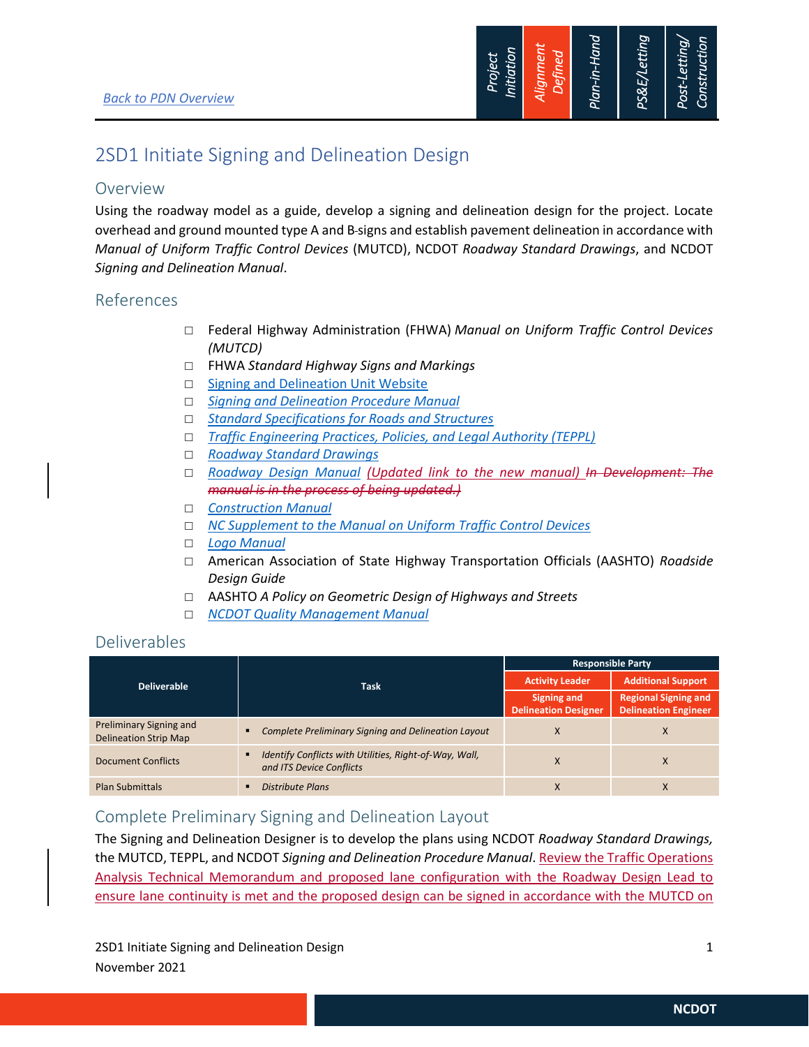Back to PDN Overview

Project Initiation | Alignment Defined | Plan-in-Hand | PS&E/Letting | Post-Letting/ Construction

# 2SD1 Initiate Signing and Delineation Design

## Overview

Using the roadway model as a guide, develop a signing and delineation design for the project. Locate overhead and ground mounted type A and B-signs and establish pavement delineation in accordance with *Manual of Uniform Traffic Control Devices* (MUTCD), NCDOT *Roadway Standard Drawings*, and NCDOT *Signing and Delineation Manual*.

## References

- ☐ Federal Highway Administration (FHWA) *Manual on Uniform Traffic Control Devices (MUTCD)*
- ☐ FHWA *Standard Highway Signs and Markings*
- ☐ Signing and Delineation Unit Website
- ☐ *Signing and Delineation Procedure Manual*
- ☐ *Standard Specifications for Roads and Structures*
- ☐ *Traffic Engineering Practices, Policies, and Legal Authority (TEPPL)*
- ☐ *Roadway Standard Drawings*
- ☐ *Roadway Design Manual* *(Updated link to the new manual)* ~~*In Development: The manual is in the process of being updated.)*~~
- ☐ *Construction Manual*
- ☐ *NC Supplement to the Manual on Uniform Traffic Control Devices*
- ☐ *Logo Manual*
- ☐ American Association of State Highway Transportation Officials (AASHTO) *Roadside Design Guide*
- ☐ AASHTO *A Policy on Geometric Design of Highways and Streets*
- ☐ *NCDOT Quality Management Manual*

## Deliverables

| Deliverable | Task | Responsible Party | |
|---|---|---|---|
| | | Activity Leader | Additional Support |
| | | Signing and Delineation Designer | Regional Signing and Delineation Engineer |
| Preliminary Signing and Delineation Strip Map | ▪ *Complete Preliminary Signing and Delineation Layout* | X | X |
| Document Conflicts | ▪ *Identify Conflicts with Utilities, Right-of-Way, Wall, and ITS Device Conflicts* | X | X |
| Plan Submittals | ▪ *Distribute Plans* | X | X |

## Complete Preliminary Signing and Delineation Layout

The Signing and Delineation Designer is to develop the plans using NCDOT *Roadway Standard Drawings,* the MUTCD, TEPPL, and NCDOT *Signing and Delineation Procedure Manual*. Review the Traffic Operations Analysis Technical Memorandum and proposed lane configuration with the Roadway Design Lead to ensure lane continuity is met and the proposed design can be signed in accordance with the MUTCD on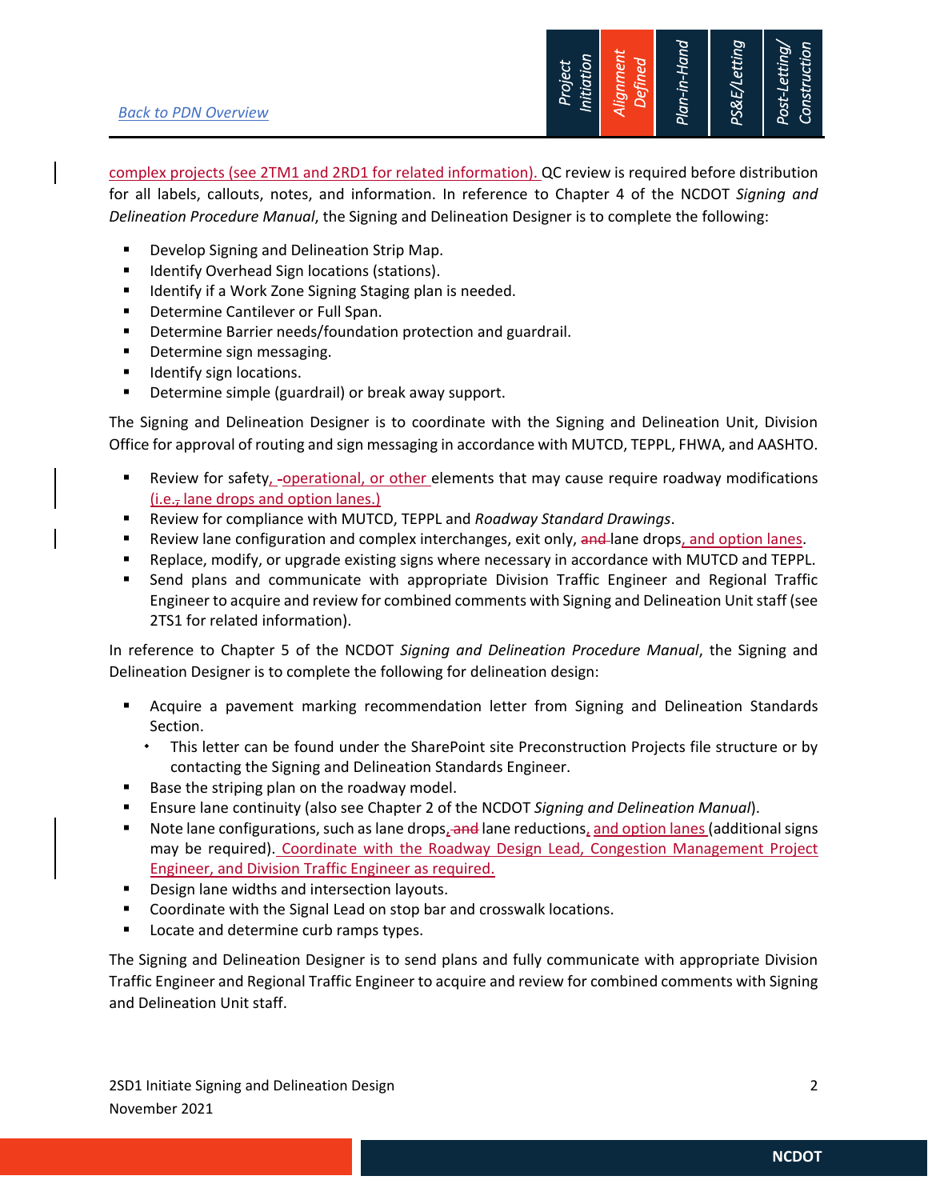complex projects (see 2TM1 and 2RD1 for related information). QC review is required before distribution for all labels, callouts, notes, and information. In reference to Chapter 4 of the NCDOT *Signing and Delineation Procedure Manual*, the Signing and Delineation Designer is to complete the following:

- Develop Signing and Delineation Strip Map.
- Identify Overhead Sign locations (stations).
- Identify if a Work Zone Signing Staging plan is needed.
- Determine Cantilever or Full Span.
- Determine Barrier needs/foundation protection and guardrail.
- Determine sign messaging.
- Identify sign locations.
- Determine simple (guardrail) or break away support.

The Signing and Delineation Designer is to coordinate with the Signing and Delineation Unit, Division Office for approval of routing and sign messaging in accordance with MUTCD, TEPPL, FHWA, and AASHTO.

- Review for safety, operational, or other elements that may cause require roadway modifications (i.e. lane drops and option lanes.)
- Review for compliance with MUTCD, TEPPL and *Roadway Standard Drawings*.
- Review lane configuration and complex interchanges, exit only, lane drops, and option lanes.
- Replace, modify, or upgrade existing signs where necessary in accordance with MUTCD and TEPPL.
- Send plans and communicate with appropriate Division Traffic Engineer and Regional Traffic Engineer to acquire and review for combined comments with Signing and Delineation Unit staff (see 2TS1 for related information).

In reference to Chapter 5 of the NCDOT *Signing and Delineation Procedure Manual*, the Signing and Delineation Designer is to complete the following for delineation design:

- Acquire a pavement marking recommendation letter from Signing and Delineation Standards Section.
  - This letter can be found under the SharePoint site Preconstruction Projects file structure or by contacting the Signing and Delineation Standards Engineer.
- Base the striping plan on the roadway model.
- Ensure lane continuity (also see Chapter 2 of the NCDOT *Signing and Delineation Manual*).
- Note lane configurations, such as lane drops, lane reductions, and option lanes (additional signs may be required). Coordinate with the Roadway Design Lead, Congestion Management Project Engineer, and Division Traffic Engineer as required.
- Design lane widths and intersection layouts.
- Coordinate with the Signal Lead on stop bar and crosswalk locations.
- Locate and determine curb ramps types.

The Signing and Delineation Designer is to send plans and fully communicate with appropriate Division Traffic Engineer and Regional Traffic Engineer to acquire and review for combined comments with Signing and Delineation Unit staff.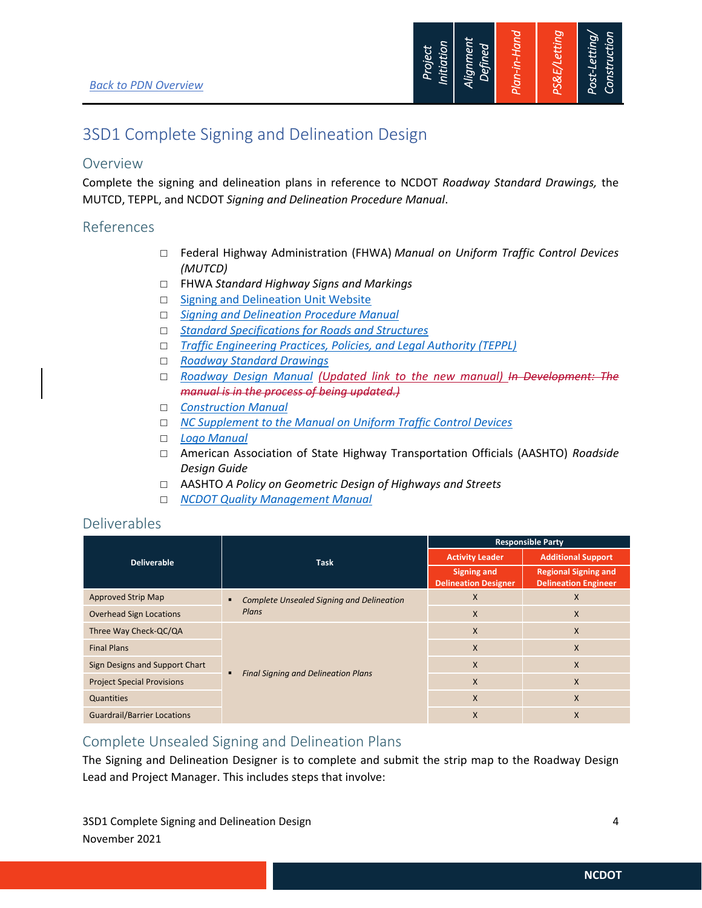Back to PDN Overview

Project Initiation | Alignment Defined | Plan-in-Hand | PS&E/Letting | Post-Letting/ Construction

# 3SD1 Complete Signing and Delineation Design

## Overview

Complete the signing and delineation plans in reference to NCDOT *Roadway Standard Drawings,* the MUTCD, TEPPL, and NCDOT *Signing and Delineation Procedure Manual*.

## References

- ☐ Federal Highway Administration (FHWA) *Manual on Uniform Traffic Control Devices (MUTCD)*
- ☐ FHWA *Standard Highway Signs and Markings*
- ☐ Signing and Delineation Unit Website
- ☐ *Signing and Delineation Procedure Manual*
- ☐ *Standard Specifications for Roads and Structures*
- ☐ *Traffic Engineering Practices, Policies, and Legal Authority (TEPPL)*
- ☐ *Roadway Standard Drawings*
- ☐ *Roadway Design Manual* *(Updated link to the new manual)* ~~*In Development: The manual is in the process of being updated.)*~~
- ☐ *Construction Manual*
- ☐ *NC Supplement to the Manual on Uniform Traffic Control Devices*
- ☐ *Logo Manual*
- ☐ American Association of State Highway Transportation Officials (AASHTO) *Roadside Design Guide*
- ☐ AASHTO *A Policy on Geometric Design of Highways and Streets*
- ☐ *NCDOT Quality Management Manual*

## Deliverables

| Deliverable | Task | Responsible Party | |
|---|---|---|---|
| | | Activity Leader | Additional Support |
| | | Signing and Delineation Designer | Regional Signing and Delineation Engineer |
| Approved Strip Map | ▪ *Complete Unsealed Signing and Delineation Plans* | X | X |
| Overhead Sign Locations | | X | X |
| Three Way Check-QC/QA | ▪ *Final Signing and Delineation Plans* | X | X |
| Final Plans | | X | X |
| Sign Designs and Support Chart | | X | X |
| Project Special Provisions | | X | X |
| Quantities | | X | X |
| Guardrail/Barrier Locations | | X | X |

## Complete Unsealed Signing and Delineation Plans

The Signing and Delineation Designer is to complete and submit the strip map to the Roadway Design Lead and Project Manager. This includes steps that involve: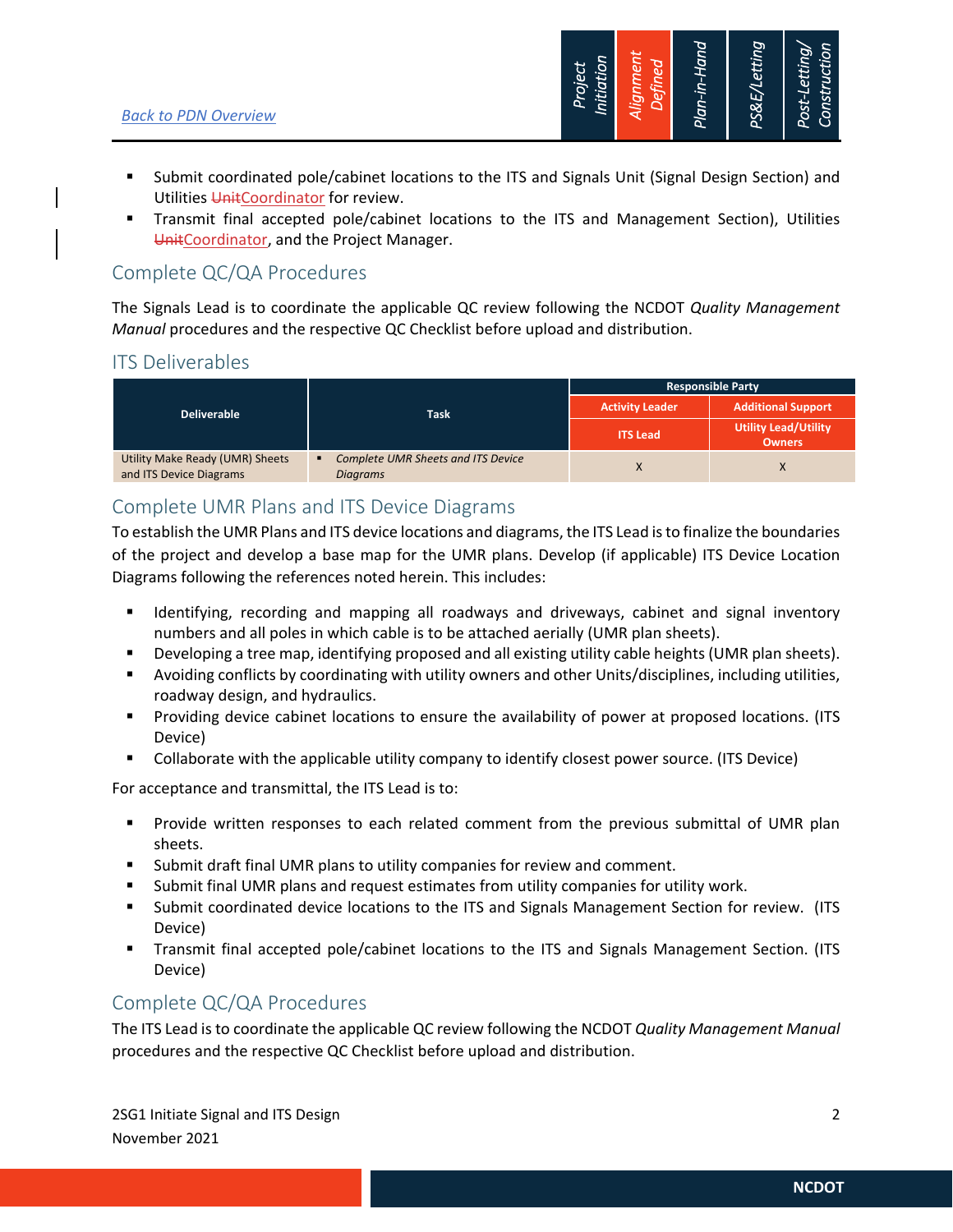[Back to PDN Overview](#)

- Submit coordinated pole/cabinet locations to the ITS and Signals Unit (Signal Design Section) and Utilities ~~Unit~~Coordinator for review.
- Transmit final accepted pole/cabinet locations to the ITS and Management Section), Utilities ~~Unit~~Coordinator, and the Project Manager.

## Complete QC/QA Procedures

The Signals Lead is to coordinate the applicable QC review following the NCDOT *Quality Management Manual* procedures and the respective QC Checklist before upload and distribution.

## ITS Deliverables

| Deliverable | Task | Responsible Party | |
|---|---|---|---|
| | | **Activity Leader** | **Additional Support** |
| | | **ITS Lead** | **Utility Lead/Utility Owners** |
| Utility Make Ready (UMR) Sheets and ITS Device Diagrams | ▪ *Complete UMR Sheets and ITS Device Diagrams* | X | X |

## Complete UMR Plans and ITS Device Diagrams

To establish the UMR Plans and ITS device locations and diagrams, the ITS Lead is to finalize the boundaries of the project and develop a base map for the UMR plans. Develop (if applicable) ITS Device Location Diagrams following the references noted herein. This includes:

- Identifying, recording and mapping all roadways and driveways, cabinet and signal inventory numbers and all poles in which cable is to be attached aerially (UMR plan sheets).
- Developing a tree map, identifying proposed and all existing utility cable heights (UMR plan sheets).
- Avoiding conflicts by coordinating with utility owners and other Units/disciplines, including utilities, roadway design, and hydraulics.
- Providing device cabinet locations to ensure the availability of power at proposed locations. (ITS Device)
- Collaborate with the applicable utility company to identify closest power source. (ITS Device)

For acceptance and transmittal, the ITS Lead is to:

- Provide written responses to each related comment from the previous submittal of UMR plan sheets.
- Submit draft final UMR plans to utility companies for review and comment.
- Submit final UMR plans and request estimates from utility companies for utility work.
- Submit coordinated device locations to the ITS and Signals Management Section for review. (ITS Device)
- Transmit final accepted pole/cabinet locations to the ITS and Signals Management Section. (ITS Device)

## Complete QC/QA Procedures

The ITS Lead is to coordinate the applicable QC review following the NCDOT *Quality Management Manual* procedures and the respective QC Checklist before upload and distribution.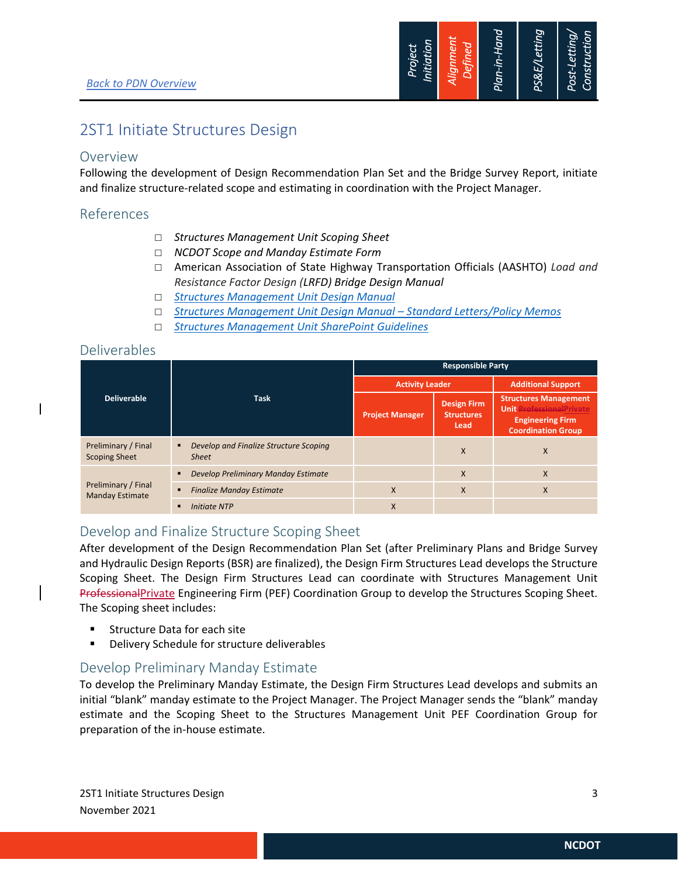[Back to PDN Overview](#)

# 2ST1 Initiate Structures Design

## Overview

Following the development of Design Recommendation Plan Set and the Bridge Survey Report, initiate and finalize structure-related scope and estimating in coordination with the Project Manager.

## References

- ☐ *Structures Management Unit Scoping Sheet*
- ☐ *NCDOT Scope and Manday Estimate Form*
- ☐ American Association of State Highway Transportation Officials (AASHTO) *Load and Resistance Factor Design* **(LRFD)** *Bridge Design Manual*
- ☐ [*Structures Management Unit Design Manual*](#)
- ☐ [*Structures Management Unit Design Manual – Standard Letters/Policy Memos*](#)
- ☐ [*Structures Management Unit SharePoint Guidelines*](#)

## Deliverables

| Deliverable | Task | Responsible Party | | |
|---|---|---|---|---|
| | | Activity Leader | | Additional Support |
| | | Project Manager | Design Firm Structures Lead | Structures Management Unit ~~Professional~~Private Engineering Firm Coordination Group |
| Preliminary / Final Scoping Sheet | ▪ *Develop and Finalize Structure Scoping Sheet* | | X | X |
| Preliminary / Final Manday Estimate | ▪ *Develop Preliminary Manday Estimate* | | X | X |
| | ▪ *Finalize Manday Estimate* | X | X | X |
| | ▪ *Initiate NTP* | X | | |

## Develop and Finalize Structure Scoping Sheet

After development of the Design Recommendation Plan Set (after Preliminary Plans and Bridge Survey and Hydraulic Design Reports (BSR) are finalized), the Design Firm Structures Lead develops the Structure Scoping Sheet. The Design Firm Structures Lead can coordinate with Structures Management Unit ~~Professional~~Private Engineering Firm (PEF) Coordination Group to develop the Structures Scoping Sheet. The Scoping sheet includes:

- Structure Data for each site
- Delivery Schedule for structure deliverables

## Develop Preliminary Manday Estimate

To develop the Preliminary Manday Estimate, the Design Firm Structures Lead develops and submits an initial "blank" manday estimate to the Project Manager. The Project Manager sends the "blank" manday estimate and the Scoping Sheet to the Structures Management Unit PEF Coordination Group for preparation of the in-house estimate.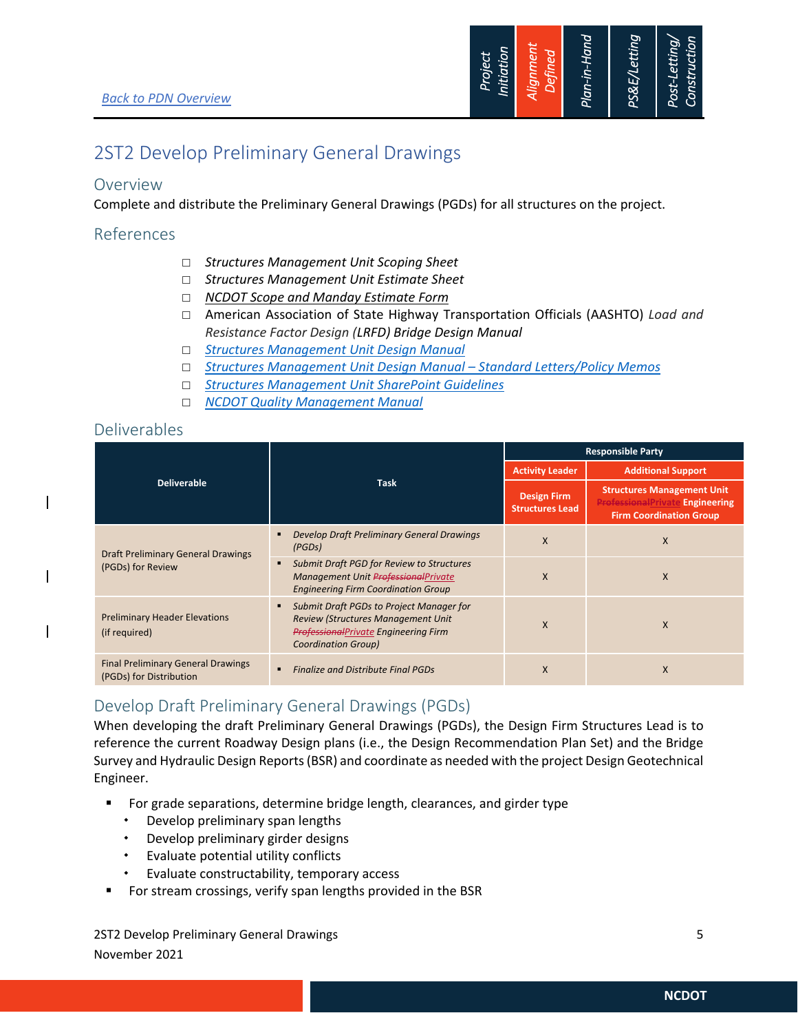Back to PDN Overview

# 2ST2 Develop Preliminary General Drawings

## Overview

Complete and distribute the Preliminary General Drawings (PGDs) for all structures on the project.

## References

- ☐ *Structures Management Unit Scoping Sheet*
- ☐ *Structures Management Unit Estimate Sheet*
- ☐ *NCDOT Scope and Manday Estimate Form*
- ☐ American Association of State Highway Transportation Officials (AASHTO) *Load and Resistance Factor Design (LRFD) Bridge Design Manual*
- ☐ *Structures Management Unit Design Manual*
- ☐ *Structures Management Unit Design Manual – Standard Letters/Policy Memos*
- ☐ *Structures Management Unit SharePoint Guidelines*
- ☐ *NCDOT Quality Management Manual*

## Deliverables

| Deliverable | Task | Responsible Party | |
|---|---|---|---|
| | | **Activity Leader** | **Additional Support** |
| | | **Design Firm Structures Lead** | **Structures Management Unit ~~Professional~~Private Engineering Firm Coordination Group** |
| Draft Preliminary General Drawings (PGDs) for Review | ▪ *Develop Draft Preliminary General Drawings (PGDs)* | X | X |
| | ▪ *Submit Draft PGD for Review to Structures Management Unit ~~Professional~~Private Engineering Firm Coordination Group* | X | X |
| Preliminary Header Elevations (if required) | ▪ *Submit Draft PGDs to Project Manager for Review (Structures Management Unit ~~Professional~~Private Engineering Firm Coordination Group)* | X | X |
| Final Preliminary General Drawings (PGDs) for Distribution | ▪ *Finalize and Distribute Final PGDs* | X | X |

## Develop Draft Preliminary General Drawings (PGDs)

When developing the draft Preliminary General Drawings (PGDs), the Design Firm Structures Lead is to reference the current Roadway Design plans (i.e., the Design Recommendation Plan Set) and the Bridge Survey and Hydraulic Design Reports (BSR) and coordinate as needed with the project Design Geotechnical Engineer.

- For grade separations, determine bridge length, clearances, and girder type
  - Develop preliminary span lengths
  - Develop preliminary girder designs
  - Evaluate potential utility conflicts
  - Evaluate constructability, temporary access
- For stream crossings, verify span lengths provided in the BSR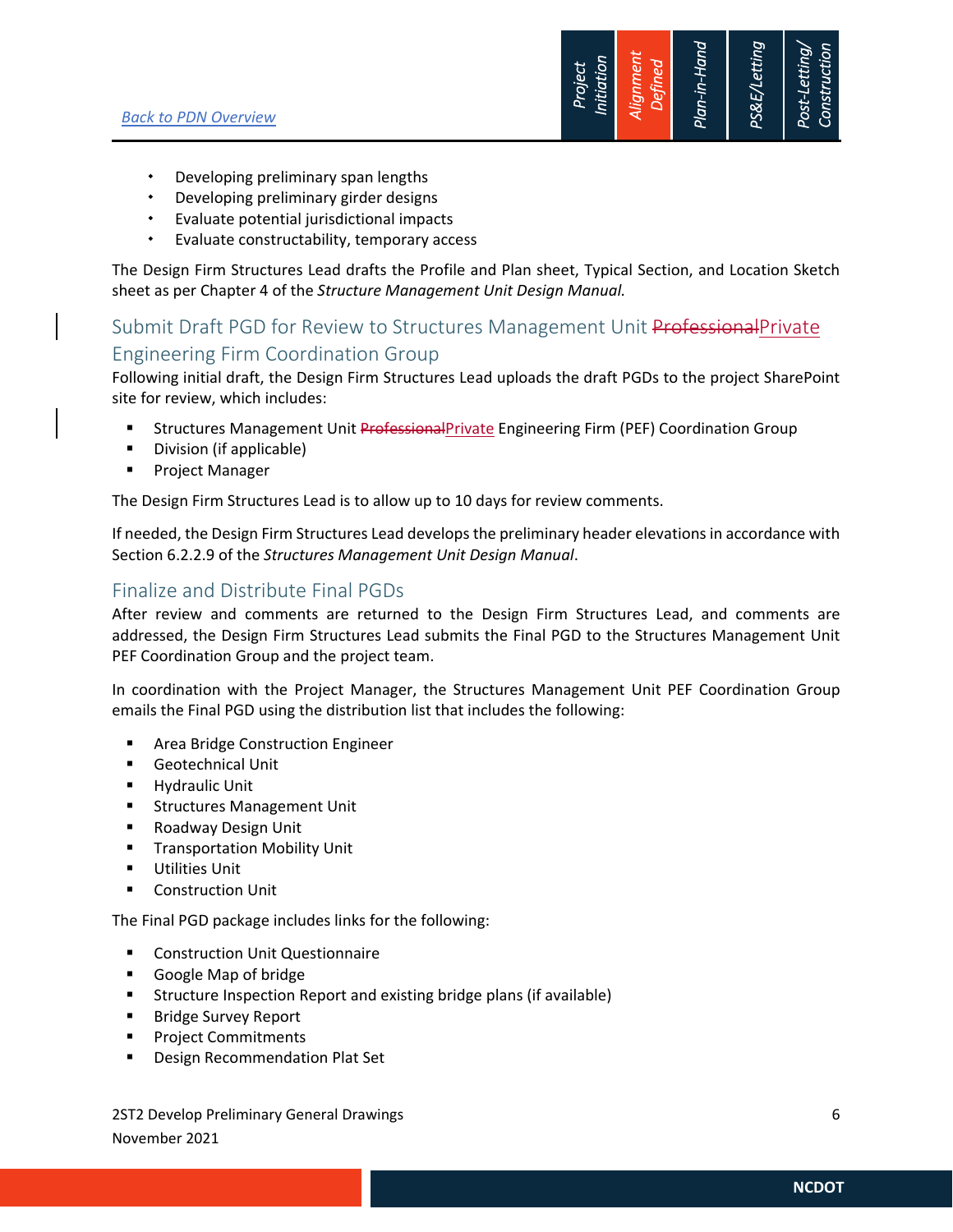- Developing preliminary span lengths
- Developing preliminary girder designs
- Evaluate potential jurisdictional impacts
- Evaluate constructability, temporary access

The Design Firm Structures Lead drafts the Profile and Plan sheet, Typical Section, and Location Sketch sheet as per Chapter 4 of the *Structure Management Unit Design Manual.*

## Submit Draft PGD for Review to Structures Management Unit ~~Professional~~Private Engineering Firm Coordination Group

Following initial draft, the Design Firm Structures Lead uploads the draft PGDs to the project SharePoint site for review, which includes:

- Structures Management Unit ~~Professional~~Private Engineering Firm (PEF) Coordination Group
- Division (if applicable)
- Project Manager

The Design Firm Structures Lead is to allow up to 10 days for review comments.

If needed, the Design Firm Structures Lead develops the preliminary header elevations in accordance with Section 6.2.2.9 of the *Structures Management Unit Design Manual*.

## Finalize and Distribute Final PGDs

After review and comments are returned to the Design Firm Structures Lead, and comments are addressed, the Design Firm Structures Lead submits the Final PGD to the Structures Management Unit PEF Coordination Group and the project team.

In coordination with the Project Manager, the Structures Management Unit PEF Coordination Group emails the Final PGD using the distribution list that includes the following:

- Area Bridge Construction Engineer
- Geotechnical Unit
- Hydraulic Unit
- Structures Management Unit
- Roadway Design Unit
- Transportation Mobility Unit
- Utilities Unit
- Construction Unit

The Final PGD package includes links for the following:

- Construction Unit Questionnaire
- Google Map of bridge
- Structure Inspection Report and existing bridge plans (if available)
- Bridge Survey Report
- Project Commitments
- Design Recommendation Plat Set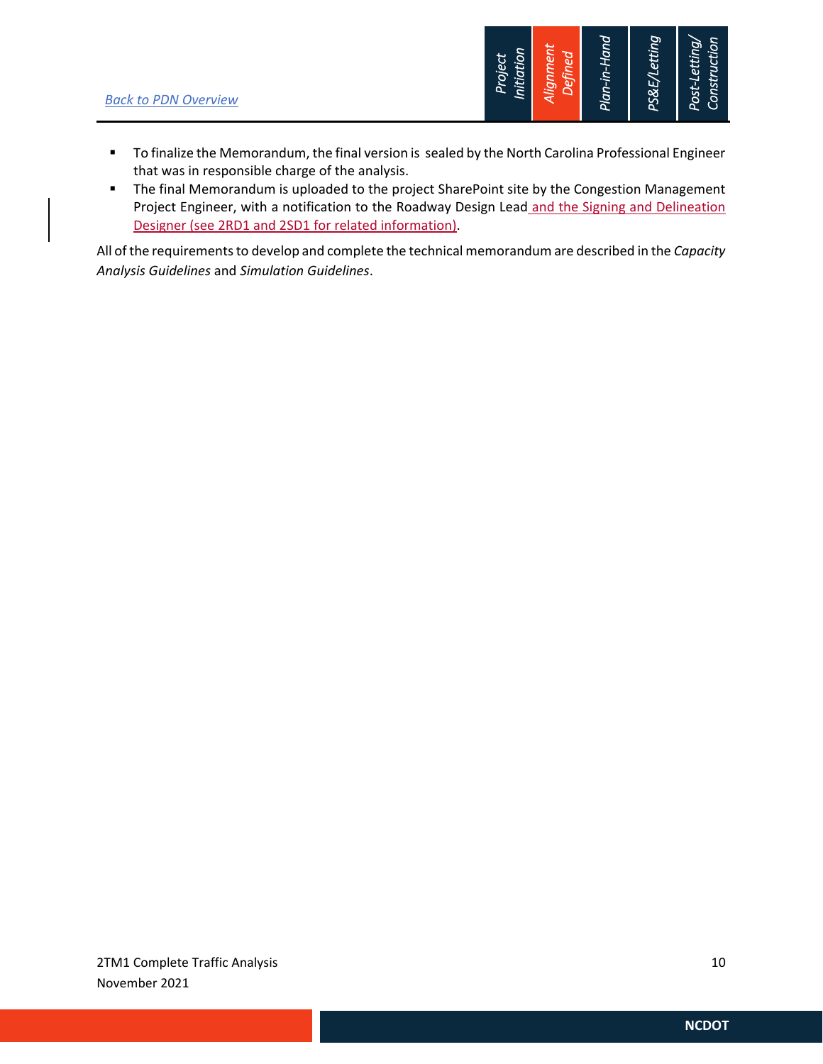- To finalize the Memorandum, the final version is sealed by the North Carolina Professional Engineer that was in responsible charge of the analysis.
- The final Memorandum is uploaded to the project SharePoint site by the Congestion Management Project Engineer, with a notification to the Roadway Design Lead and the Signing and Delineation Designer (see 2RD1 and 2SD1 for related information).

All of the requirements to develop and complete the technical memorandum are described in the *Capacity Analysis Guidelines* and *Simulation Guidelines*.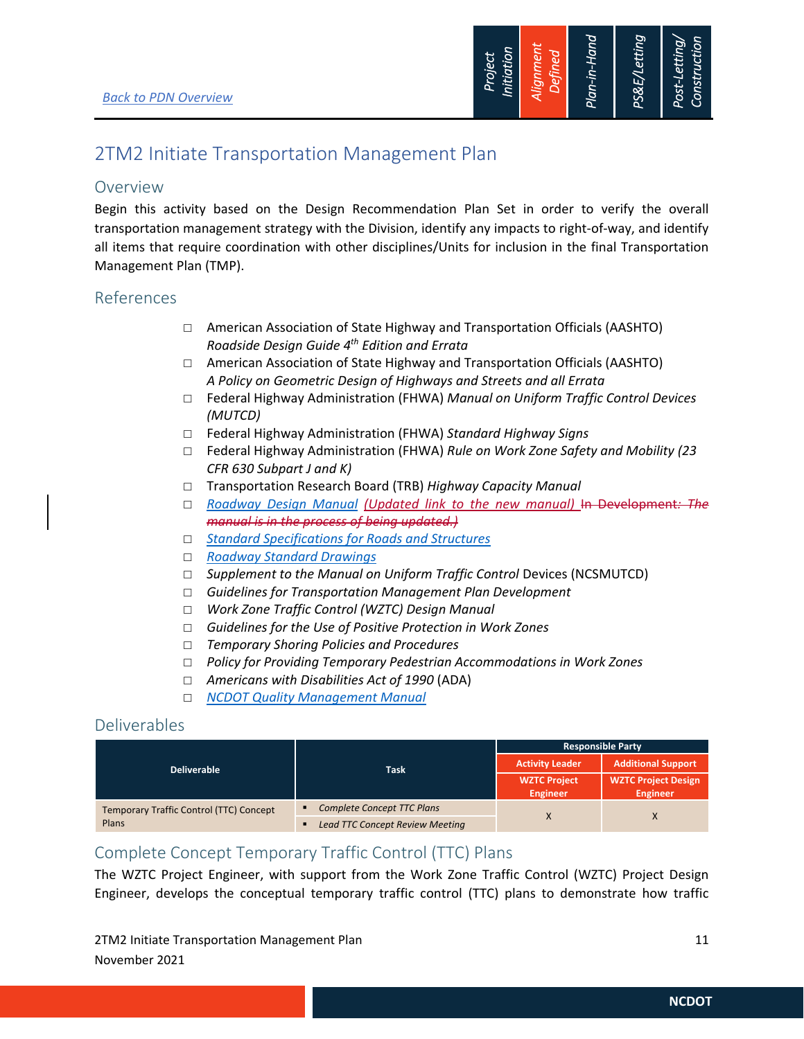[Back to PDN Overview]

# 2TM2 Initiate Transportation Management Plan

## Overview

Begin this activity based on the Design Recommendation Plan Set in order to verify the overall transportation management strategy with the Division, identify any impacts to right-of-way, and identify all items that require coordination with other disciplines/Units for inclusion in the final Transportation Management Plan (TMP).

## References

- ☐ American Association of State Highway and Transportation Officials (AASHTO) *Roadside Design Guide 4th Edition and Errata*
- ☐ American Association of State Highway and Transportation Officials (AASHTO) *A Policy on Geometric Design of Highways and Streets and all Errata*
- ☐ Federal Highway Administration (FHWA) *Manual on Uniform Traffic Control Devices (MUTCD)*
- ☐ Federal Highway Administration (FHWA) *Standard Highway Signs*
- ☐ Federal Highway Administration (FHWA) *Rule on Work Zone Safety and Mobility (23 CFR 630 Subpart J and K)*
- ☐ Transportation Research Board (TRB) *Highway Capacity Manual*
- ☐ *Roadway Design Manual* *(Updated link to the new manual)* ~~In Development: The manual is in the process of being updated.)~~
- ☐ *Standard Specifications for Roads and Structures*
- ☐ *Roadway Standard Drawings*
- ☐ *Supplement to the Manual on Uniform Traffic Control* Devices (NCSMUTCD)
- ☐ *Guidelines for Transportation Management Plan Development*
- ☐ *Work Zone Traffic Control (WZTC) Design Manual*
- ☐ *Guidelines for the Use of Positive Protection in Work Zones*
- ☐ *Temporary Shoring Policies and Procedures*
- ☐ *Policy for Providing Temporary Pedestrian Accommodations in Work Zones*
- ☐ *Americans with Disabilities Act of 1990* (ADA)
- ☐ *NCDOT Quality Management Manual*

## Deliverables

| Deliverable | Task | Responsible Party | |
|---|---|---|---|
| | | Activity Leader | Additional Support |
| | | WZTC Project Engineer | WZTC Project Design Engineer |
| Temporary Traffic Control (TTC) Concept Plans | ▪ *Complete Concept TTC Plans*<br>▪ *Lead TTC Concept Review Meeting* | X | X |

## Complete Concept Temporary Traffic Control (TTC) Plans

The WZTC Project Engineer, with support from the Work Zone Traffic Control (WZTC) Project Design Engineer, develops the conceptual temporary traffic control (TTC) plans to demonstrate how traffic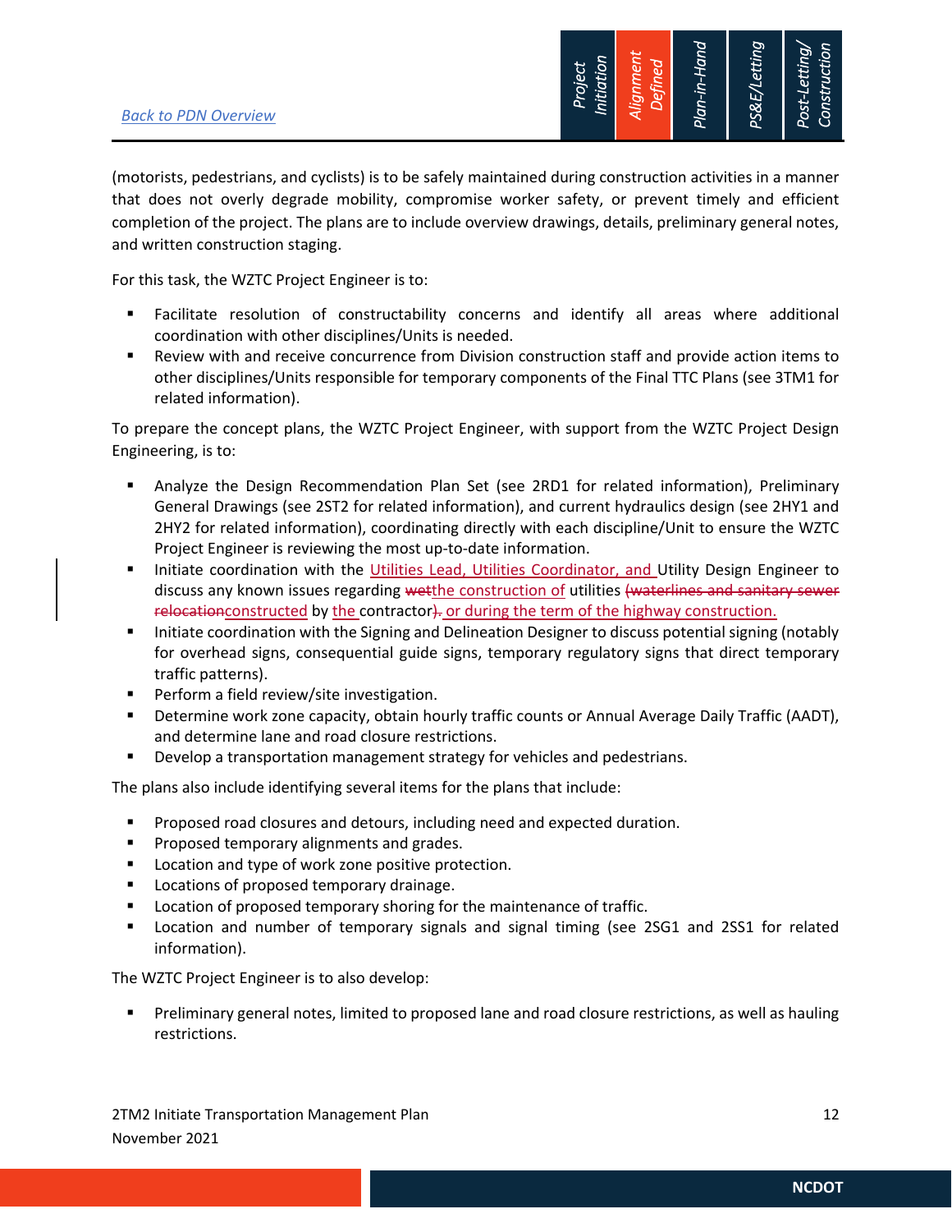(motorists, pedestrians, and cyclists) is to be safely maintained during construction activities in a manner that does not overly degrade mobility, compromise worker safety, or prevent timely and efficient completion of the project. The plans are to include overview drawings, details, preliminary general notes, and written construction staging.

For this task, the WZTC Project Engineer is to:

- Facilitate resolution of constructability concerns and identify all areas where additional coordination with other disciplines/Units is needed.
- Review with and receive concurrence from Division construction staff and provide action items to other disciplines/Units responsible for temporary components of the Final TTC Plans (see 3TM1 for related information).

To prepare the concept plans, the WZTC Project Engineer, with support from the WZTC Project Design Engineering, is to:

- Analyze the Design Recommendation Plan Set (see 2RD1 for related information), Preliminary General Drawings (see 2ST2 for related information), and current hydraulics design (see 2HY1 and 2HY2 for related information), coordinating directly with each discipline/Unit to ensure the WZTC Project Engineer is reviewing the most up-to-date information.
- Initiate coordination with the Utilities Lead, Utilities Coordinator, and Utility Design Engineer to discuss any known issues regarding ~~wet~~the construction of utilities ~~(waterlines and sanitary sewer relocation~~constructed by the contractor~~).~~ or during the term of the highway construction.
- Initiate coordination with the Signing and Delineation Designer to discuss potential signing (notably for overhead signs, consequential guide signs, temporary regulatory signs that direct temporary traffic patterns).
- Perform a field review/site investigation.
- Determine work zone capacity, obtain hourly traffic counts or Annual Average Daily Traffic (AADT), and determine lane and road closure restrictions.
- Develop a transportation management strategy for vehicles and pedestrians.

The plans also include identifying several items for the plans that include:

- Proposed road closures and detours, including need and expected duration.
- Proposed temporary alignments and grades.
- Location and type of work zone positive protection.
- Locations of proposed temporary drainage.
- Location of proposed temporary shoring for the maintenance of traffic.
- Location and number of temporary signals and signal timing (see 2SG1 and 2SS1 for related information).

The WZTC Project Engineer is to also develop:

- Preliminary general notes, limited to proposed lane and road closure restrictions, as well as hauling restrictions.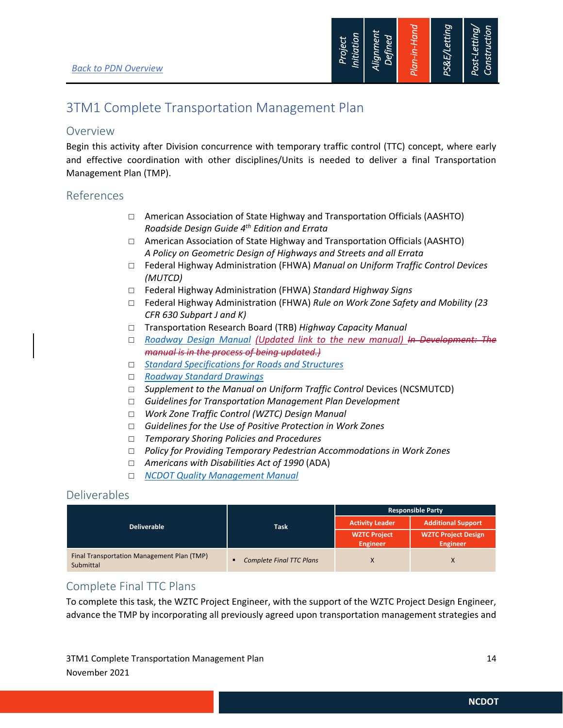Back to PDN Overview

Project Initiation | Alignment Defined | Plan-in-Hand | PS&E/Letting | Post-Letting/ Construction

# 3TM1 Complete Transportation Management Plan

## Overview

Begin this activity after Division concurrence with temporary traffic control (TTC) concept, where early and effective coordination with other disciplines/Units is needed to deliver a final Transportation Management Plan (TMP).

## References

- ☐ American Association of State Highway and Transportation Officials (AASHTO) *Roadside Design Guide 4th Edition and Errata*
- ☐ American Association of State Highway and Transportation Officials (AASHTO) *A Policy on Geometric Design of Highways and Streets and all Errata*
- ☐ Federal Highway Administration (FHWA) *Manual on Uniform Traffic Control Devices (MUTCD)*
- ☐ Federal Highway Administration (FHWA) *Standard Highway Signs*
- ☐ Federal Highway Administration (FHWA) *Rule on Work Zone Safety and Mobility (23 CFR 630 Subpart J and K)*
- ☐ Transportation Research Board (TRB) *Highway Capacity Manual*
- ☐ *Roadway Design Manual* *(Updated link to the new manual)* ~~*In Development: The manual is in the process of being updated.)*~~
- ☐ *Standard Specifications for Roads and Structures*
- ☐ *Roadway Standard Drawings*
- ☐ *Supplement to the Manual on Uniform Traffic Control* Devices (NCSMUTCD)
- ☐ *Guidelines for Transportation Management Plan Development*
- ☐ *Work Zone Traffic Control (WZTC) Design Manual*
- ☐ *Guidelines for the Use of Positive Protection in Work Zones*
- ☐ *Temporary Shoring Policies and Procedures*
- ☐ *Policy for Providing Temporary Pedestrian Accommodations in Work Zones*
- ☐ *Americans with Disabilities Act of 1990* (ADA)
- ☐ *NCDOT Quality Management Manual*

## Deliverables

| Deliverable | Task | Responsible Party | |
|---|---|---|---|
| | | Activity Leader | Additional Support |
| | | WZTC Project Engineer | WZTC Project Design Engineer |
| Final Transportation Management Plan (TMP) Submittal | ▪ *Complete Final TTC Plans* | X | X |

## Complete Final TTC Plans

To complete this task, the WZTC Project Engineer, with the support of the WZTC Project Design Engineer, advance the TMP by incorporating all previously agreed upon transportation management strategies and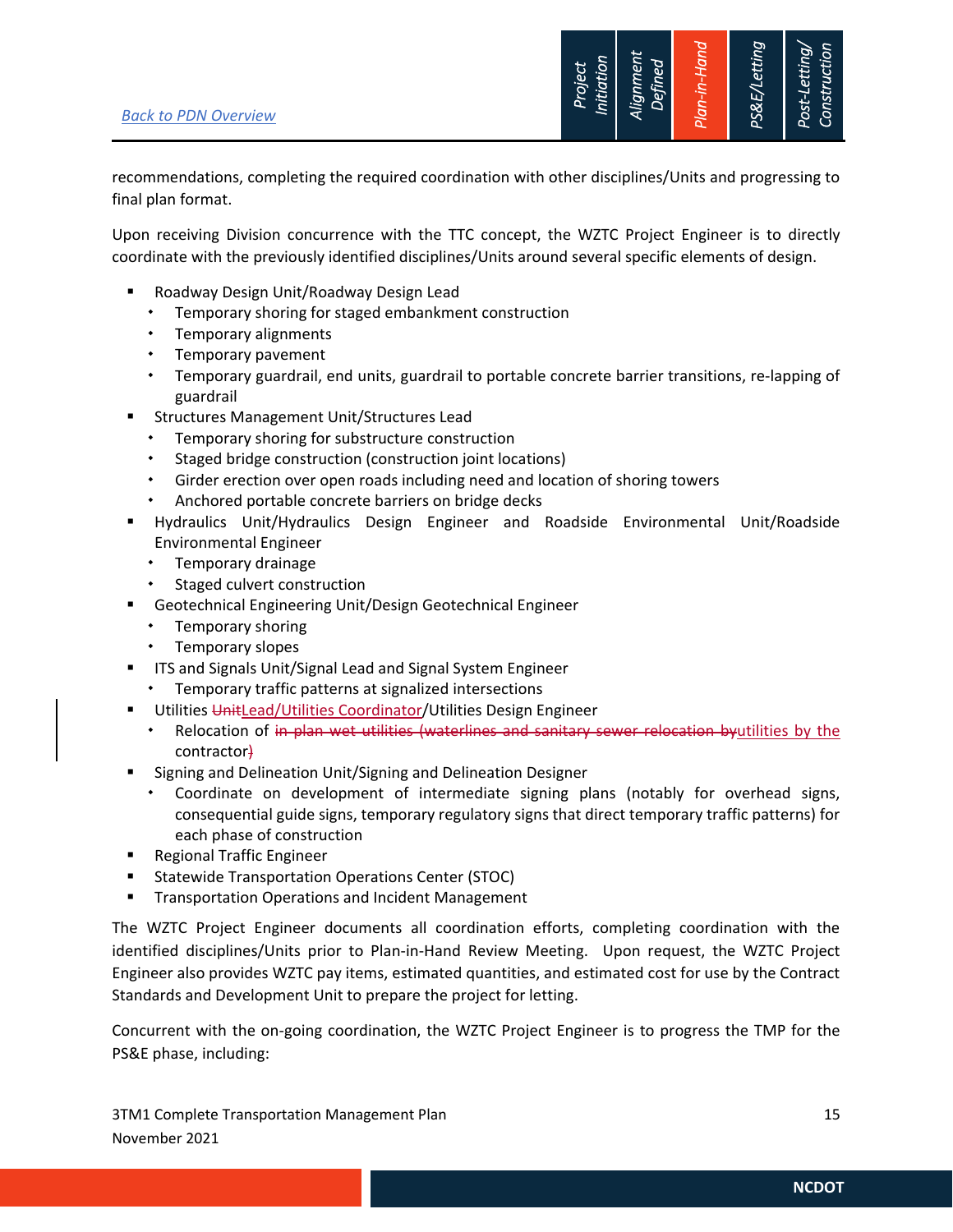recommendations, completing the required coordination with other disciplines/Units and progressing to final plan format.

Upon receiving Division concurrence with the TTC concept, the WZTC Project Engineer is to directly coordinate with the previously identified disciplines/Units around several specific elements of design.

- Roadway Design Unit/Roadway Design Lead
  - Temporary shoring for staged embankment construction
  - Temporary alignments
  - Temporary pavement
  - Temporary guardrail, end units, guardrail to portable concrete barrier transitions, re-lapping of guardrail
- Structures Management Unit/Structures Lead
  - Temporary shoring for substructure construction
  - Staged bridge construction (construction joint locations)
  - Girder erection over open roads including need and location of shoring towers
  - Anchored portable concrete barriers on bridge decks
- Hydraulics Unit/Hydraulics Design Engineer and Roadside Environmental Unit/Roadside Environmental Engineer
  - Temporary drainage
  - Staged culvert construction
- Geotechnical Engineering Unit/Design Geotechnical Engineer
  - Temporary shoring
  - Temporary slopes
- ITS and Signals Unit/Signal Lead and Signal System Engineer
  - Temporary traffic patterns at signalized intersections
- Utilities ~~Unit~~Lead/Utilities Coordinator/Utilities Design Engineer
  - Relocation of ~~in-plan wet utilities (waterlines and sanitary sewer relocation by~~utilities by the contractor~~)~~
- Signing and Delineation Unit/Signing and Delineation Designer
  - Coordinate on development of intermediate signing plans (notably for overhead signs, consequential guide signs, temporary regulatory signs that direct temporary traffic patterns) for each phase of construction
- Regional Traffic Engineer
- Statewide Transportation Operations Center (STOC)
- Transportation Operations and Incident Management

The WZTC Project Engineer documents all coordination efforts, completing coordination with the identified disciplines/Units prior to Plan-in-Hand Review Meeting. Upon request, the WZTC Project Engineer also provides WZTC pay items, estimated quantities, and estimated cost for use by the Contract Standards and Development Unit to prepare the project for letting.

Concurrent with the on-going coordination, the WZTC Project Engineer is to progress the TMP for the PS&E phase, including: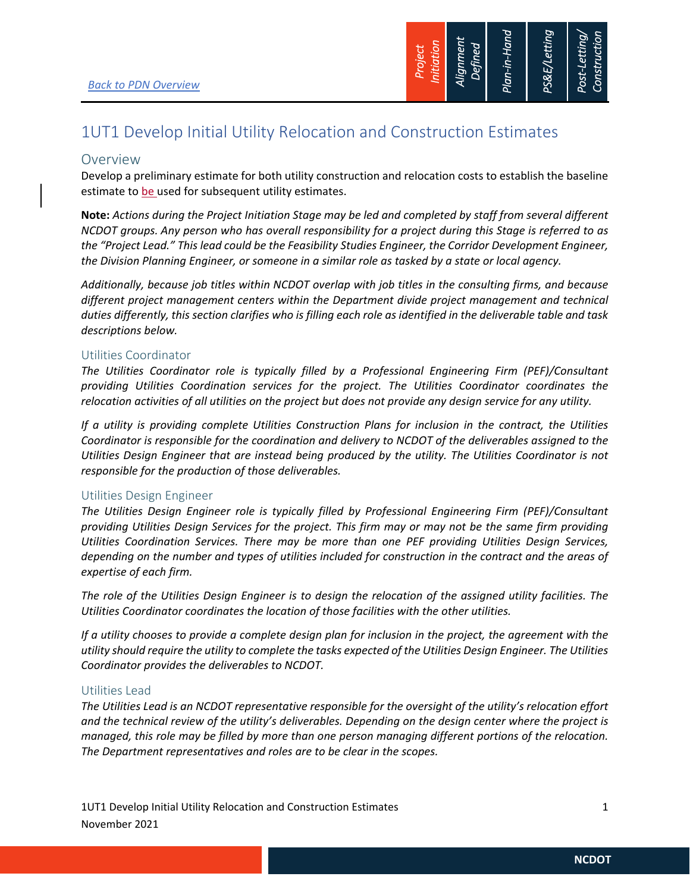[Back to PDN Overview]

# 1UT1 Develop Initial Utility Relocation and Construction Estimates

## Overview

Develop a preliminary estimate for both utility construction and relocation costs to establish the baseline estimate to be used for subsequent utility estimates.

**Note:** *Actions during the Project Initiation Stage may be led and completed by staff from several different NCDOT groups. Any person who has overall responsibility for a project during this Stage is referred to as the "Project Lead." This lead could be the Feasibility Studies Engineer, the Corridor Development Engineer, the Division Planning Engineer, or someone in a similar role as tasked by a state or local agency.*

*Additionally, because job titles within NCDOT overlap with job titles in the consulting firms, and because different project management centers within the Department divide project management and technical duties differently, this section clarifies who is filling each role as identified in the deliverable table and task descriptions below.*

### Utilities Coordinator

*The Utilities Coordinator role is typically filled by a Professional Engineering Firm (PEF)/Consultant providing Utilities Coordination services for the project. The Utilities Coordinator coordinates the relocation activities of all utilities on the project but does not provide any design service for any utility.*

*If a utility is providing complete Utilities Construction Plans for inclusion in the contract, the Utilities Coordinator is responsible for the coordination and delivery to NCDOT of the deliverables assigned to the Utilities Design Engineer that are instead being produced by the utility. The Utilities Coordinator is not responsible for the production of those deliverables.*

### Utilities Design Engineer

*The Utilities Design Engineer role is typically filled by Professional Engineering Firm (PEF)/Consultant providing Utilities Design Services for the project. This firm may or may not be the same firm providing Utilities Coordination Services. There may be more than one PEF providing Utilities Design Services, depending on the number and types of utilities included for construction in the contract and the areas of expertise of each firm.*

*The role of the Utilities Design Engineer is to design the relocation of the assigned utility facilities. The Utilities Coordinator coordinates the location of those facilities with the other utilities.*

*If a utility chooses to provide a complete design plan for inclusion in the project, the agreement with the utility should require the utility to complete the tasks expected of the Utilities Design Engineer. The Utilities Coordinator provides the deliverables to NCDOT.*

### Utilities Lead

*The Utilities Lead is an NCDOT representative responsible for the oversight of the utility's relocation effort and the technical review of the utility's deliverables. Depending on the design center where the project is managed, this role may be filled by more than one person managing different portions of the relocation. The Department representatives and roles are to be clear in the scopes.*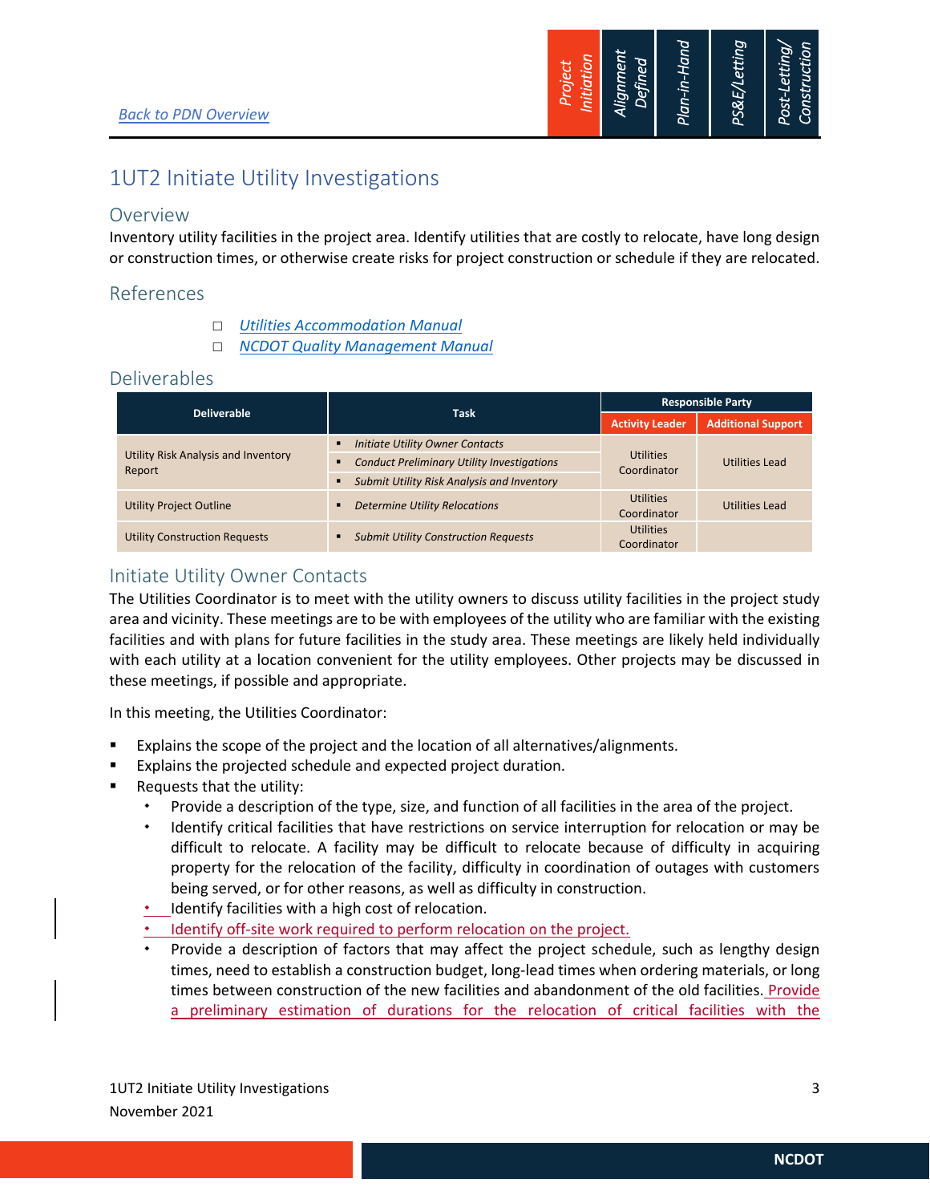[Back to PDN Overview](#)

# 1UT2 Initiate Utility Investigations

## Overview

Inventory utility facilities in the project area. Identify utilities that are costly to relocate, have long design or construction times, or otherwise create risks for project construction or schedule if they are relocated.

## References

- ☐ *Utilities Accommodation Manual*
- ☐ *NCDOT Quality Management Manual*

## Deliverables

| Deliverable | Task | Responsible Party | |
|---|---|---|---|
| | | Activity Leader | Additional Support |
| Utility Risk Analysis and Inventory Report | ▪ *Initiate Utility Owner Contacts*<br>▪ *Conduct Preliminary Utility Investigations*<br>▪ *Submit Utility Risk Analysis and Inventory* | Utilities Coordinator | Utilities Lead |
| Utility Project Outline | ▪ *Determine Utility Relocations* | Utilities Coordinator | Utilities Lead |
| Utility Construction Requests | ▪ *Submit Utility Construction Requests* | Utilities Coordinator | |

## Initiate Utility Owner Contacts

The Utilities Coordinator is to meet with the utility owners to discuss utility facilities in the project study area and vicinity. These meetings are to be with employees of the utility who are familiar with the existing facilities and with plans for future facilities in the study area. These meetings are likely held individually with each utility at a location convenient for the utility employees. Other projects may be discussed in these meetings, if possible and appropriate.

In this meeting, the Utilities Coordinator:

- Explains the scope of the project and the location of all alternatives/alignments.
- Explains the projected schedule and expected project duration.
- Requests that the utility:
  - Provide a description of the type, size, and function of all facilities in the area of the project.
  - Identify critical facilities that have restrictions on service interruption for relocation or may be difficult to relocate. A facility may be difficult to relocate because of difficulty in acquiring property for the relocation of the facility, difficulty in coordination of outages with customers being served, or for other reasons, as well as difficulty in construction.
  - Identify facilities with a high cost of relocation.
  - Identify off-site work required to perform relocation on the project.
  - Provide a description of factors that may affect the project schedule, such as lengthy design times, need to establish a construction budget, long-lead times when ordering materials, or long times between construction of the new facilities and abandonment of the old facilities. Provide a preliminary estimation of durations for the relocation of critical facilities with the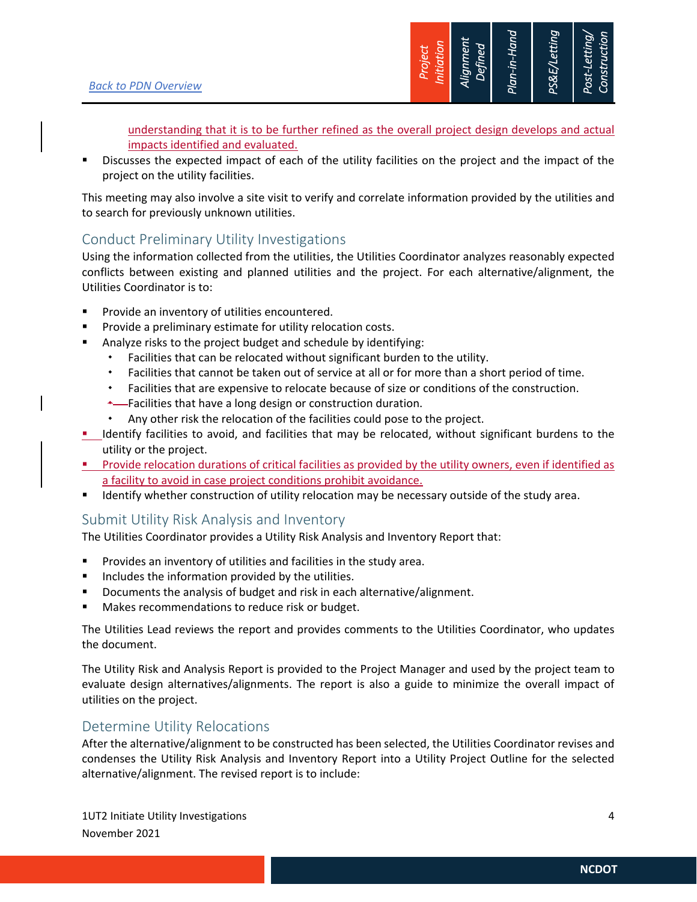understanding that it is to be further refined as the overall project design develops and actual impacts identified and evaluated.

- Discusses the expected impact of each of the utility facilities on the project and the impact of the project on the utility facilities.

This meeting may also involve a site visit to verify and correlate information provided by the utilities and to search for previously unknown utilities.

## Conduct Preliminary Utility Investigations

Using the information collected from the utilities, the Utilities Coordinator analyzes reasonably expected conflicts between existing and planned utilities and the project. For each alternative/alignment, the Utilities Coordinator is to:

- Provide an inventory of utilities encountered.
- Provide a preliminary estimate for utility relocation costs.
- Analyze risks to the project budget and schedule by identifying:
  - Facilities that can be relocated without significant burden to the utility.
  - Facilities that cannot be taken out of service at all or for more than a short period of time.
  - Facilities that are expensive to relocate because of size or conditions of the construction.
  - Facilities that have a long design or construction duration.
  - Any other risk the relocation of the facilities could pose to the project.
- Identify facilities to avoid, and facilities that may be relocated, without significant burdens to the utility or the project.
- Provide relocation durations of critical facilities as provided by the utility owners, even if identified as a facility to avoid in case project conditions prohibit avoidance.
- Identify whether construction of utility relocation may be necessary outside of the study area.

## Submit Utility Risk Analysis and Inventory

The Utilities Coordinator provides a Utility Risk Analysis and Inventory Report that:

- Provides an inventory of utilities and facilities in the study area.
- Includes the information provided by the utilities.
- Documents the analysis of budget and risk in each alternative/alignment.
- Makes recommendations to reduce risk or budget.

The Utilities Lead reviews the report and provides comments to the Utilities Coordinator, who updates the document.

The Utility Risk and Analysis Report is provided to the Project Manager and used by the project team to evaluate design alternatives/alignments. The report is also a guide to minimize the overall impact of utilities on the project.

## Determine Utility Relocations

After the alternative/alignment to be constructed has been selected, the Utilities Coordinator revises and condenses the Utility Risk Analysis and Inventory Report into a Utility Project Outline for the selected alternative/alignment. The revised report is to include: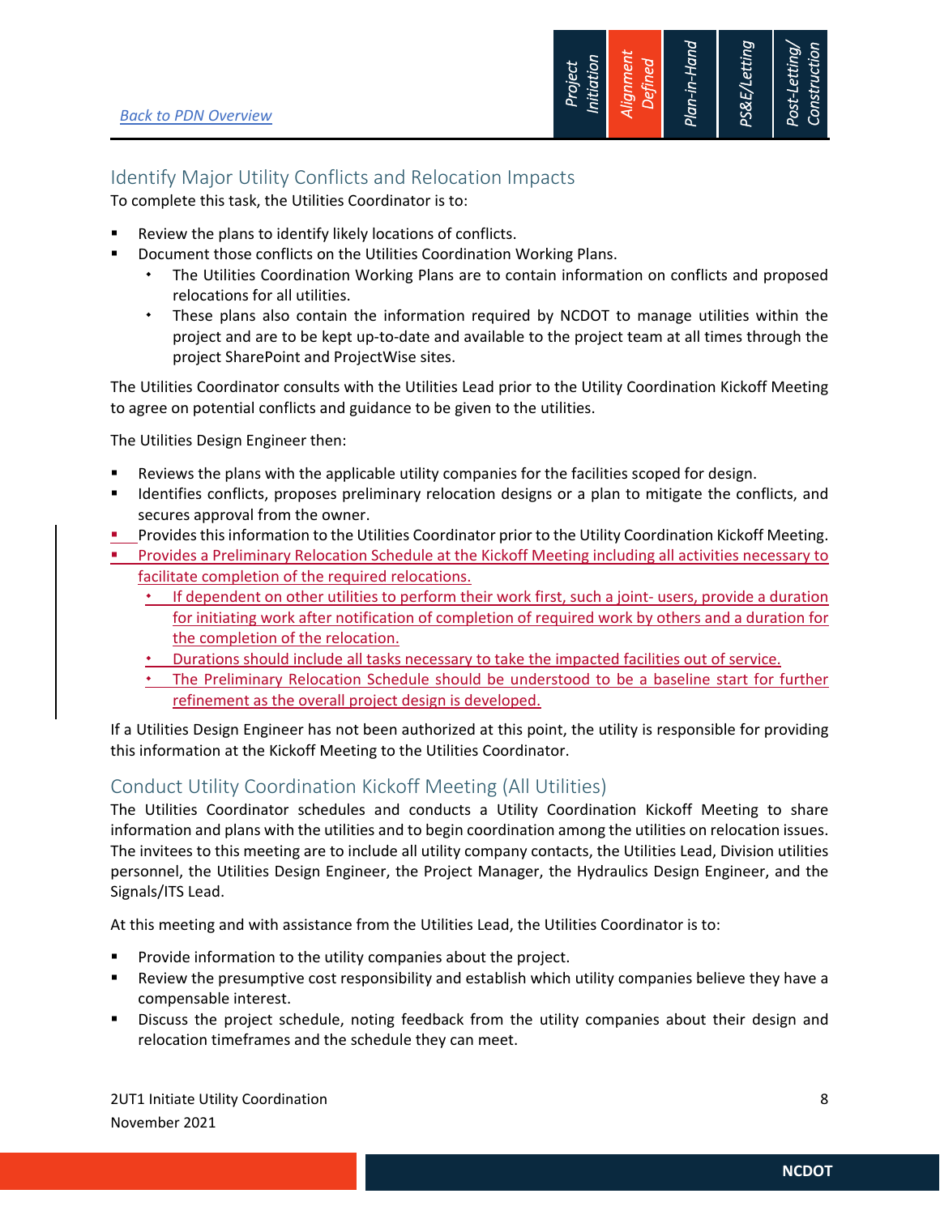## Identify Major Utility Conflicts and Relocation Impacts

To complete this task, the Utilities Coordinator is to:

- Review the plans to identify likely locations of conflicts.
- Document those conflicts on the Utilities Coordination Working Plans.
  - The Utilities Coordination Working Plans are to contain information on conflicts and proposed relocations for all utilities.
  - These plans also contain the information required by NCDOT to manage utilities within the project and are to be kept up-to-date and available to the project team at all times through the project SharePoint and ProjectWise sites.

The Utilities Coordinator consults with the Utilities Lead prior to the Utility Coordination Kickoff Meeting to agree on potential conflicts and guidance to be given to the utilities.

The Utilities Design Engineer then:

- Reviews the plans with the applicable utility companies for the facilities scoped for design.
- Identifies conflicts, proposes preliminary relocation designs or a plan to mitigate the conflicts, and secures approval from the owner.
- Provides this information to the Utilities Coordinator prior to the Utility Coordination Kickoff Meeting.
- Provides a Preliminary Relocation Schedule at the Kickoff Meeting including all activities necessary to facilitate completion of the required relocations.
  - If dependent on other utilities to perform their work first, such a joint- users, provide a duration for initiating work after notification of completion of required work by others and a duration for the completion of the relocation.
  - Durations should include all tasks necessary to take the impacted facilities out of service.
  - The Preliminary Relocation Schedule should be understood to be a baseline start for further refinement as the overall project design is developed.

If a Utilities Design Engineer has not been authorized at this point, the utility is responsible for providing this information at the Kickoff Meeting to the Utilities Coordinator.

## Conduct Utility Coordination Kickoff Meeting (All Utilities)

The Utilities Coordinator schedules and conducts a Utility Coordination Kickoff Meeting to share information and plans with the utilities and to begin coordination among the utilities on relocation issues. The invitees to this meeting are to include all utility company contacts, the Utilities Lead, Division utilities personnel, the Utilities Design Engineer, the Project Manager, the Hydraulics Design Engineer, and the Signals/ITS Lead.

At this meeting and with assistance from the Utilities Lead, the Utilities Coordinator is to:

- Provide information to the utility companies about the project.
- Review the presumptive cost responsibility and establish which utility companies believe they have a compensable interest.
- Discuss the project schedule, noting feedback from the utility companies about their design and relocation timeframes and the schedule they can meet.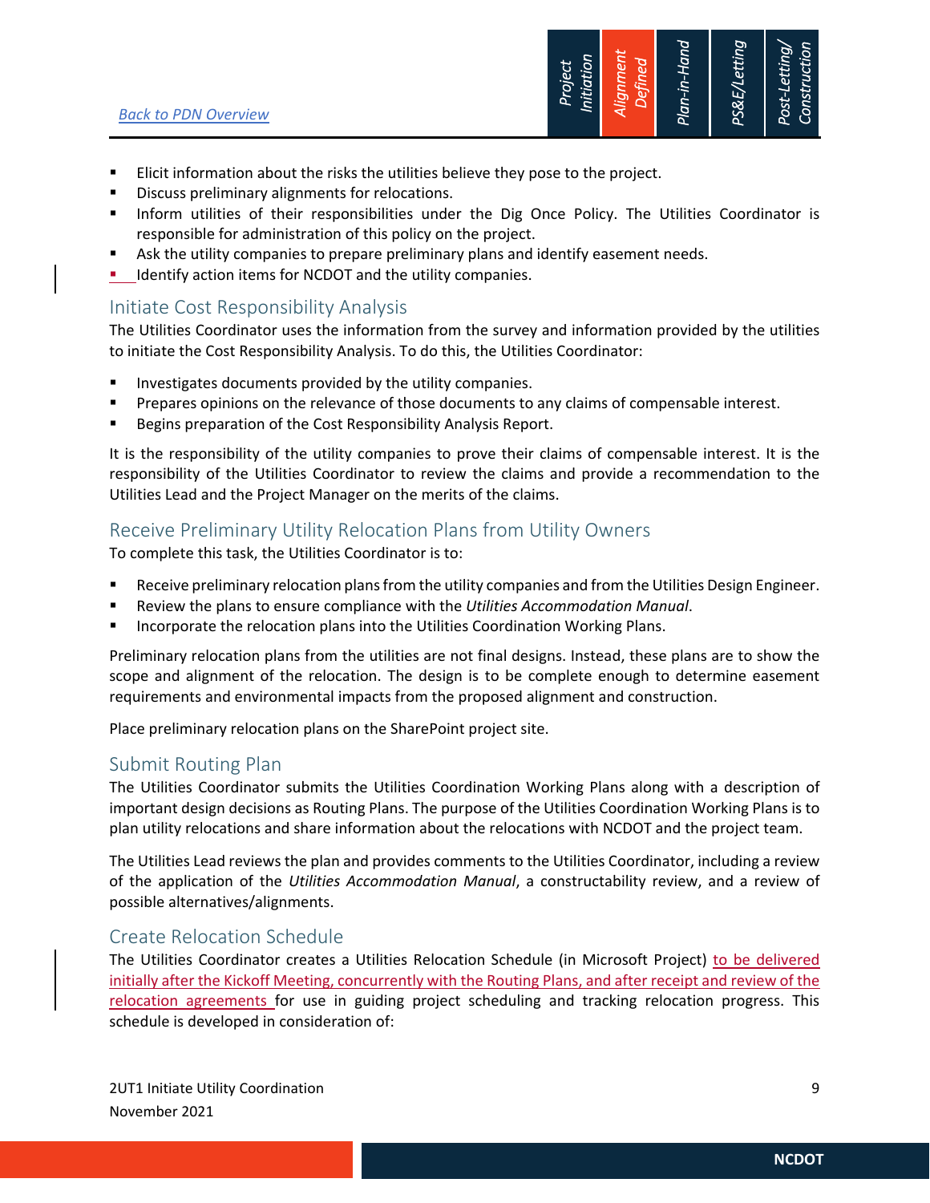- Elicit information about the risks the utilities believe they pose to the project.
- Discuss preliminary alignments for relocations.
- Inform utilities of their responsibilities under the Dig Once Policy. The Utilities Coordinator is responsible for administration of this policy on the project.
- Ask the utility companies to prepare preliminary plans and identify easement needs.
- Identify action items for NCDOT and the utility companies.

## Initiate Cost Responsibility Analysis

The Utilities Coordinator uses the information from the survey and information provided by the utilities to initiate the Cost Responsibility Analysis. To do this, the Utilities Coordinator:

- Investigates documents provided by the utility companies.
- Prepares opinions on the relevance of those documents to any claims of compensable interest.
- Begins preparation of the Cost Responsibility Analysis Report.

It is the responsibility of the utility companies to prove their claims of compensable interest. It is the responsibility of the Utilities Coordinator to review the claims and provide a recommendation to the Utilities Lead and the Project Manager on the merits of the claims.

## Receive Preliminary Utility Relocation Plans from Utility Owners

To complete this task, the Utilities Coordinator is to:

- Receive preliminary relocation plans from the utility companies and from the Utilities Design Engineer.
- Review the plans to ensure compliance with the *Utilities Accommodation Manual*.
- Incorporate the relocation plans into the Utilities Coordination Working Plans.

Preliminary relocation plans from the utilities are not final designs. Instead, these plans are to show the scope and alignment of the relocation. The design is to be complete enough to determine easement requirements and environmental impacts from the proposed alignment and construction.

Place preliminary relocation plans on the SharePoint project site.

## Submit Routing Plan

The Utilities Coordinator submits the Utilities Coordination Working Plans along with a description of important design decisions as Routing Plans. The purpose of the Utilities Coordination Working Plans is to plan utility relocations and share information about the relocations with NCDOT and the project team.

The Utilities Lead reviews the plan and provides comments to the Utilities Coordinator, including a review of the application of the *Utilities Accommodation Manual*, a constructability review, and a review of possible alternatives/alignments.

## Create Relocation Schedule

The Utilities Coordinator creates a Utilities Relocation Schedule (in Microsoft Project) to be delivered initially after the Kickoff Meeting, concurrently with the Routing Plans, and after receipt and review of the relocation agreements for use in guiding project scheduling and tracking relocation progress. This schedule is developed in consideration of: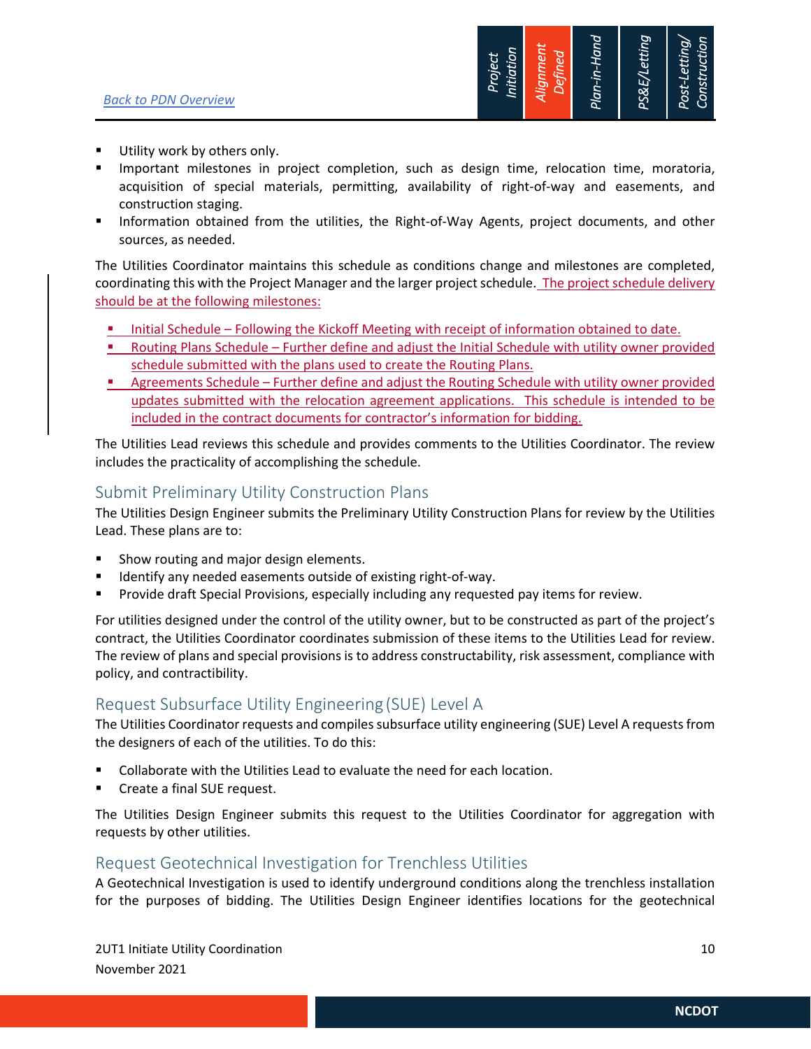- Utility work by others only.
- Important milestones in project completion, such as design time, relocation time, moratoria, acquisition of special materials, permitting, availability of right-of-way and easements, and construction staging.
- Information obtained from the utilities, the Right-of-Way Agents, project documents, and other sources, as needed.

The Utilities Coordinator maintains this schedule as conditions change and milestones are completed, coordinating this with the Project Manager and the larger project schedule. The project schedule delivery should be at the following milestones:

- Initial Schedule – Following the Kickoff Meeting with receipt of information obtained to date.
- Routing Plans Schedule – Further define and adjust the Initial Schedule with utility owner provided schedule submitted with the plans used to create the Routing Plans.
- Agreements Schedule – Further define and adjust the Routing Schedule with utility owner provided updates submitted with the relocation agreement applications. This schedule is intended to be included in the contract documents for contractor's information for bidding.

The Utilities Lead reviews this schedule and provides comments to the Utilities Coordinator. The review includes the practicality of accomplishing the schedule.

## Submit Preliminary Utility Construction Plans

The Utilities Design Engineer submits the Preliminary Utility Construction Plans for review by the Utilities Lead. These plans are to:

- Show routing and major design elements.
- Identify any needed easements outside of existing right-of-way.
- Provide draft Special Provisions, especially including any requested pay items for review.

For utilities designed under the control of the utility owner, but to be constructed as part of the project's contract, the Utilities Coordinator coordinates submission of these items to the Utilities Lead for review. The review of plans and special provisions is to address constructability, risk assessment, compliance with policy, and contractibility.

## Request Subsurface Utility Engineering (SUE) Level A

The Utilities Coordinator requests and compiles subsurface utility engineering (SUE) Level A requests from the designers of each of the utilities. To do this:

- Collaborate with the Utilities Lead to evaluate the need for each location.
- Create a final SUE request.

The Utilities Design Engineer submits this request to the Utilities Coordinator for aggregation with requests by other utilities.

## Request Geotechnical Investigation for Trenchless Utilities

A Geotechnical Investigation is used to identify underground conditions along the trenchless installation for the purposes of bidding. The Utilities Design Engineer identifies locations for the geotechnical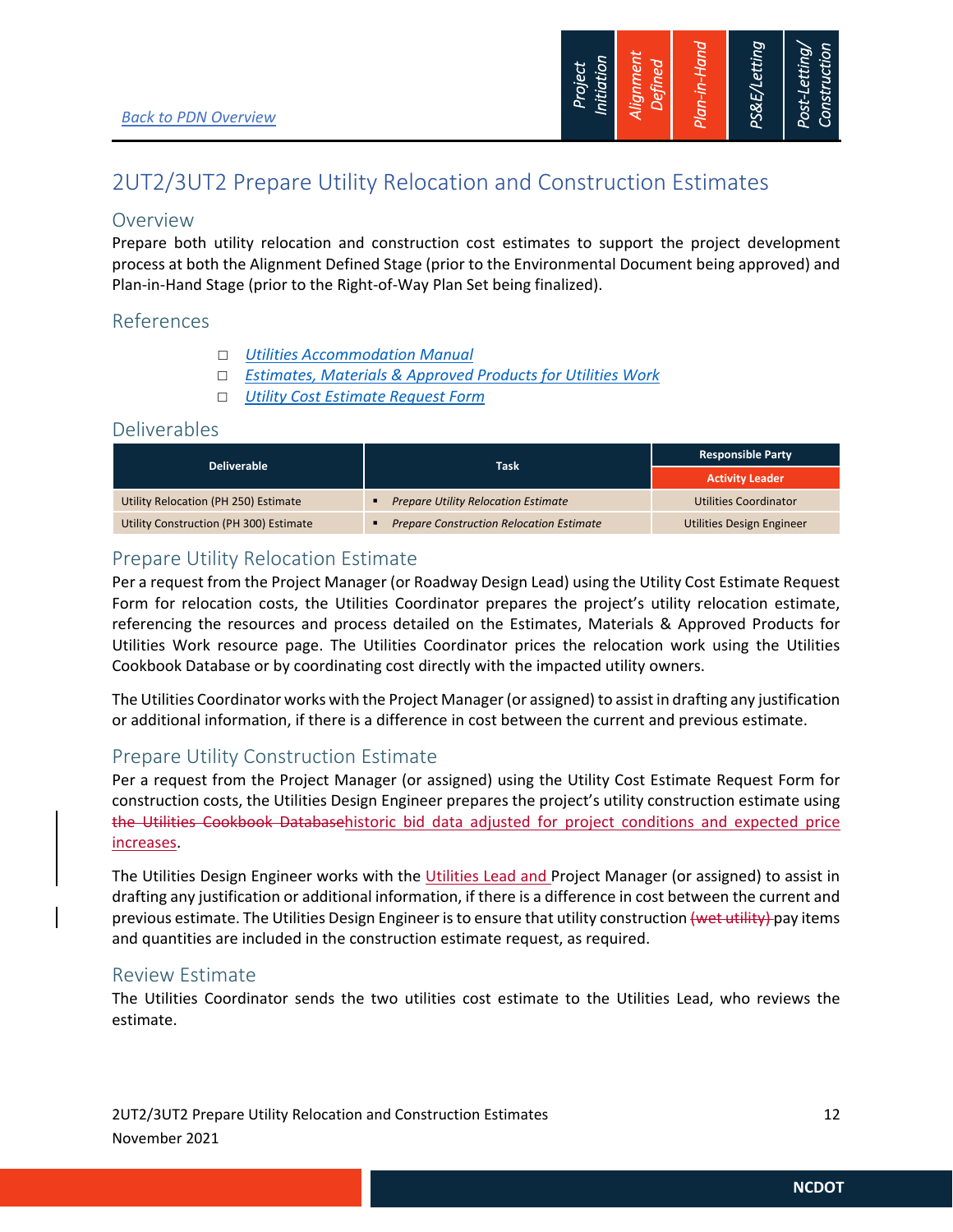[Back to PDN Overview](#)

| Project Initiation | Alignment Defined | Plan-in-Hand | PS&E/Letting | Post-Letting/ Construction |
|---|---|---|---|---|

# 2UT2/3UT2 Prepare Utility Relocation and Construction Estimates

## Overview

Prepare both utility relocation and construction cost estimates to support the project development process at both the Alignment Defined Stage (prior to the Environmental Document being approved) and Plan-in-Hand Stage (prior to the Right-of-Way Plan Set being finalized).

## References

- ☐ *Utilities Accommodation Manual*
- ☐ *Estimates, Materials & Approved Products for Utilities Work*
- ☐ *Utility Cost Estimate Request Form*

## Deliverables

| Deliverable | Task | Responsible Party |
|---|---|---|
| | | Activity Leader |
| Utility Relocation (PH 250) Estimate | ▪ *Prepare Utility Relocation Estimate* | Utilities Coordinator |
| Utility Construction (PH 300) Estimate | ▪ *Prepare Construction Relocation Estimate* | Utilities Design Engineer |

## Prepare Utility Relocation Estimate

Per a request from the Project Manager (or Roadway Design Lead) using the Utility Cost Estimate Request Form for relocation costs, the Utilities Coordinator prepares the project's utility relocation estimate, referencing the resources and process detailed on the Estimates, Materials & Approved Products for Utilities Work resource page. The Utilities Coordinator prices the relocation work using the Utilities Cookbook Database or by coordinating cost directly with the impacted utility owners.

The Utilities Coordinator works with the Project Manager (or assigned) to assist in drafting any justification or additional information, if there is a difference in cost between the current and previous estimate.

## Prepare Utility Construction Estimate

Per a request from the Project Manager (or assigned) using the Utility Cost Estimate Request Form for construction costs, the Utilities Design Engineer prepares the project's utility construction estimate using ~~the Utilities Cookbook Database~~historic bid data adjusted for project conditions and expected price increases.

The Utilities Design Engineer works with the Utilities Lead and Project Manager (or assigned) to assist in drafting any justification or additional information, if there is a difference in cost between the current and previous estimate. The Utilities Design Engineer is to ensure that utility construction ~~(wet utility)~~ pay items and quantities are included in the construction estimate request, as required.

## Review Estimate

The Utilities Coordinator sends the two utilities cost estimate to the Utilities Lead, who reviews the estimate.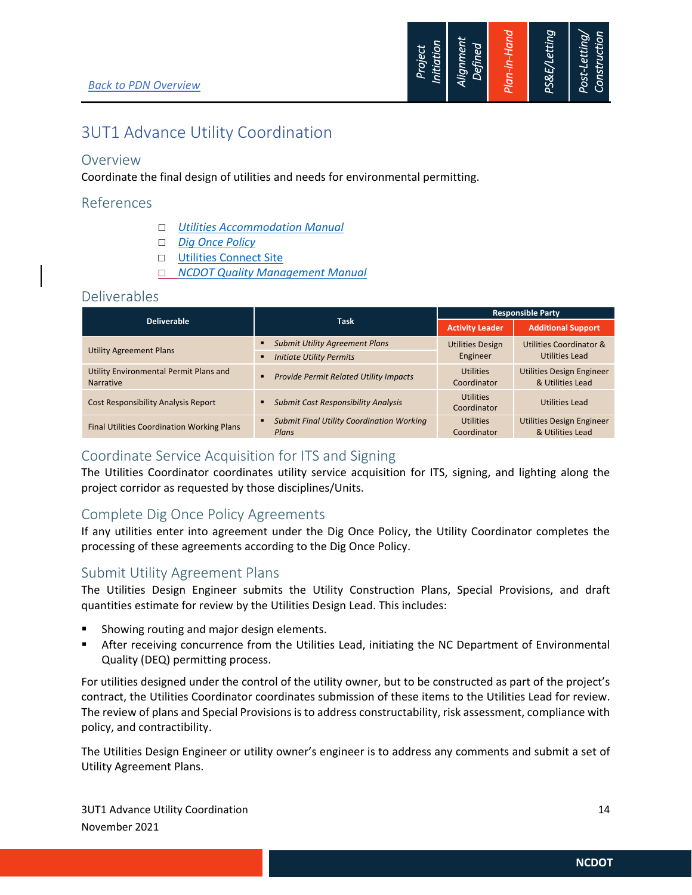[Back to PDN Overview](#)

# 3UT1 Advance Utility Coordination

## Overview

Coordinate the final design of utilities and needs for environmental permitting.

## References

- ☐ *[Utilities Accommodation Manual](#)*
- ☐ *[Dig Once Policy](#)*
- ☐ [Utilities Connect Site](#)
- ☐ *[NCDOT Quality Management Manual](#)*

## Deliverables

| Deliverable | Task | Responsible Party | |
|---|---|---|---|
| | | **Activity Leader** | **Additional Support** |
| Utility Agreement Plans | ▪ *Submit Utility Agreement Plans*<br>▪ *Initiate Utility Permits* | Utilities Design Engineer | Utilities Coordinator & Utilities Lead |
| Utility Environmental Permit Plans and Narrative | ▪ *Provide Permit Related Utility Impacts* | Utilities Coordinator | Utilities Design Engineer & Utilities Lead |
| Cost Responsibility Analysis Report | ▪ *Submit Cost Responsibility Analysis* | Utilities Coordinator | Utilities Lead |
| Final Utilities Coordination Working Plans | ▪ *Submit Final Utility Coordination Working Plans* | Utilities Coordinator | Utilities Design Engineer & Utilities Lead |

## Coordinate Service Acquisition for ITS and Signing

The Utilities Coordinator coordinates utility service acquisition for ITS, signing, and lighting along the project corridor as requested by those disciplines/Units.

## Complete Dig Once Policy Agreements

If any utilities enter into agreement under the Dig Once Policy, the Utility Coordinator completes the processing of these agreements according to the Dig Once Policy.

## Submit Utility Agreement Plans

The Utilities Design Engineer submits the Utility Construction Plans, Special Provisions, and draft quantities estimate for review by the Utilities Design Lead. This includes:

- Showing routing and major design elements.
- After receiving concurrence from the Utilities Lead, initiating the NC Department of Environmental Quality (DEQ) permitting process.

For utilities designed under the control of the utility owner, but to be constructed as part of the project's contract, the Utilities Coordinator coordinates submission of these items to the Utilities Lead for review. The review of plans and Special Provisions is to address constructability, risk assessment, compliance with policy, and contractibility.

The Utilities Design Engineer or utility owner's engineer is to address any comments and submit a set of Utility Agreement Plans.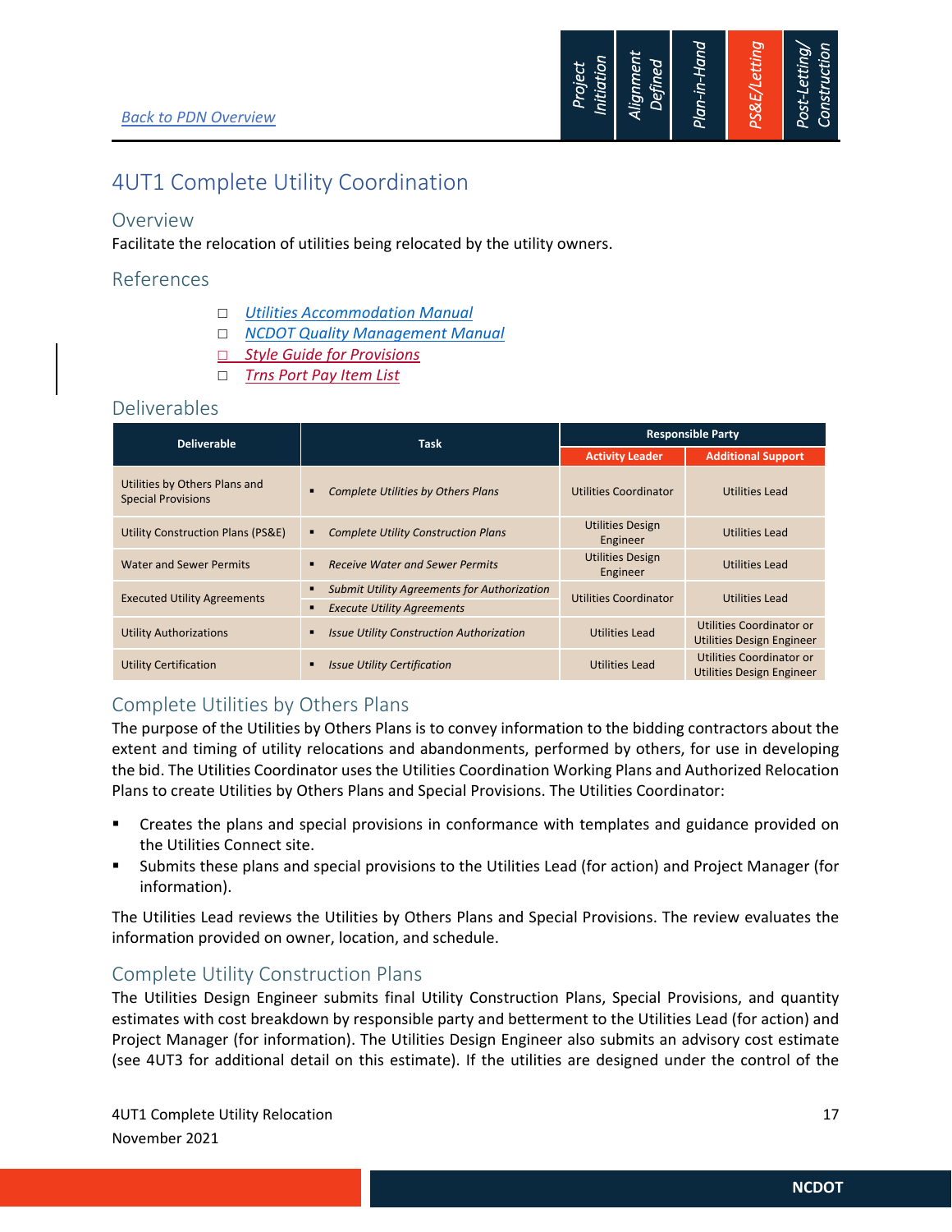Back to PDN Overview

# 4UT1 Complete Utility Coordination

## Overview

Facilitate the relocation of utilities being relocated by the utility owners.

## References

- ☐ *Utilities Accommodation Manual*
- ☐ *NCDOT Quality Management Manual*
- ☐ *Style Guide for Provisions*
- ☐ *Trns Port Pay Item List*

## Deliverables

| Deliverable | Task | Responsible Party | |
|---|---|---|---|
| | | **Activity Leader** | **Additional Support** |
| Utilities by Others Plans and Special Provisions | ▪ *Complete Utilities by Others Plans* | Utilities Coordinator | Utilities Lead |
| Utility Construction Plans (PS&E) | ▪ *Complete Utility Construction Plans* | Utilities Design Engineer | Utilities Lead |
| Water and Sewer Permits | ▪ *Receive Water and Sewer Permits* | Utilities Design Engineer | Utilities Lead |
| Executed Utility Agreements | ▪ *Submit Utility Agreements for Authorization*<br>▪ *Execute Utility Agreements* | Utilities Coordinator | Utilities Lead |
| Utility Authorizations | ▪ *Issue Utility Construction Authorization* | Utilities Lead | Utilities Coordinator or Utilities Design Engineer |
| Utility Certification | ▪ *Issue Utility Certification* | Utilities Lead | Utilities Coordinator or Utilities Design Engineer |

## Complete Utilities by Others Plans

The purpose of the Utilities by Others Plans is to convey information to the bidding contractors about the extent and timing of utility relocations and abandonments, performed by others, for use in developing the bid. The Utilities Coordinator uses the Utilities Coordination Working Plans and Authorized Relocation Plans to create Utilities by Others Plans and Special Provisions. The Utilities Coordinator:

- Creates the plans and special provisions in conformance with templates and guidance provided on the Utilities Connect site.
- Submits these plans and special provisions to the Utilities Lead (for action) and Project Manager (for information).

The Utilities Lead reviews the Utilities by Others Plans and Special Provisions. The review evaluates the information provided on owner, location, and schedule.

## Complete Utility Construction Plans

The Utilities Design Engineer submits final Utility Construction Plans, Special Provisions, and quantity estimates with cost breakdown by responsible party and betterment to the Utilities Lead (for action) and Project Manager (for information). The Utilities Design Engineer also submits an advisory cost estimate (see 4UT3 for additional detail on this estimate). If the utilities are designed under the control of the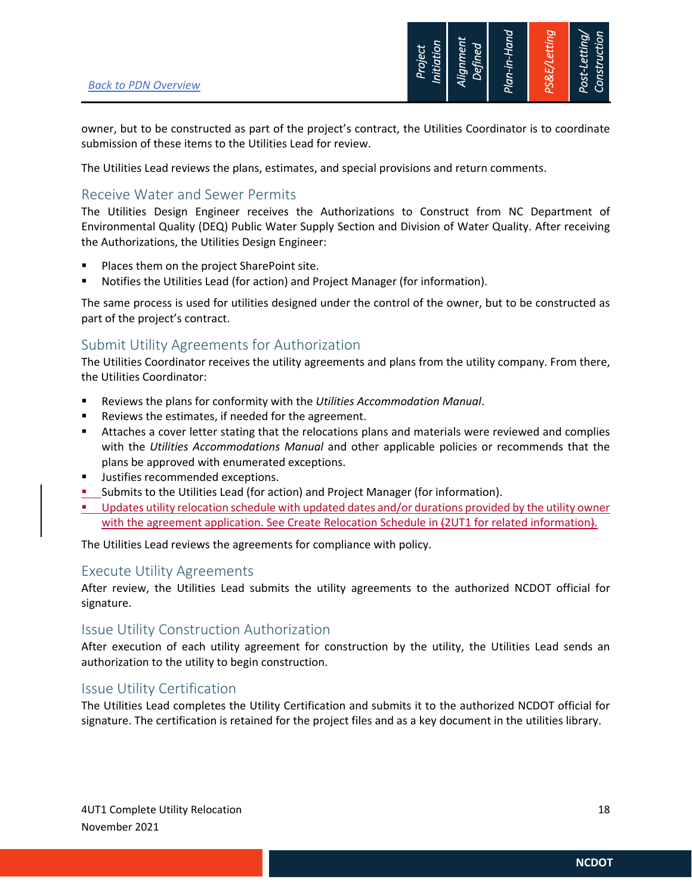owner, but to be constructed as part of the project's contract, the Utilities Coordinator is to coordinate submission of these items to the Utilities Lead for review.

The Utilities Lead reviews the plans, estimates, and special provisions and return comments.

## Receive Water and Sewer Permits

The Utilities Design Engineer receives the Authorizations to Construct from NC Department of Environmental Quality (DEQ) Public Water Supply Section and Division of Water Quality. After receiving the Authorizations, the Utilities Design Engineer:

- Places them on the project SharePoint site.
- Notifies the Utilities Lead (for action) and Project Manager (for information).

The same process is used for utilities designed under the control of the owner, but to be constructed as part of the project's contract.

## Submit Utility Agreements for Authorization

The Utilities Coordinator receives the utility agreements and plans from the utility company. From there, the Utilities Coordinator:

- Reviews the plans for conformity with the *Utilities Accommodation Manual*.
- Reviews the estimates, if needed for the agreement.
- Attaches a cover letter stating that the relocations plans and materials were reviewed and complies with the *Utilities Accommodations Manual* and other applicable policies or recommends that the plans be approved with enumerated exceptions.
- Justifies recommended exceptions.
- Submits to the Utilities Lead (for action) and Project Manager (for information).
- Updates utility relocation schedule with updated dates and/or durations provided by the utility owner with the agreement application. See Create Relocation Schedule in 2UT1 for related information.

The Utilities Lead reviews the agreements for compliance with policy.

## Execute Utility Agreements

After review, the Utilities Lead submits the utility agreements to the authorized NCDOT official for signature.

## Issue Utility Construction Authorization

After execution of each utility agreement for construction by the utility, the Utilities Lead sends an authorization to the utility to begin construction.

## Issue Utility Certification

The Utilities Lead completes the Utility Certification and submits it to the authorized NCDOT official for signature. The certification is retained for the project files and as a key document in the utilities library.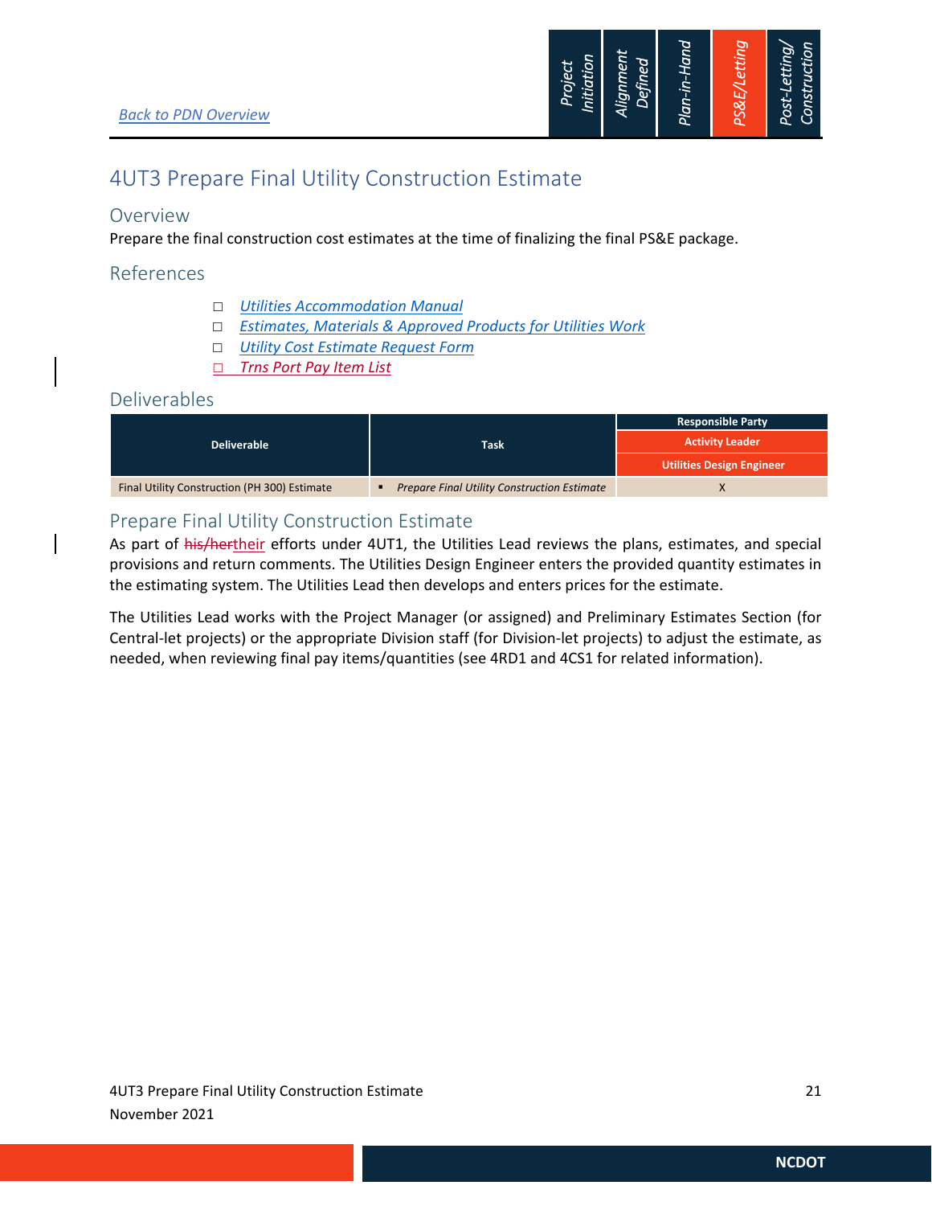[Back to PDN Overview]

# 4UT3 Prepare Final Utility Construction Estimate

## Overview

Prepare the final construction cost estimates at the time of finalizing the final PS&E package.

## References

- ☐ *Utilities Accommodation Manual*
- ☐ *Estimates, Materials & Approved Products for Utilities Work*
- ☐ *Utility Cost Estimate Request Form*
- ☐ *Trns Port Pay Item List*

## Deliverables

| Deliverable | Task | Responsible Party |
|---|---|---|
| | | **Activity Leader** |
| | | **Utilities Design Engineer** |
| Final Utility Construction (PH 300) Estimate | ▪ *Prepare Final Utility Construction Estimate* | X |

## Prepare Final Utility Construction Estimate

As part of ~~his/her~~their efforts under 4UT1, the Utilities Lead reviews the plans, estimates, and special provisions and return comments. The Utilities Design Engineer enters the provided quantity estimates in the estimating system. The Utilities Lead then develops and enters prices for the estimate.

The Utilities Lead works with the Project Manager (or assigned) and Preliminary Estimates Section (for Central-let projects) or the appropriate Division staff (for Division-let projects) to adjust the estimate, as needed, when reviewing final pay items/quantities (see 4RD1 and 4CS1 for related information).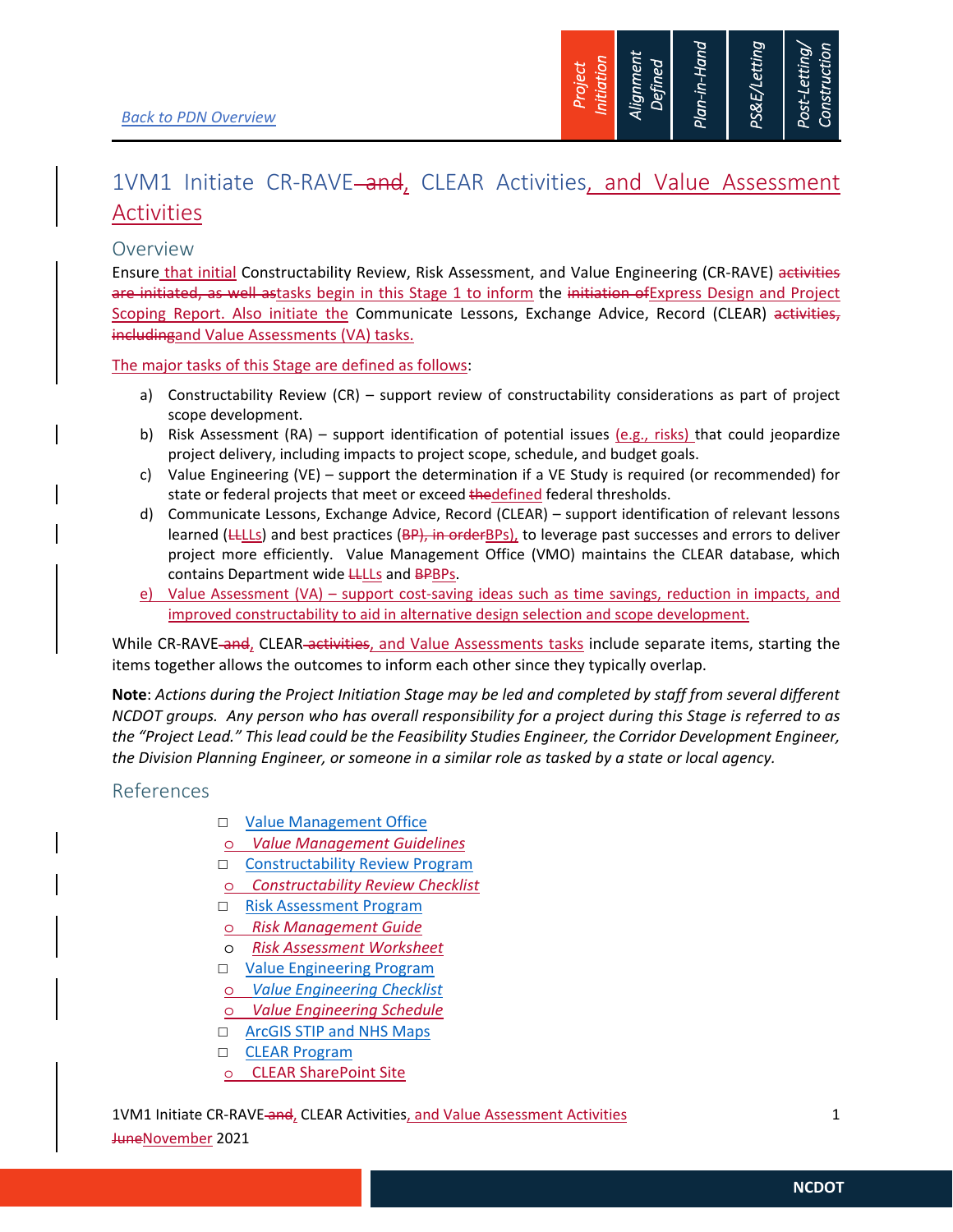[Back to PDN Overview](#)

# 1VM1 Initiate CR-RAVE ~~and~~, CLEAR Activities, and Value Assessment Activities

## Overview

Ensure that initial Constructability Review, Risk Assessment, and Value Engineering (CR-RAVE) ~~activities are initiated, as well as~~tasks begin in this Stage 1 to inform the ~~initiation of~~Express Design and Project Scoping Report. Also initiate the Communicate Lessons, Exchange Advice, Record (CLEAR) ~~activities, including~~and Value Assessments (VA) tasks.

The major tasks of this Stage are defined as follows:

a) Constructability Review (CR) – support review of constructability considerations as part of project scope development.
b) Risk Assessment (RA) – support identification of potential issues (e.g., risks) that could jeopardize project delivery, including impacts to project scope, schedule, and budget goals.
c) Value Engineering (VE) – support the determination if a VE Study is required (or recommended) for state or federal projects that meet or exceed ~~the~~defined federal thresholds.
d) Communicate Lessons, Exchange Advice, Record (CLEAR) – support identification of relevant lessons learned (~~LL~~LLs) and best practices (~~BP), in order~~BPs), to leverage past successes and errors to deliver project more efficiently. Value Management Office (VMO) maintains the CLEAR database, which contains Department wide ~~LL~~LLs and ~~BP~~BPs.
e) Value Assessment (VA) – support cost-saving ideas such as time savings, reduction in impacts, and improved constructability to aid in alternative design selection and scope development.

While CR-RAVE ~~and~~, CLEAR ~~activities~~, and Value Assessments tasks include separate items, starting the items together allows the outcomes to inform each other since they typically overlap.

**Note**: *Actions during the Project Initiation Stage may be led and completed by staff from several different NCDOT groups. Any person who has overall responsibility for a project during this Stage is referred to as the "Project Lead." This lead could be the Feasibility Studies Engineer, the Corridor Development Engineer, the Division Planning Engineer, or someone in a similar role as tasked by a state or local agency.*

## References

- Value Management Office
  - *Value Management Guidelines*
- Constructability Review Program
  - *Constructability Review Checklist*
- Risk Assessment Program
  - *Risk Management Guide*
  - *Risk Assessment Worksheet*
- Value Engineering Program
  - *Value Engineering Checklist*
  - *Value Engineering Schedule*
- ArcGIS STIP and NHS Maps
- CLEAR Program
  - CLEAR SharePoint Site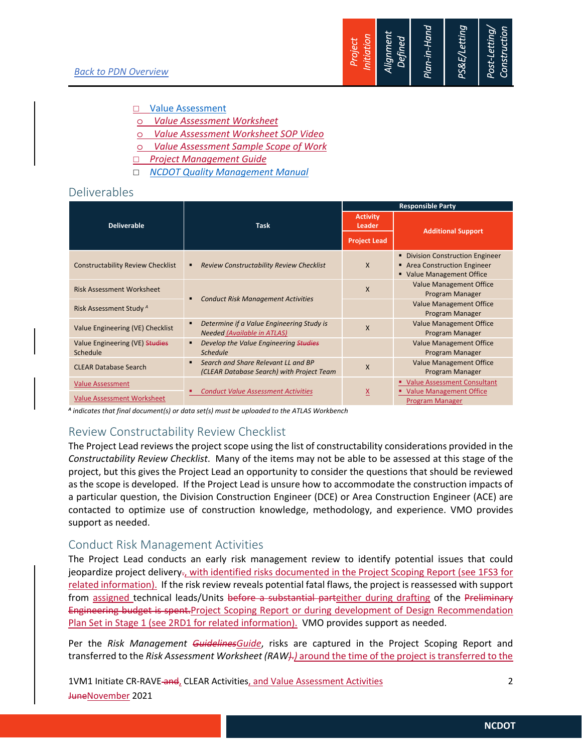[Back to PDN Overview](#)

- ☐ Value Assessment
  - o *Value Assessment Worksheet*
  - o *Value Assessment Worksheet SOP Video*
  - o *Value Assessment Sample Scope of Work*
- ☐ *Project Management Guide*
- ☐ *NCDOT Quality Management Manual*

## Deliverables

| Deliverable | Task | Responsible Party | |
|---|---|---|---|
| | | Activity Leader | Additional Support |
| | | Project Lead | |
| Constructability Review Checklist | ▪ *Review Constructability Review Checklist* | X | ▪ Division Construction Engineer<br>▪ Area Construction Engineer<br>▪ Value Management Office |
| Risk Assessment Worksheet | ▪ *Conduct Risk Management Activities* | X | Value Management Office Program Manager |
| Risk Assessment Study [A] | | | Value Management Office Program Manager |
| Value Engineering (VE) Checklist | ▪ *Determine if a Value Engineering Study is Needed (Available in ATLAS)* | X | Value Management Office Program Manager |
| Value Engineering (VE) ~~Studies~~ Schedule | ▪ *Develop the Value Engineering ~~Studies~~ Schedule* | | Value Management Office Program Manager |
| CLEAR Database Search | ▪ *Search and Share Relevant LL and BP (CLEAR Database Search) with Project Team* | X | Value Management Office Program Manager |
| Value Assessment<br>Value Assessment Worksheet | ▪ *Conduct Value Assessment Activities* | X | ▪ Value Assessment Consultant<br>▪ Value Management Office Program Manager |

*[A] indicates that final document(s) or data set(s) must be uploaded to the ATLAS Workbench*

## Review Constructability Review Checklist

The Project Lead reviews the project scope using the list of constructability considerations provided in the *Constructability Review Checklist*. Many of the items may not be able to be assessed at this stage of the project, but this gives the Project Lead an opportunity to consider the questions that should be reviewed as the scope is developed. If the Project Lead is unsure how to accommodate the construction impacts of a particular question, the Division Construction Engineer (DCE) or Area Construction Engineer (ACE) are contacted to optimize use of construction knowledge, methodology, and experience. VMO provides support as needed.

## Conduct Risk Management Activities

The Project Lead conducts an early risk management review to identify potential issues that could jeopardize project delivery~~.~~, with identified risks documented in the Project Scoping Report (see 1FS3 for related information). If the risk review reveals potential fatal flaws, the project is reassessed with support from assigned technical leads/Units ~~before a substantial part~~either during drafting of the ~~Preliminary Engineering budget is spent.~~Project Scoping Report or during development of Design Recommendation Plan Set in Stage 1 (see 2RD1 for related information). VMO provides support as needed.

Per the *Risk Management ~~Guidelines~~Guide*, risks are captured in the Project Scoping Report and transferred to the *Risk Assessment Worksheet (RAW~~).~~)* around the time of the project is transferred to the

1VM1 Initiate CR-RAVE ~~and~~, CLEAR Activities, and Value Assessment Activities

~~June~~November 2021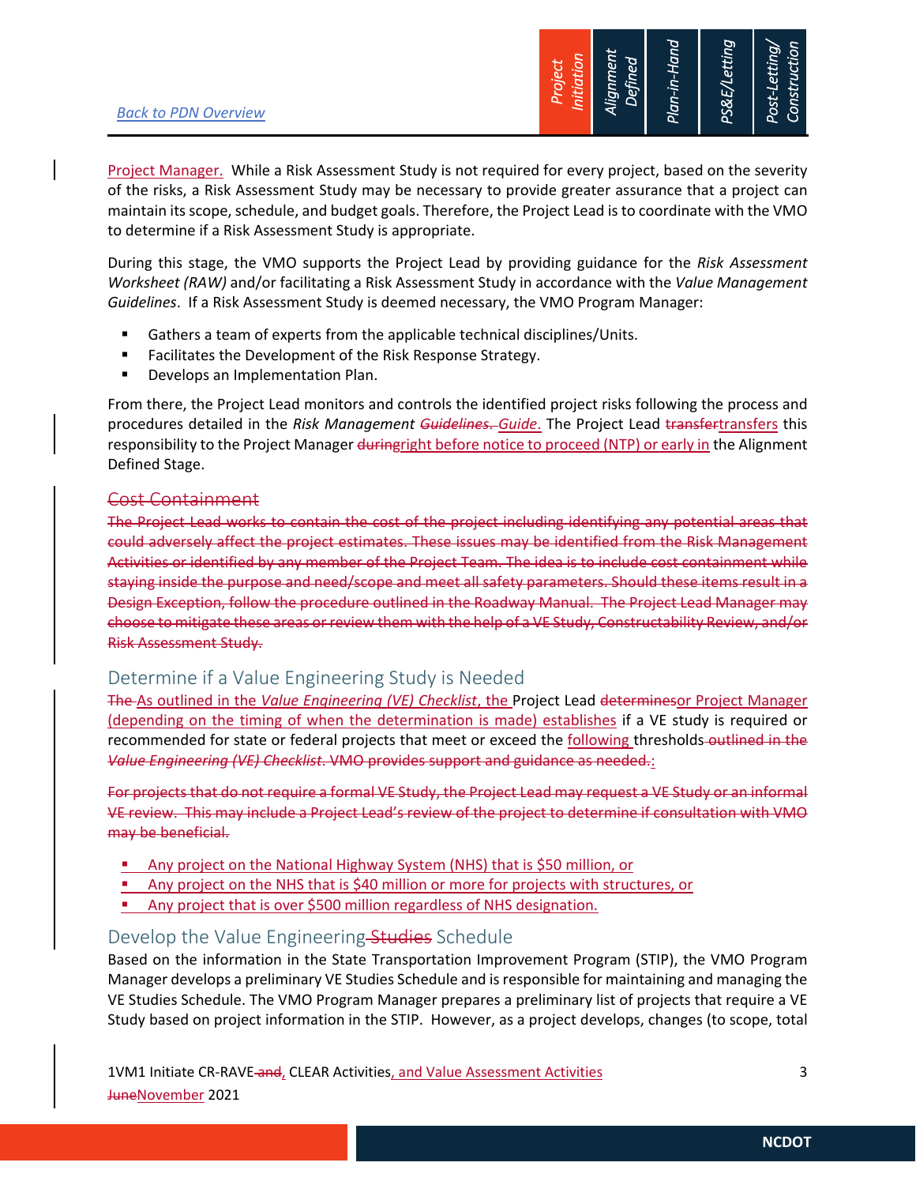Back to PDN Overview

Project Manager. While a Risk Assessment Study is not required for every project, based on the severity of the risks, a Risk Assessment Study may be necessary to provide greater assurance that a project can maintain its scope, schedule, and budget goals. Therefore, the Project Lead is to coordinate with the VMO to determine if a Risk Assessment Study is appropriate.

During this stage, the VMO supports the Project Lead by providing guidance for the *Risk Assessment Worksheet (RAW)* and/or facilitating a Risk Assessment Study in accordance with the *Value Management Guidelines*. If a Risk Assessment Study is deemed necessary, the VMO Program Manager:

- Gathers a team of experts from the applicable technical disciplines/Units.
- Facilitates the Development of the Risk Response Strategy.
- Develops an Implementation Plan.

From there, the Project Lead monitors and controls the identified project risks following the process and procedures detailed in the *Risk Management* ~~*Guidelines*.~~ *Guide*. The Project Lead ~~transfer~~transfers this responsibility to the Project Manager ~~during~~right before notice to proceed (NTP) or early in the Alignment Defined Stage.

## ~~Cost Containment~~

~~The Project Lead works to contain the cost of the project including identifying any potential areas that could adversely affect the project estimates. These issues may be identified from the Risk Management Activities or identified by any member of the Project Team. The idea is to include cost containment while staying inside the purpose and need/scope and meet all safety parameters. Should these items result in a Design Exception, follow the procedure outlined in the Roadway Manual. The Project Lead Manager may choose to mitigate these areas or review them with the help of a VE Study, Constructability Review, and/or Risk Assessment Study.~~

## Determine if a Value Engineering Study is Needed

~~The~~ As outlined in the *Value Engineering (VE) Checklist*, the Project Lead ~~determines~~or Project Manager (depending on the timing of when the determination is made) establishes if a VE study is required or recommended for state or federal projects that meet or exceed the following thresholds ~~outlined in the *Value Engineering (VE) Checklist*. VMO provides support and guidance as needed.~~:

~~For projects that do not require a formal VE Study, the Project Lead may request a VE Study or an informal VE review. This may include a Project Lead's review of the project to determine if consultation with VMO may be beneficial.~~

- Any project on the National Highway System (NHS) that is $50 million, or
- Any project on the NHS that is $40 million or more for projects with structures, or
- Any project that is over $500 million regardless of NHS designation.

## Develop the Value Engineering ~~Studies~~ Schedule

Based on the information in the State Transportation Improvement Program (STIP), the VMO Program Manager develops a preliminary VE Studies Schedule and is responsible for maintaining and managing the VE Studies Schedule. The VMO Program Manager prepares a preliminary list of projects that require a VE Study based on project information in the STIP. However, as a project develops, changes (to scope, total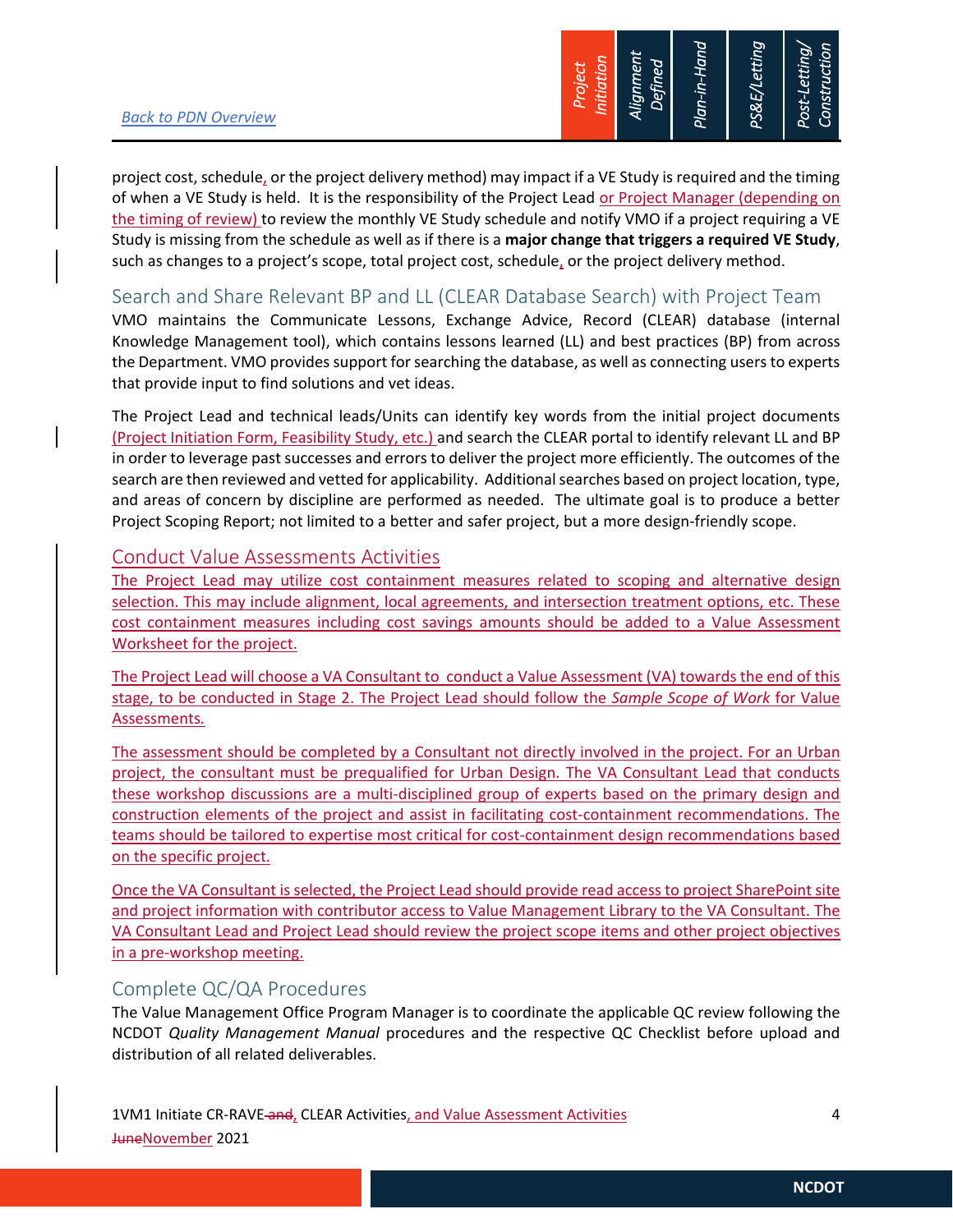project cost, schedule, or the project delivery method) may impact if a VE Study is required and the timing of when a VE Study is held. It is the responsibility of the Project Lead or Project Manager (depending on the timing of review) to review the monthly VE Study schedule and notify VMO if a project requiring a VE Study is missing from the schedule as well as if there is a **major change that triggers a required VE Study**, such as changes to a project's scope, total project cost, schedule, or the project delivery method.

## Search and Share Relevant BP and LL (CLEAR Database Search) with Project Team

VMO maintains the Communicate Lessons, Exchange Advice, Record (CLEAR) database (internal Knowledge Management tool), which contains lessons learned (LL) and best practices (BP) from across the Department. VMO provides support for searching the database, as well as connecting users to experts that provide input to find solutions and vet ideas.

The Project Lead and technical leads/Units can identify key words from the initial project documents (Project Initiation Form, Feasibility Study, etc.) and search the CLEAR portal to identify relevant LL and BP in order to leverage past successes and errors to deliver the project more efficiently. The outcomes of the search are then reviewed and vetted for applicability. Additional searches based on project location, type, and areas of concern by discipline are performed as needed. The ultimate goal is to produce a better Project Scoping Report; not limited to a better and safer project, but a more design-friendly scope.

## Conduct Value Assessments Activities

The Project Lead may utilize cost containment measures related to scoping and alternative design selection. This may include alignment, local agreements, and intersection treatment options, etc. These cost containment measures including cost savings amounts should be added to a Value Assessment Worksheet for the project.

The Project Lead will choose a VA Consultant to conduct a Value Assessment (VA) towards the end of this stage, to be conducted in Stage 2. The Project Lead should follow the *Sample Scope of Work* for Value Assessments.

The assessment should be completed by a Consultant not directly involved in the project. For an Urban project, the consultant must be prequalified for Urban Design. The VA Consultant Lead that conducts these workshop discussions are a multi-disciplined group of experts based on the primary design and construction elements of the project and assist in facilitating cost-containment recommendations. The teams should be tailored to expertise most critical for cost-containment design recommendations based on the specific project.

Once the VA Consultant is selected, the Project Lead should provide read access to project SharePoint site and project information with contributor access to Value Management Library to the VA Consultant. The VA Consultant Lead and Project Lead should review the project scope items and other project objectives in a pre-workshop meeting.

## Complete QC/QA Procedures

The Value Management Office Program Manager is to coordinate the applicable QC review following the NCDOT *Quality Management Manual* procedures and the respective QC Checklist before upload and distribution of all related deliverables.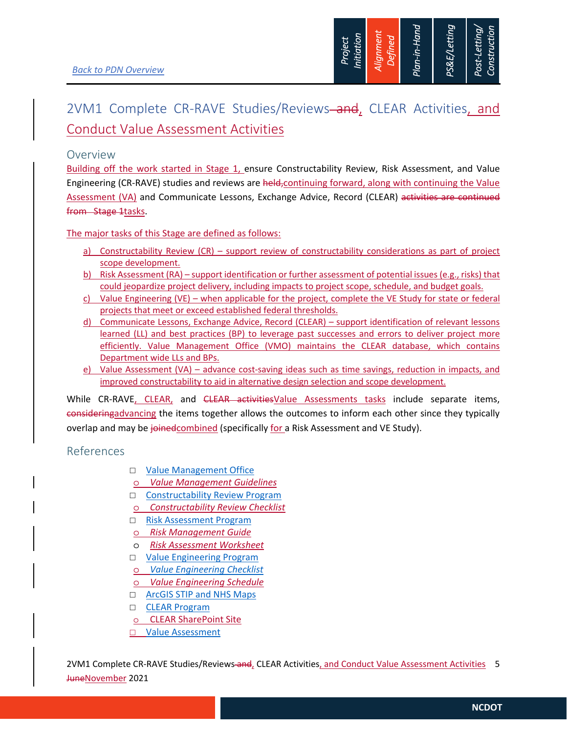Back to PDN Overview

Project Initiation | Alignment Defined | Plan-in-Hand | PS&E/Letting | Post-Letting/Construction

# 2VM1 Complete CR-RAVE Studies/Reviews and, CLEAR Activities, and Conduct Value Assessment Activities

## Overview

Building off the work started in Stage 1, ensure Constructability Review, Risk Assessment, and Value Engineering (CR-RAVE) studies and reviews are held,continuing forward, along with continuing the Value Assessment (VA) and Communicate Lessons, Exchange Advice, Record (CLEAR) activities are continued from Stage 1tasks.

The major tasks of this Stage are defined as follows:

a) Constructability Review (CR) – support review of constructability considerations as part of project scope development.
b) Risk Assessment (RA) – support identification or further assessment of potential issues (e.g., risks) that could jeopardize project delivery, including impacts to project scope, schedule, and budget goals.
c) Value Engineering (VE) – when applicable for the project, complete the VE Study for state or federal projects that meet or exceed established federal thresholds.
d) Communicate Lessons, Exchange Advice, Record (CLEAR) – support identification of relevant lessons learned (LL) and best practices (BP) to leverage past successes and errors to deliver project more efficiently. Value Management Office (VMO) maintains the CLEAR database, which contains Department wide LLs and BPs.
e) Value Assessment (VA) – advance cost-saving ideas such as time savings, reduction in impacts, and improved constructability to aid in alternative design selection and scope development.

While CR-RAVE, CLEAR, and CLEAR activitiesValue Assessments tasks include separate items, consideringadvancing the items together allows the outcomes to inform each other since they typically overlap and may be joinedcombined (specifically for a Risk Assessment and VE Study).

## References

- Value Management Office
  - *Value Management Guidelines*
- Constructability Review Program
  - *Constructability Review Checklist*
- Risk Assessment Program
  - *Risk Management Guide*
  - *Risk Assessment Worksheet*
- Value Engineering Program
  - *Value Engineering Checklist*
  - *Value Engineering Schedule*
- ArcGIS STIP and NHS Maps
- CLEAR Program
  - CLEAR SharePoint Site
- Value Assessment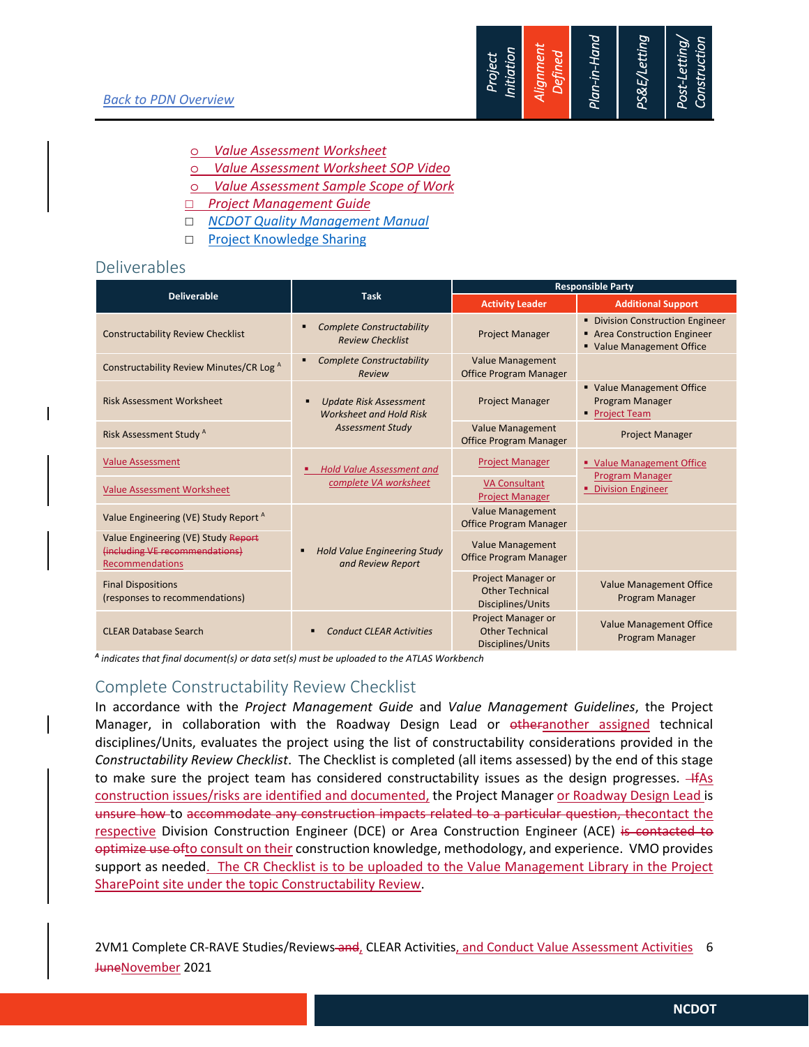- ○ *Value Assessment Worksheet*
- ○ *Value Assessment Worksheet SOP Video*
- ○ *Value Assessment Sample Scope of Work*
- □ *Project Management Guide*
- □ *NCDOT Quality Management Manual*
- □ Project Knowledge Sharing

## Deliverables

| Deliverable | Task | Responsible Party | |
|---|---|---|---|
| | | **Activity Leader** | **Additional Support** |
| Constructability Review Checklist | ▪ *Complete Constructability Review Checklist* | Project Manager | ▪ Division Construction Engineer<br>▪ Area Construction Engineer<br>▪ Value Management Office |
| Constructability Review Minutes/CR Log [A] | ▪ *Complete Constructability Review* | Value Management Office Program Manager | |
| Risk Assessment Worksheet | ▪ *Update Risk Assessment Worksheet and Hold Risk Assessment Study* | Project Manager | ▪ Value Management Office Program Manager<br>▪ Project Team |
| Risk Assessment Study [A] | | Value Management Office Program Manager | Project Manager |
| Value Assessment | ▪ *Hold Value Assessment and complete VA worksheet* | Project Manager | ▪ Value Management Office Program Manager<br>▪ Division Engineer |
| Value Assessment Worksheet | | VA Consultant Project Manager | |
| Value Engineering (VE) Study Report [A] | ▪ *Hold Value Engineering Study and Review Report* | Value Management Office Program Manager | |
| Value Engineering (VE) Study ~~Report (including VE recommendations)~~ Recommendations | | Value Management Office Program Manager | |
| Final Dispositions (responses to recommendations) | | Project Manager or Other Technical Disciplines/Units | Value Management Office Program Manager |
| CLEAR Database Search | ▪ *Conduct CLEAR Activities* | Project Manager or Other Technical Disciplines/Units | Value Management Office Program Manager |

*[A] indicates that final document(s) or data set(s) must be uploaded to the ATLAS Workbench*

## Complete Constructability Review Checklist

In accordance with the *Project Management Guide* and *Value Management Guidelines*, the Project Manager, in collaboration with the Roadway Design Lead or ~~other~~another assigned technical disciplines/Units, evaluates the project using the list of constructability considerations provided in the *Constructability Review Checklist*. The Checklist is completed (all items assessed) by the end of this stage to make sure the project team has considered constructability issues as the design progresses. ~~If~~As construction issues/risks are identified and documented, the Project Manager or Roadway Design Lead is ~~unsure how~~ to ~~accommodate any construction impacts related to a particular question, the~~contact the respective Division Construction Engineer (DCE) or Area Construction Engineer (ACE) ~~is contacted to optimize use of~~to consult on their construction knowledge, methodology, and experience. VMO provides support as needed. The CR Checklist is to be uploaded to the Value Management Library in the Project SharePoint site under the topic Constructability Review.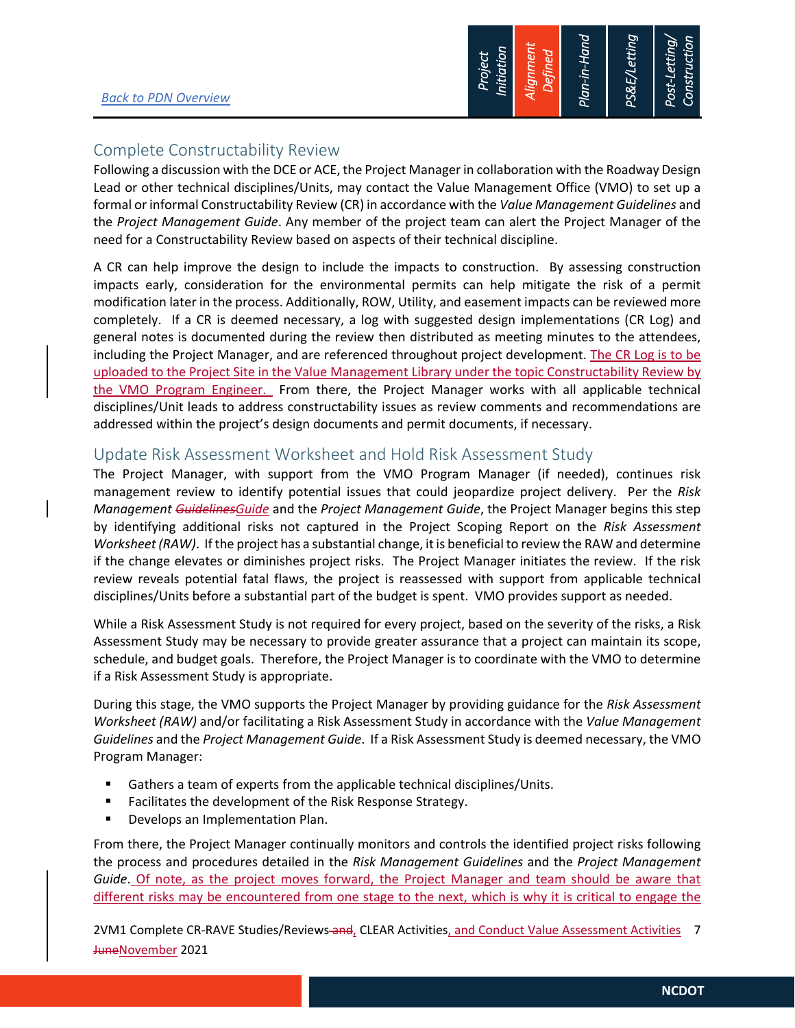[Back to PDN Overview](#)

## Complete Constructability Review

Following a discussion with the DCE or ACE, the Project Manager in collaboration with the Roadway Design Lead or other technical disciplines/Units, may contact the Value Management Office (VMO) to set up a formal or informal Constructability Review (CR) in accordance with the *Value Management Guidelines* and the *Project Management Guide*. Any member of the project team can alert the Project Manager of the need for a Constructability Review based on aspects of their technical discipline.

A CR can help improve the design to include the impacts to construction. By assessing construction impacts early, consideration for the environmental permits can help mitigate the risk of a permit modification later in the process. Additionally, ROW, Utility, and easement impacts can be reviewed more completely. If a CR is deemed necessary, a log with suggested design implementations (CR Log) and general notes is documented during the review then distributed as meeting minutes to the attendees, including the Project Manager, and are referenced throughout project development. The CR Log is to be uploaded to the Project Site in the Value Management Library under the topic Constructability Review by the VMO Program Engineer. From there, the Project Manager works with all applicable technical disciplines/Unit leads to address constructability issues as review comments and recommendations are addressed within the project's design documents and permit documents, if necessary.

## Update Risk Assessment Worksheet and Hold Risk Assessment Study

The Project Manager, with support from the VMO Program Manager (if needed), continues risk management review to identify potential issues that could jeopardize project delivery. Per the *Risk Management ~~Guidelines~~Guide* and the *Project Management Guide*, the Project Manager begins this step by identifying additional risks not captured in the Project Scoping Report on the *Risk Assessment Worksheet (RAW)*. If the project has a substantial change, it is beneficial to review the RAW and determine if the change elevates or diminishes project risks. The Project Manager initiates the review. If the risk review reveals potential fatal flaws, the project is reassessed with support from applicable technical disciplines/Units before a substantial part of the budget is spent. VMO provides support as needed.

While a Risk Assessment Study is not required for every project, based on the severity of the risks, a Risk Assessment Study may be necessary to provide greater assurance that a project can maintain its scope, schedule, and budget goals. Therefore, the Project Manager is to coordinate with the VMO to determine if a Risk Assessment Study is appropriate.

During this stage, the VMO supports the Project Manager by providing guidance for the *Risk Assessment Worksheet (RAW)* and/or facilitating a Risk Assessment Study in accordance with the *Value Management Guidelines* and the *Project Management Guide*. If a Risk Assessment Study is deemed necessary, the VMO Program Manager:

- Gathers a team of experts from the applicable technical disciplines/Units.
- Facilitates the development of the Risk Response Strategy.
- Develops an Implementation Plan.

From there, the Project Manager continually monitors and controls the identified project risks following the process and procedures detailed in the *Risk Management Guidelines* and the *Project Management Guide*. Of note, as the project moves forward, the Project Manager and team should be aware that different risks may be encountered from one stage to the next, which is why it is critical to engage the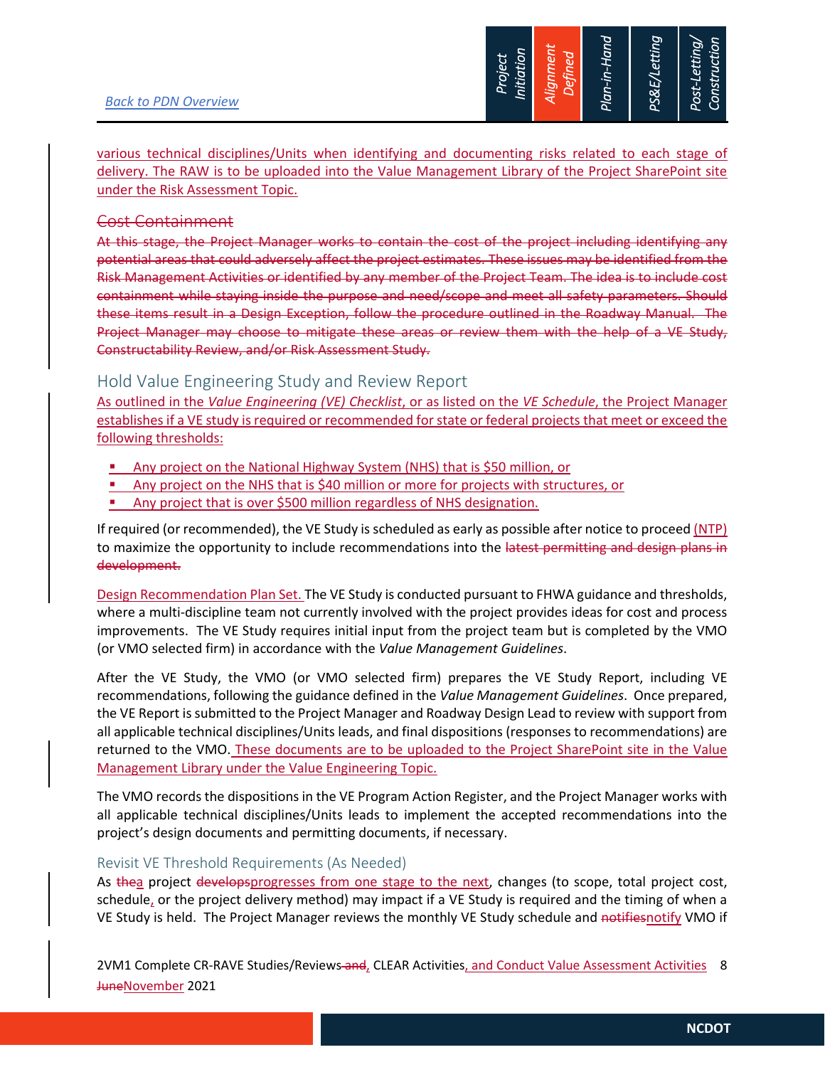various technical disciplines/Units when identifying and documenting risks related to each stage of delivery. The RAW is to be uploaded into the Value Management Library of the Project SharePoint site under the Risk Assessment Topic.

## ~~Cost Containment~~

~~At this stage, the Project Manager works to contain the cost of the project including identifying any potential areas that could adversely affect the project estimates. These issues may be identified from the Risk Management Activities or identified by any member of the Project Team. The idea is to include cost containment while staying inside the purpose and need/scope and meet all safety parameters. Should these items result in a Design Exception, follow the procedure outlined in the Roadway Manual. The Project Manager may choose to mitigate these areas or review them with the help of a VE Study, Constructability Review, and/or Risk Assessment Study.~~

## Hold Value Engineering Study and Review Report

As outlined in the *Value Engineering (VE) Checklist*, or as listed on the *VE Schedule*, the Project Manager establishes if a VE study is required or recommended for state or federal projects that meet or exceed the following thresholds:

- Any project on the National Highway System (NHS) that is $50 million, or
- Any project on the NHS that is $40 million or more for projects with structures, or
- Any project that is over $500 million regardless of NHS designation.

If required (or recommended), the VE Study is scheduled as early as possible after notice to proceed (NTP) to maximize the opportunity to include recommendations into the ~~latest permitting and design plans in development.~~

Design Recommendation Plan Set. The VE Study is conducted pursuant to FHWA guidance and thresholds, where a multi-discipline team not currently involved with the project provides ideas for cost and process improvements. The VE Study requires initial input from the project team but is completed by the VMO (or VMO selected firm) in accordance with the *Value Management Guidelines*.

After the VE Study, the VMO (or VMO selected firm) prepares the VE Study Report, including VE recommendations, following the guidance defined in the *Value Management Guidelines*. Once prepared, the VE Report is submitted to the Project Manager and Roadway Design Lead to review with support from all applicable technical disciplines/Units leads, and final dispositions (responses to recommendations) are returned to the VMO. These documents are to be uploaded to the Project SharePoint site in the Value Management Library under the Value Engineering Topic.

The VMO records the dispositions in the VE Program Action Register, and the Project Manager works with all applicable technical disciplines/Units leads to implement the accepted recommendations into the project's design documents and permitting documents, if necessary.

### Revisit VE Threshold Requirements (As Needed)

As ~~the~~a project ~~develops~~progresses from one stage to the next, changes (to scope, total project cost, schedule, or the project delivery method) may impact if a VE Study is required and the timing of when a VE Study is held. The Project Manager reviews the monthly VE Study schedule and ~~notifies~~notify VMO if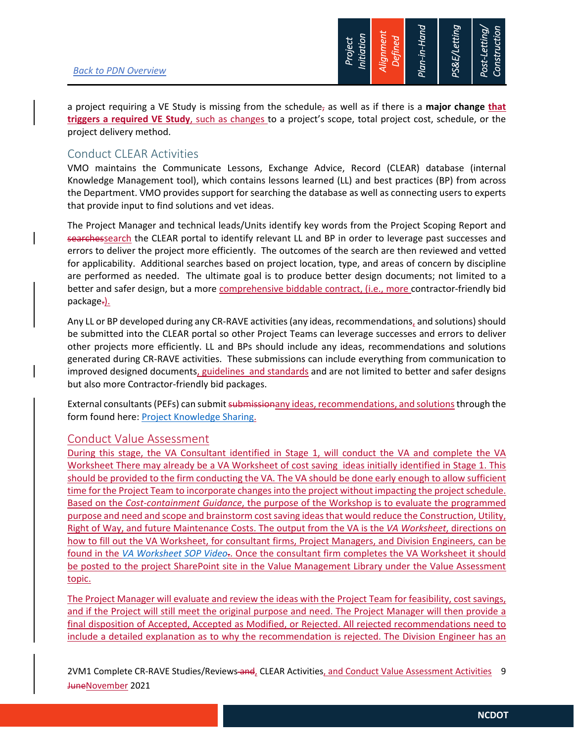a project requiring a VE Study is missing from the schedule, as well as if there is a **major change that triggers a required VE Study**, such as changes to a project's scope, total project cost, schedule, or the project delivery method.

## Conduct CLEAR Activities

VMO maintains the Communicate Lessons, Exchange Advice, Record (CLEAR) database (internal Knowledge Management tool), which contains lessons learned (LL) and best practices (BP) from across the Department. VMO provides support for searching the database as well as connecting users to experts that provide input to find solutions and vet ideas.

The Project Manager and technical leads/Units identify key words from the Project Scoping Report and search the CLEAR portal to identify relevant LL and BP in order to leverage past successes and errors to deliver the project more efficiently. The outcomes of the search are then reviewed and vetted for applicability. Additional searches based on project location, type, and areas of concern by discipline are performed as needed. The ultimate goal is to produce better design documents; not limited to a better and safer design, but a more comprehensive biddable contract, (i.e., more contractor-friendly bid package).

Any LL or BP developed during any CR-RAVE activities (any ideas, recommendations and solutions) should be submitted into the CLEAR portal so other Project Teams can leverage successes and errors to deliver other projects more efficiently. LL and BPs should include any ideas, recommendations and solutions generated during CR-RAVE activities. These submissions can include everything from communication to improved designed documents, guidelines and standards and are not limited to better and safer designs but also more Contractor-friendly bid packages.

External consultants (PEFs) can submit any ideas, recommendations, and solutions through the form found here: Project Knowledge Sharing.

## Conduct Value Assessment

During this stage, the VA Consultant identified in Stage 1, will conduct the VA and complete the VA Worksheet There may already be a VA Worksheet of cost saving ideas initially identified in Stage 1. This should be provided to the firm conducting the VA. The VA should be done early enough to allow sufficient time for the Project Team to incorporate changes into the project without impacting the project schedule. Based on the *Cost-containment Guidance*, the purpose of the Workshop is to evaluate the programmed purpose and need and scope and brainstorm cost saving ideas that would reduce the Construction, Utility, Right of Way, and future Maintenance Costs. The output from the VA is the *VA Worksheet*, directions on how to fill out the VA Worksheet, for consultant firms, Project Managers, and Division Engineers, can be found in the *VA Worksheet SOP Video*. Once the consultant firm completes the VA Worksheet it should be posted to the project SharePoint site in the Value Management Library under the Value Assessment topic.

The Project Manager will evaluate and review the ideas with the Project Team for feasibility, cost savings, and if the Project will still meet the original purpose and need. The Project Manager will then provide a final disposition of Accepted, Accepted as Modified, or Rejected. All rejected recommendations need to include a detailed explanation as to why the recommendation is rejected. The Division Engineer has an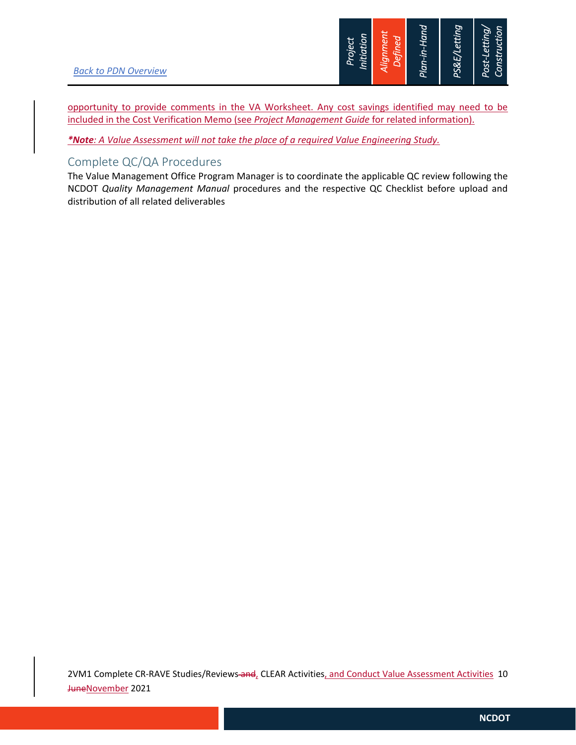opportunity to provide comments in the VA Worksheet. Any cost savings identified may need to be included in the Cost Verification Memo (see *Project Management Guide* for related information).

***Note**: A Value Assessment will not take the place of a required Value Engineering Study.*

## Complete QC/QA Procedures

The Value Management Office Program Manager is to coordinate the applicable QC review following the NCDOT *Quality Management Manual* procedures and the respective QC Checklist before upload and distribution of all related deliverables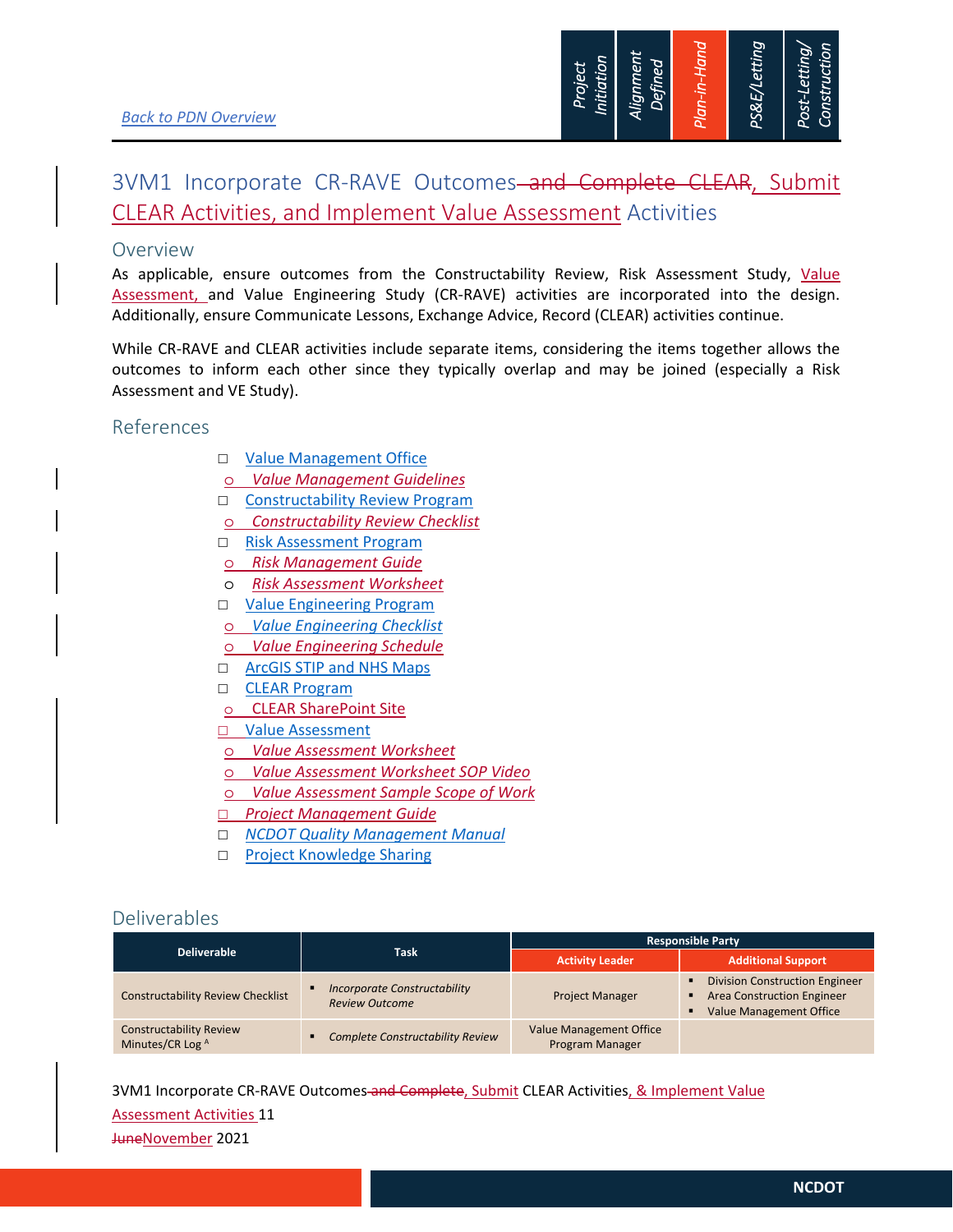Back to PDN Overview

# 3VM1 Incorporate CR-RAVE Outcomes ~~and Complete CLEAR~~, Submit CLEAR Activities, and Implement Value Assessment Activities

## Overview

As applicable, ensure outcomes from the Constructability Review, Risk Assessment Study, Value Assessment, and Value Engineering Study (CR-RAVE) activities are incorporated into the design. Additionally, ensure Communicate Lessons, Exchange Advice, Record (CLEAR) activities continue.

While CR-RAVE and CLEAR activities include separate items, considering the items together allows the outcomes to inform each other since they typically overlap and may be joined (especially a Risk Assessment and VE Study).

## References

- Value Management Office
  - *Value Management Guidelines*
- Constructability Review Program
  - *Constructability Review Checklist*
- Risk Assessment Program
  - *Risk Management Guide*
  - *Risk Assessment Worksheet*
- Value Engineering Program
  - *Value Engineering Checklist*
  - *Value Engineering Schedule*
- ArcGIS STIP and NHS Maps
- CLEAR Program
  - CLEAR SharePoint Site
- Value Assessment
  - *Value Assessment Worksheet*
  - *Value Assessment Worksheet SOP Video*
  - *Value Assessment Sample Scope of Work*
- *Project Management Guide*
- *NCDOT Quality Management Manual*
- Project Knowledge Sharing

## Deliverables

| Deliverable | Task | Responsible Party | |
|---|---|---|---|
| | | Activity Leader | Additional Support |
| Constructability Review Checklist | ▪ *Incorporate Constructability Review Outcome* | Project Manager | ▪ Division Construction Engineer<br>▪ Area Construction Engineer<br>▪ Value Management Office |
| Constructability Review Minutes/CR Log [A] | ▪ *Complete Constructability Review* | Value Management Office Program Manager | |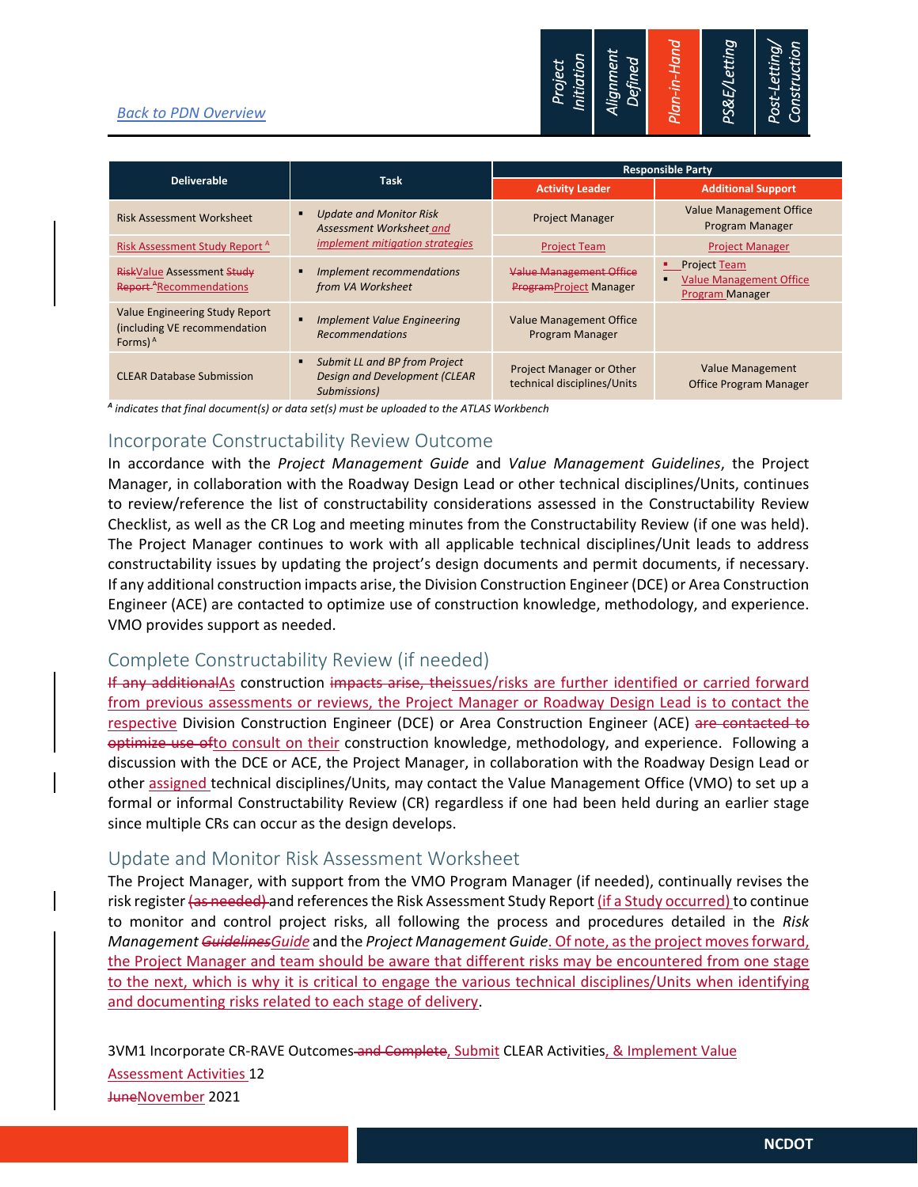[Back to PDN Overview](#)

| Deliverable | Task | Responsible Party | |
|---|---|---|---|
| | | Activity Leader | Additional Support |
| Risk Assessment Worksheet | ▪ *Update and Monitor Risk Assessment Worksheet and implement mitigation strategies* | Project Manager | Value Management Office Program Manager |
| Risk Assessment Study Report [A] | | Project Team | Project Manager |
| ~~Risk~~Value Assessment ~~Study Report~~ [A]Recommendations | ▪ *Implement recommendations from VA Worksheet* | ~~Value Management Office Program~~Project Manager | ▪ Project Team ▪ Value Management Office Program Manager |
| Value Engineering Study Report (including VE recommendation Forms) [A] | ▪ *Implement Value Engineering Recommendations* | Value Management Office Program Manager | |
| CLEAR Database Submission | ▪ *Submit LL and BP from Project Design and Development (CLEAR Submissions)* | Project Manager or Other technical disciplines/Units | Value Management Office Program Manager |

*[A] indicates that final document(s) or data set(s) must be uploaded to the ATLAS Workbench*

## Incorporate Constructability Review Outcome

In accordance with the *Project Management Guide* and *Value Management Guidelines*, the Project Manager, in collaboration with the Roadway Design Lead or other technical disciplines/Units, continues to review/reference the list of constructability considerations assessed in the Constructability Review Checklist, as well as the CR Log and meeting minutes from the Constructability Review (if one was held). The Project Manager continues to work with all applicable technical disciplines/Unit leads to address constructability issues by updating the project's design documents and permit documents, if necessary. If any additional construction impacts arise, the Division Construction Engineer (DCE) or Area Construction Engineer (ACE) are contacted to optimize use of construction knowledge, methodology, and experience. VMO provides support as needed.

## Complete Constructability Review (if needed)

~~If any additional~~As construction ~~impacts arise, the~~issues/risks are further identified or carried forward from previous assessments or reviews, the Project Manager or Roadway Design Lead is to contact the respective Division Construction Engineer (DCE) or Area Construction Engineer (ACE) ~~are contacted to optimize use of~~to consult on their construction knowledge, methodology, and experience. Following a discussion with the DCE or ACE, the Project Manager, in collaboration with the Roadway Design Lead or other assigned technical disciplines/Units, may contact the Value Management Office (VMO) to set up a formal or informal Constructability Review (CR) regardless if one had been held during an earlier stage since multiple CRs can occur as the design develops.

## Update and Monitor Risk Assessment Worksheet

The Project Manager, with support from the VMO Program Manager (if needed), continually revises the risk register ~~(as needed)~~ and references the Risk Assessment Study Report (if a Study occurred) to continue to monitor and control project risks, all following the process and procedures detailed in the *Risk Management ~~Guidelines~~Guide* and the *Project Management Guide*. Of note, as the project moves forward, the Project Manager and team should be aware that different risks may be encountered from one stage to the next, which is why it is critical to engage the various technical disciplines/Units when identifying and documenting risks related to each stage of delivery.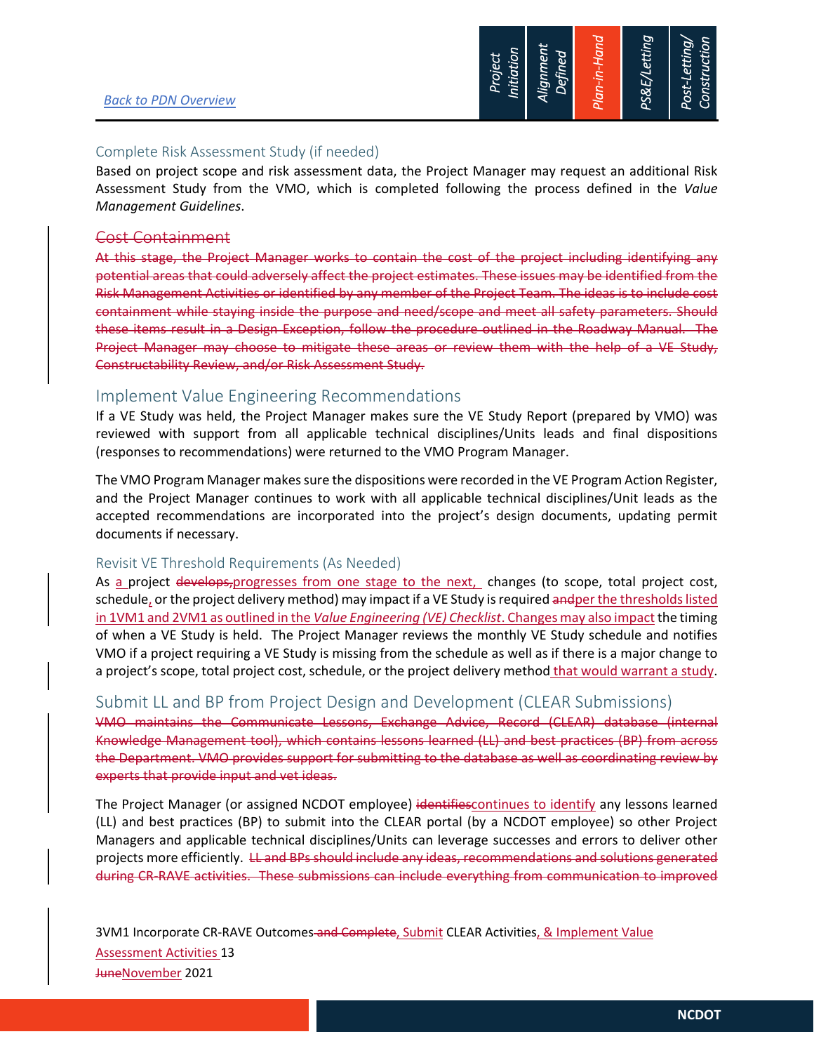### Complete Risk Assessment Study (if needed)

Based on project scope and risk assessment data, the Project Manager may request an additional Risk Assessment Study from the VMO, which is completed following the process defined in the *Value Management Guidelines*.

### ~~Cost Containment~~

~~At this stage, the Project Manager works to contain the cost of the project including identifying any potential areas that could adversely affect the project estimates. These issues may be identified from the Risk Management Activities or identified by any member of the Project Team. The ideas is to include cost containment while staying inside the purpose and need/scope and meet all safety parameters. Should these items result in a Design Exception, follow the procedure outlined in the Roadway Manual. The Project Manager may choose to mitigate these areas or review them with the help of a VE Study, Constructability Review, and/or Risk Assessment Study.~~

## Implement Value Engineering Recommendations

If a VE Study was held, the Project Manager makes sure the VE Study Report (prepared by VMO) was reviewed with support from all applicable technical disciplines/Units leads and final dispositions (responses to recommendations) were returned to the VMO Program Manager.

The VMO Program Manager makes sure the dispositions were recorded in the VE Program Action Register, and the Project Manager continues to work with all applicable technical disciplines/Unit leads as the accepted recommendations are incorporated into the project's design documents, updating permit documents if necessary.

### Revisit VE Threshold Requirements (As Needed)

As a project ~~develops,~~progresses from one stage to the next, changes (to scope, total project cost, schedule, or the project delivery method) may impact if a VE Study is required ~~and~~per the thresholds listed in 1VM1 and 2VM1 as outlined in the *Value Engineering (VE) Checklist*. Changes may also impact the timing of when a VE Study is held. The Project Manager reviews the monthly VE Study schedule and notifies VMO if a project requiring a VE Study is missing from the schedule as well as if there is a major change to a project's scope, total project cost, schedule, or the project delivery method that would warrant a study.

## Submit LL and BP from Project Design and Development (CLEAR Submissions)

~~VMO maintains the Communicate Lessons, Exchange Advice, Record (CLEAR) database (internal Knowledge Management tool), which contains lessons learned (LL) and best practices (BP) from across the Department. VMO provides support for submitting to the database as well as coordinating review by experts that provide input and vet ideas.~~

The Project Manager (or assigned NCDOT employee) ~~identifies~~continues to identify any lessons learned (LL) and best practices (BP) to submit into the CLEAR portal (by a NCDOT employee) so other Project Managers and applicable technical disciplines/Units can leverage successes and errors to deliver other projects more efficiently. ~~LL and BPs should include any ideas, recommendations and solutions generated during CR-RAVE activities. These submissions can include everything from communication to improved~~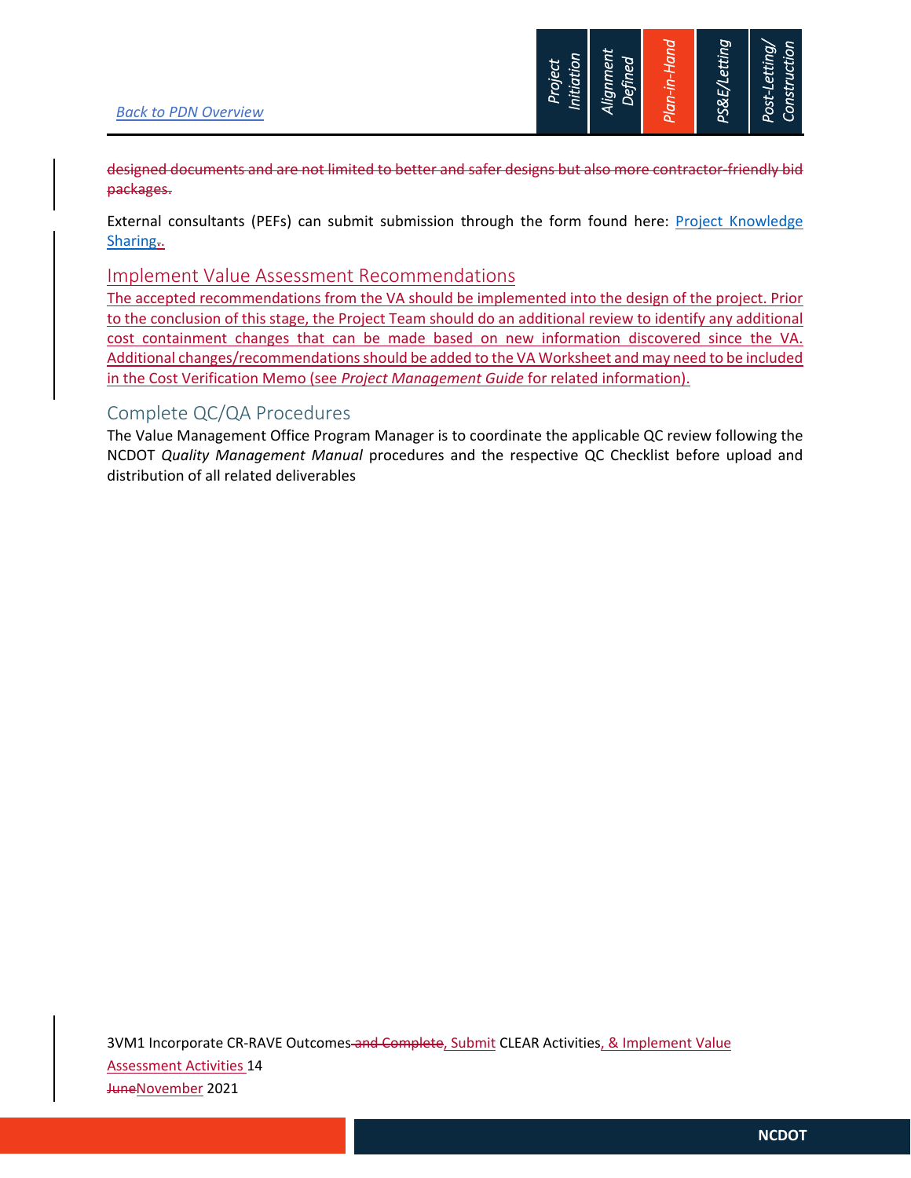~~designed documents and are not limited to better and safer designs but also more contractor-friendly bid packages.~~

External consultants (PEFs) can submit submission through the form found here: Project Knowledge Sharing~~.~~.

## Implement Value Assessment Recommendations

The accepted recommendations from the VA should be implemented into the design of the project. Prior to the conclusion of this stage, the Project Team should do an additional review to identify any additional cost containment changes that can be made based on new information discovered since the VA. Additional changes/recommendations should be added to the VA Worksheet and may need to be included in the Cost Verification Memo (see *Project Management Guide* for related information).

## Complete QC/QA Procedures

The Value Management Office Program Manager is to coordinate the applicable QC review following the NCDOT *Quality Management Manual* procedures and the respective QC Checklist before upload and distribution of all related deliverables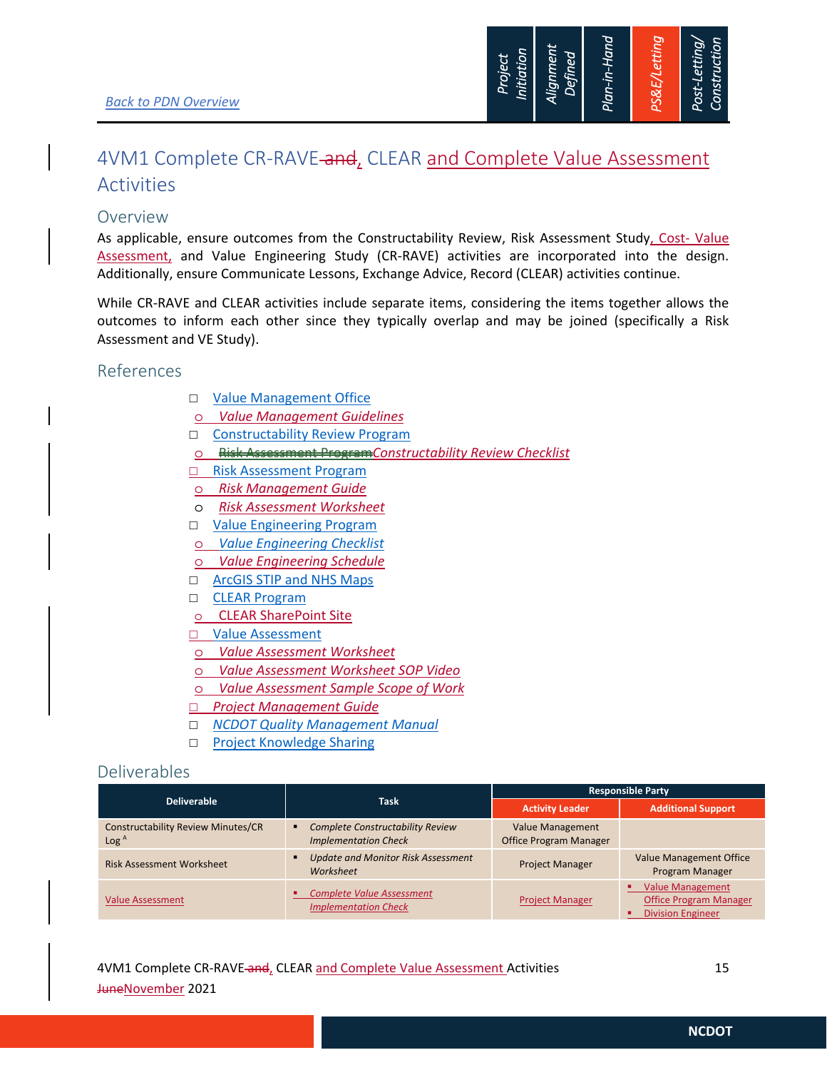[Back to PDN Overview]

# 4VM1 Complete CR-RAVE ~~and~~, CLEAR and Complete Value Assessment Activities

## Overview

As applicable, ensure outcomes from the Constructability Review, Risk Assessment Study, Cost- Value Assessment, and Value Engineering Study (CR-RAVE) activities are incorporated into the design. Additionally, ensure Communicate Lessons, Exchange Advice, Record (CLEAR) activities continue.

While CR-RAVE and CLEAR activities include separate items, considering the items together allows the outcomes to inform each other since they typically overlap and may be joined (specifically a Risk Assessment and VE Study).

## References

- Value Management Office
  - *Value Management Guidelines*
- Constructability Review Program
  - ~~Risk Assessment Program~~*Constructability Review Checklist*
- Risk Assessment Program
  - *Risk Management Guide*
  - *Risk Assessment Worksheet*
- Value Engineering Program
  - *Value Engineering Checklist*
  - *Value Engineering Schedule*
- ArcGIS STIP and NHS Maps
- CLEAR Program
  - CLEAR SharePoint Site
- Value Assessment
  - *Value Assessment Worksheet*
  - *Value Assessment Worksheet SOP Video*
  - *Value Assessment Sample Scope of Work*
- *Project Management Guide*
- *NCDOT Quality Management Manual*
- Project Knowledge Sharing

## Deliverables

| Deliverable | Task | Responsible Party | |
|---|---|---|---|
| | | Activity Leader | Additional Support |
| Constructability Review Minutes/CR Log [A] | ▪ *Complete Constructability Review Implementation Check* | Value Management Office Program Manager | |
| Risk Assessment Worksheet | ▪ *Update and Monitor Risk Assessment Worksheet* | Project Manager | Value Management Office Program Manager |
| Value Assessment | ▪ *Complete Value Assessment Implementation Check* | Project Manager | ▪ Value Management Office Program Manager<br>▪ Division Engineer |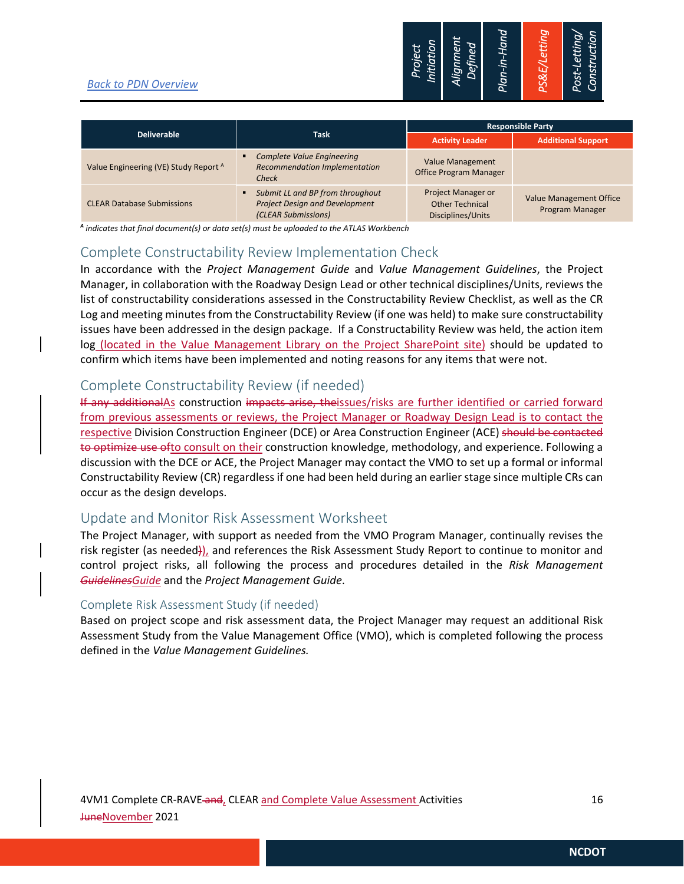[Back to PDN Overview](#)

| Deliverable | Task | Responsible Party | |
|---|---|---|---|
| | | Activity Leader | Additional Support |
| Value Engineering (VE) Study Report [A] | ▪ *Complete Value Engineering Recommendation Implementation Check* | Value Management Office Program Manager | |
| CLEAR Database Submissions | ▪ *Submit LL and BP from throughout Project Design and Development (CLEAR Submissions)* | Project Manager or Other Technical Disciplines/Units | Value Management Office Program Manager |

*[A] indicates that final document(s) or data set(s) must be uploaded to the ATLAS Workbench*

## Complete Constructability Review Implementation Check

In accordance with the *Project Management Guide* and *Value Management Guidelines*, the Project Manager, in collaboration with the Roadway Design Lead or other technical disciplines/Units, reviews the list of constructability considerations assessed in the Constructability Review Checklist, as well as the CR Log and meeting minutes from the Constructability Review (if one was held) to make sure constructability issues have been addressed in the design package. If a Constructability Review was held, the action item log (located in the Value Management Library on the Project SharePoint site) should be updated to confirm which items have been implemented and noting reasons for any items that were not.

## Complete Constructability Review (if needed)

~~If any additional~~As construction ~~impacts arise, the~~issues/risks are further identified or carried forward from previous assessments or reviews, the Project Manager or Roadway Design Lead is to contact the respective Division Construction Engineer (DCE) or Area Construction Engineer (ACE) ~~should be contacted to optimize use of~~to consult on their construction knowledge, methodology, and experience. Following a discussion with the DCE or ACE, the Project Manager may contact the VMO to set up a formal or informal Constructability Review (CR) regardless if one had been held during an earlier stage since multiple CRs can occur as the design develops.

## Update and Monitor Risk Assessment Worksheet

The Project Manager, with support as needed from the VMO Program Manager, continually revises the risk register (as needed~~)~~), and references the Risk Assessment Study Report to continue to monitor and control project risks, all following the process and procedures detailed in the *Risk Management ~~Guidelines~~Guide* and the *Project Management Guide*.

### Complete Risk Assessment Study (if needed)

Based on project scope and risk assessment data, the Project Manager may request an additional Risk Assessment Study from the Value Management Office (VMO), which is completed following the process defined in the *Value Management Guidelines.*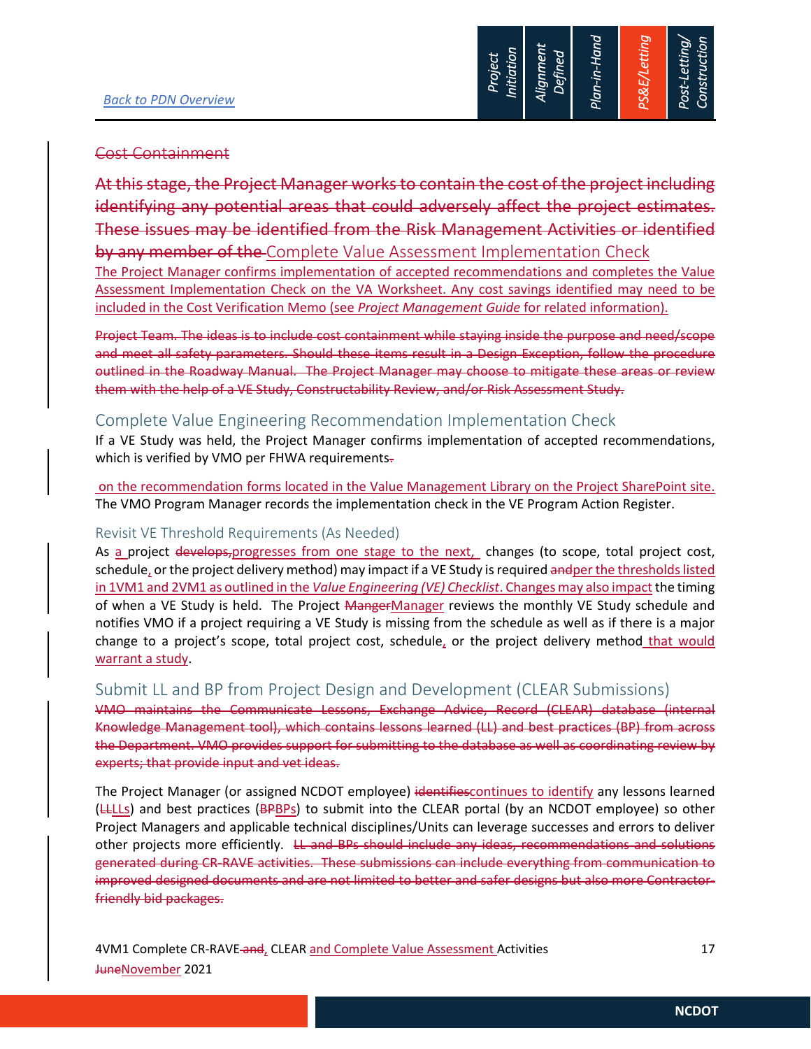## ~~Cost Containment~~

~~At this stage, the Project Manager works to contain the cost of the project including identifying any potential areas that could adversely affect the project estimates. These issues may be identified from the Risk Management Activities or identified by any member of the~~

## Complete Value Assessment Implementation Check

The Project Manager confirms implementation of accepted recommendations and completes the Value Assessment Implementation Check on the VA Worksheet. Any cost savings identified may need to be included in the Cost Verification Memo (see *Project Management Guide* for related information).

~~Project Team. The ideas is to include cost containment while staying inside the purpose and need/scope and meet all safety parameters. Should these items result in a Design Exception, follow the procedure outlined in the Roadway Manual. The Project Manager may choose to mitigate these areas or review them with the help of a VE Study, Constructability Review, and/or Risk Assessment Study.~~

## Complete Value Engineering Recommendation Implementation Check

If a VE Study was held, the Project Manager confirms implementation of accepted recommendations, which is verified by VMO per FHWA requirements~~.~~

on the recommendation forms located in the Value Management Library on the Project SharePoint site. The VMO Program Manager records the implementation check in the VE Program Action Register.

### Revisit VE Threshold Requirements (As Needed)

As a project ~~develops,~~progresses from one stage to the next, changes (to scope, total project cost, schedule, or the project delivery method) may impact if a VE Study is required ~~and~~per the thresholds listed in 1VM1 and 2VM1 as outlined in the *Value Engineering (VE) Checklist*. Changes may also impact the timing of when a VE Study is held. The Project ~~Manger~~Manager reviews the monthly VE Study schedule and notifies VMO if a project requiring a VE Study is missing from the schedule as well as if there is a major change to a project's scope, total project cost, schedule, or the project delivery method that would warrant a study.

## Submit LL and BP from Project Design and Development (CLEAR Submissions)

~~VMO maintains the Communicate Lessons, Exchange Advice, Record (CLEAR) database (internal Knowledge Management tool), which contains lessons learned (LL) and best practices (BP) from across the Department. VMO provides support for submitting to the database as well as coordinating review by experts; that provide input and vet ideas.~~

The Project Manager (or assigned NCDOT employee) ~~identifies~~continues to identify any lessons learned (~~LL~~LLs) and best practices (~~BP~~BPs) to submit into the CLEAR portal (by an NCDOT employee) so other Project Managers and applicable technical disciplines/Units can leverage successes and errors to deliver other projects more efficiently. ~~LL and BPs should include any ideas, recommendations and solutions generated during CR-RAVE activities. These submissions can include everything from communication to improved designed documents and are not limited to better and safer designs but also more Contractor-friendly bid packages.~~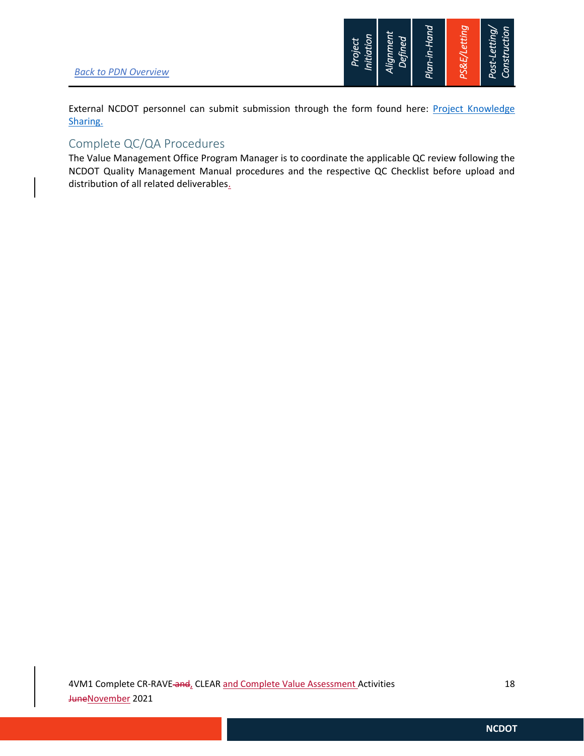External NCDOT personnel can submit submission through the form found here: Project Knowledge Sharing.

## Complete QC/QA Procedures

The Value Management Office Program Manager is to coordinate the applicable QC review following the NCDOT Quality Management Manual procedures and the respective QC Checklist before upload and distribution of all related deliverables.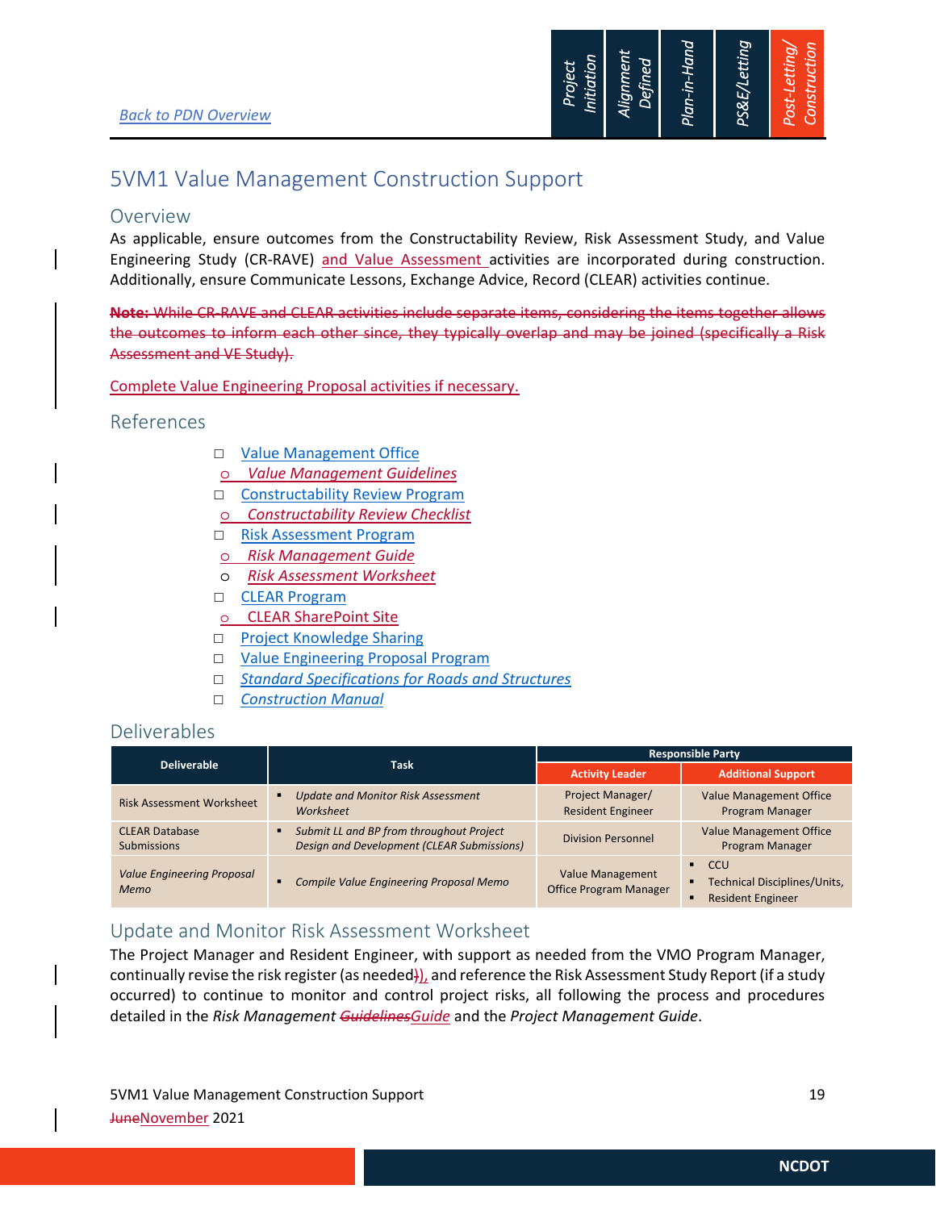Back to PDN Overview

# 5VM1 Value Management Construction Support

## Overview

As applicable, ensure outcomes from the Constructability Review, Risk Assessment Study, and Value Engineering Study (CR-RAVE) and Value Assessment activities are incorporated during construction. Additionally, ensure Communicate Lessons, Exchange Advice, Record (CLEAR) activities continue.

~~**Note:** While CR-RAVE and CLEAR activities include separate items, considering the items together allows the outcomes to inform each other since, they typically overlap and may be joined (specifically a Risk Assessment and VE Study).~~

Complete Value Engineering Proposal activities if necessary.

## References

- Value Management Office
  - *Value Management Guidelines*
- Constructability Review Program
  - *Constructability Review Checklist*
- Risk Assessment Program
  - *Risk Management Guide*
  - *Risk Assessment Worksheet*
- CLEAR Program
  - CLEAR SharePoint Site
- Project Knowledge Sharing
- Value Engineering Proposal Program
- *Standard Specifications for Roads and Structures*
- *Construction Manual*

## Deliverables

| Deliverable | Task | Responsible Party | |
|---|---|---|---|
| | | Activity Leader | Additional Support |
| Risk Assessment Worksheet | ▪ *Update and Monitor Risk Assessment Worksheet* | Project Manager/ Resident Engineer | Value Management Office Program Manager |
| CLEAR Database Submissions | ▪ *Submit LL and BP from throughout Project Design and Development (CLEAR Submissions)* | Division Personnel | Value Management Office Program Manager |
| *Value Engineering Proposal Memo* | ▪ *Compile Value Engineering Proposal Memo* | Value Management Office Program Manager | ▪ CCU ▪ Technical Disciplines/Units, ▪ Resident Engineer |

## Update and Monitor Risk Assessment Worksheet

The Project Manager and Resident Engineer, with support as needed from the VMO Program Manager, continually revise the risk register (as needed~~)~~), and reference the Risk Assessment Study Report (if a study occurred) to continue to monitor and control project risks, all following the process and procedures detailed in the *Risk Management ~~Guidelines~~Guide* and the *Project Management Guide*.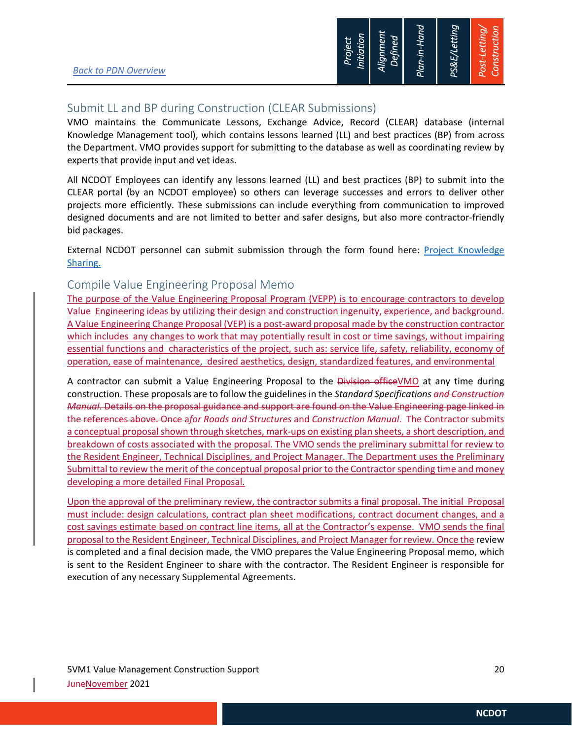[Back to PDN Overview](#)

## Submit LL and BP during Construction (CLEAR Submissions)

VMO maintains the Communicate Lessons, Exchange Advice, Record (CLEAR) database (internal Knowledge Management tool), which contains lessons learned (LL) and best practices (BP) from across the Department. VMO provides support for submitting to the database as well as coordinating review by experts that provide input and vet ideas.

All NCDOT Employees can identify any lessons learned (LL) and best practices (BP) to submit into the CLEAR portal (by an NCDOT employee) so others can leverage successes and errors to deliver other projects more efficiently. These submissions can include everything from communication to improved designed documents and are not limited to better and safer designs, but also more contractor-friendly bid packages.

External NCDOT personnel can submit submission through the form found here: [Project Knowledge Sharing.](#)

## Compile Value Engineering Proposal Memo

The purpose of the Value Engineering Proposal Program (VEPP) is to encourage contractors to develop Value Engineering ideas by utilizing their design and construction ingenuity, experience, and background. A Value Engineering Change Proposal (VEP) is a post-award proposal made by the construction contractor which includes any changes to work that may potentially result in cost or time savings, without impairing essential functions and characteristics of the project, such as: service life, safety, reliability, economy of operation, ease of maintenance, desired aesthetics, design, standardized features, and environmental

A contractor can submit a Value Engineering Proposal to the ~~Division office~~VMO at any time during construction. These proposals are to follow the guidelines in the *Standard Specifications* ~~*and Construction Manual*. Details on the proposal guidance and support are found on the Value Engineering page linked in the references above. Once a~~*for Roads and Structures* and *Construction Manual*. The Contractor submits a conceptual proposal shown through sketches, mark-ups on existing plan sheets, a short description, and breakdown of costs associated with the proposal. The VMO sends the preliminary submittal for review to the Resident Engineer, Technical Disciplines, and Project Manager. The Department uses the Preliminary Submittal to review the merit of the conceptual proposal prior to the Contractor spending time and money developing a more detailed Final Proposal.

Upon the approval of the preliminary review, the contractor submits a final proposal. The initial Proposal must include: design calculations, contract plan sheet modifications, contract document changes, and a cost savings estimate based on contract line items, all at the Contractor's expense. VMO sends the final proposal to the Resident Engineer, Technical Disciplines, and Project Manager for review. Once the review is completed and a final decision made, the VMO prepares the Value Engineering Proposal memo, which is sent to the Resident Engineer to share with the contractor. The Resident Engineer is responsible for execution of any necessary Supplemental Agreements.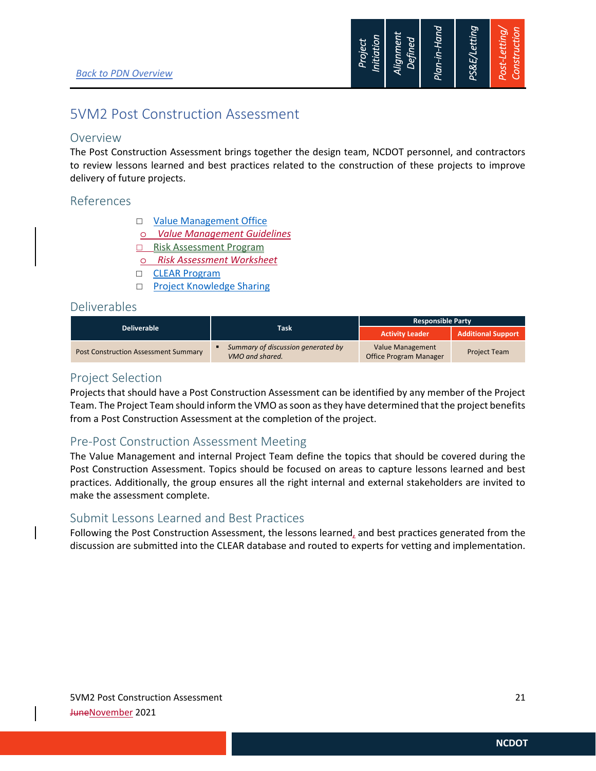[Back to PDN Overview]

# 5VM2 Post Construction Assessment

## Overview

The Post Construction Assessment brings together the design team, NCDOT personnel, and contractors to review lessons learned and best practices related to the construction of these projects to improve delivery of future projects.

## References

- Value Management Office
  - *Value Management Guidelines*
- Risk Assessment Program
  - *Risk Assessment Worksheet*
- CLEAR Program
- Project Knowledge Sharing

## Deliverables

| Deliverable | Task | Responsible Party | |
|---|---|---|---|
| | | Activity Leader | Additional Support |
| Post Construction Assessment Summary | ▪ *Summary of discussion generated by VMO and shared.* | Value Management Office Program Manager | Project Team |

## Project Selection

Projects that should have a Post Construction Assessment can be identified by any member of the Project Team. The Project Team should inform the VMO as soon as they have determined that the project benefits from a Post Construction Assessment at the completion of the project.

## Pre-Post Construction Assessment Meeting

The Value Management and internal Project Team define the topics that should be covered during the Post Construction Assessment. Topics should be focused on areas to capture lessons learned and best practices. Additionally, the group ensures all the right internal and external stakeholders are invited to make the assessment complete.

## Submit Lessons Learned and Best Practices

Following the Post Construction Assessment, the lessons learned, and best practices generated from the discussion are submitted into the CLEAR database and routed to experts for vetting and implementation.